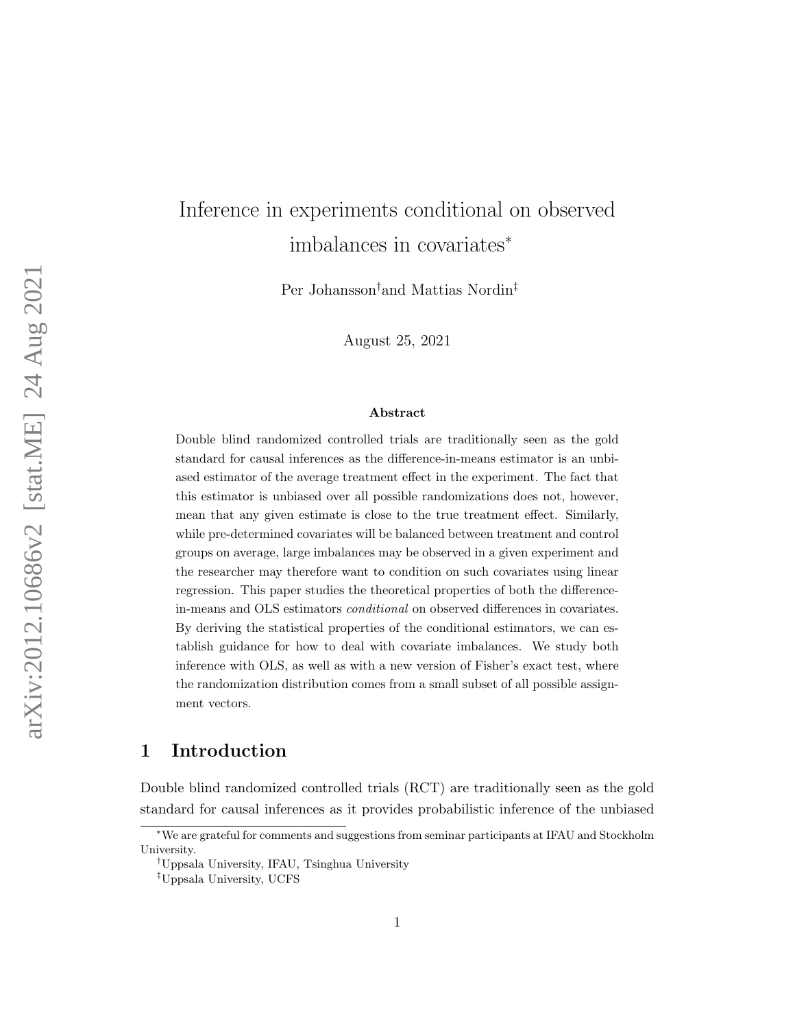# Inference in experiments conditional on observed imbalances in covariates*

Per Johansson† and Mattias Nordin‡

August 25, 2021

### Abstract

Double blind randomized controlled trials are traditionally seen as the gold standard for causal inferences as the difference-in-means estimator is an unbiased estimator of the average treatment effect in the experiment. The fact that this estimator is unbiased over all possible randomizations does not, however, mean that any given estimate is close to the true treatment effect. Similarly, while pre-determined covariates will be balanced between treatment and control groups on average, large imbalances may be observed in a given experiment and the researcher may therefore want to condition on such covariates using linear regression. This paper studies the theoretical properties of both the difference-in-means and OLS estimators *conditional* on observed differences in covariates. By deriving the statistical properties of the conditional estimators, we can establish guidance for how to deal with covariate imbalances. We study both inference with OLS, as well as with a new version of Fisher's exact test, where the randomization distribution comes from a small subset of all possible assignment vectors.

## 1 Introduction

Double blind randomized controlled trials (RCT) are traditionally seen as the gold standard for causal inferences as it provides probabilistic inference of the unbiased

---

*We are grateful for comments and suggestions from seminar participants at IFAU and Stockholm University.

†Uppsala University, IFAU, Tsinghua University

‡Uppsala University, UCFS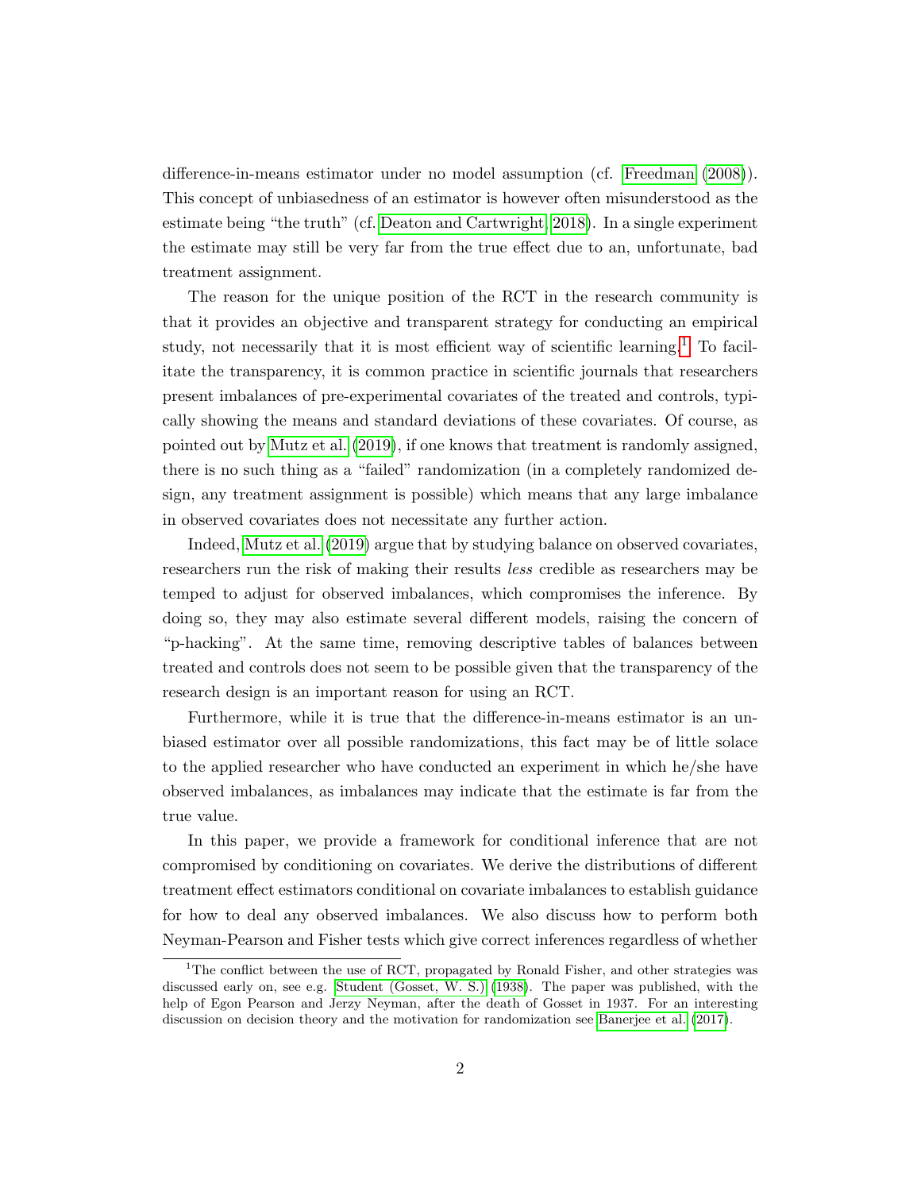difference-in-means estimator under no model assumption (cf. Freedman (2008)). This concept of unbiasedness of an estimator is however often misunderstood as the estimate being "the truth" (cf. Deaton and Cartwright, 2018). In a single experiment the estimate may still be very far from the true effect due to an, unfortunate, bad treatment assignment.

The reason for the unique position of the RCT in the research community is that it provides an objective and transparent strategy for conducting an empirical study, not necessarily that it is most efficient way of scientific learning.[1] To facilitate the transparency, it is common practice in scientific journals that researchers present imbalances of pre-experimental covariates of the treated and controls, typically showing the means and standard deviations of these covariates. Of course, as pointed out by Mutz et al. (2019), if one knows that treatment is randomly assigned, there is no such thing as a "failed" randomization (in a completely randomized design, any treatment assignment is possible) which means that any large imbalance in observed covariates does not necessitate any further action.

Indeed, Mutz et al. (2019) argue that by studying balance on observed covariates, researchers run the risk of making their results *less* credible as researchers may be temped to adjust for observed imbalances, which compromises the inference. By doing so, they may also estimate several different models, raising the concern of "p-hacking". At the same time, removing descriptive tables of balances between treated and controls does not seem to be possible given that the transparency of the research design is an important reason for using an RCT.

Furthermore, while it is true that the difference-in-means estimator is an unbiased estimator over all possible randomizations, this fact may be of little solace to the applied researcher who have conducted an experiment in which he/she have observed imbalances, as imbalances may indicate that the estimate is far from the true value.

In this paper, we provide a framework for conditional inference that are not compromised by conditioning on covariates. We derive the distributions of different treatment effect estimators conditional on covariate imbalances to establish guidance for how to deal any observed imbalances. We also discuss how to perform both Neyman-Pearson and Fisher tests which give correct inferences regardless of whether

---

[1] The conflict between the use of RCT, propagated by Ronald Fisher, and other strategies was discussed early on, see e.g. Student (Gosset, W. S.) (1938). The paper was published, with the help of Egon Pearson and Jerzy Neyman, after the death of Gosset in 1937. For an interesting discussion on decision theory and the motivation for randomization see Banerjee et al. (2017).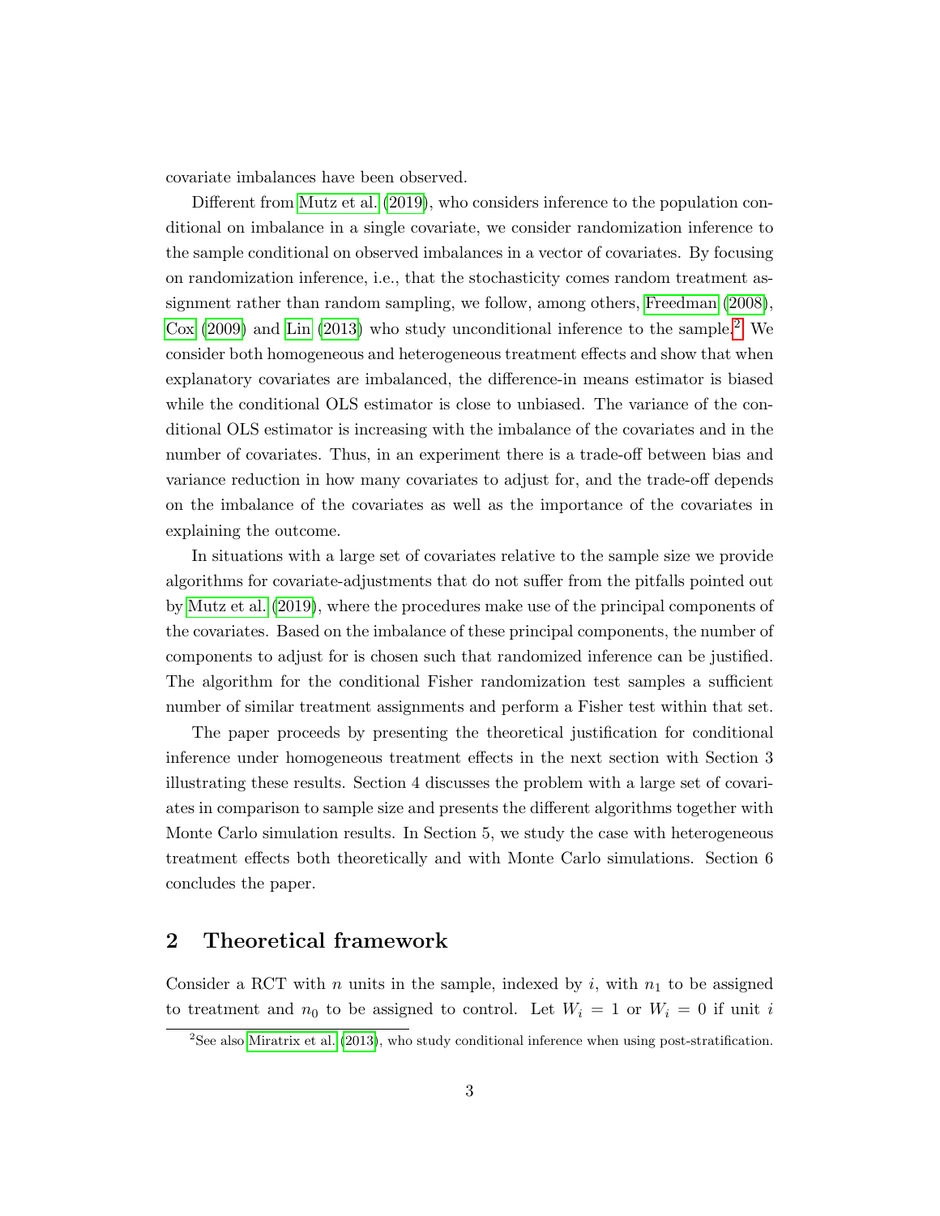covariate imbalances have been observed.

Different from Mutz et al. (2019), who considers inference to the population conditional on imbalance in a single covariate, we consider randomization inference to the sample conditional on observed imbalances in a vector of covariates. By focusing on randomization inference, i.e., that the stochasticity comes random treatment assignment rather than random sampling, we follow, among others, Freedman (2008), Cox (2009) and Lin (2013) who study unconditional inference to the sample.[2] We consider both homogeneous and heterogeneous treatment effects and show that when explanatory covariates are imbalanced, the difference-in means estimator is biased while the conditional OLS estimator is close to unbiased. The variance of the conditional OLS estimator is increasing with the imbalance of the covariates and in the number of covariates. Thus, in an experiment there is a trade-off between bias and variance reduction in how many covariates to adjust for, and the trade-off depends on the imbalance of the covariates as well as the importance of the covariates in explaining the outcome.

In situations with a large set of covariates relative to the sample size we provide algorithms for covariate-adjustments that do not suffer from the pitfalls pointed out by Mutz et al. (2019), where the procedures make use of the principal components of the covariates. Based on the imbalance of these principal components, the number of components to adjust for is chosen such that randomized inference can be justified. The algorithm for the conditional Fisher randomization test samples a sufficient number of similar treatment assignments and perform a Fisher test within that set.

The paper proceeds by presenting the theoretical justification for conditional inference under homogeneous treatment effects in the next section with Section 3 illustrating these results. Section 4 discusses the problem with a large set of covariates in comparison to sample size and presents the different algorithms together with Monte Carlo simulation results. In Section 5, we study the case with heterogeneous treatment effects both theoretically and with Monte Carlo simulations. Section 6 concludes the paper.

## 2 Theoretical framework

Consider a RCT with $n$ units in the sample, indexed by $i$, with $n_1$ to be assigned to treatment and $n_0$ to be assigned to control. Let $W_i = 1$ or $W_i = 0$ if unit $i$

[2] See also Miratrix et al. (2013), who study conditional inference when using post-stratification.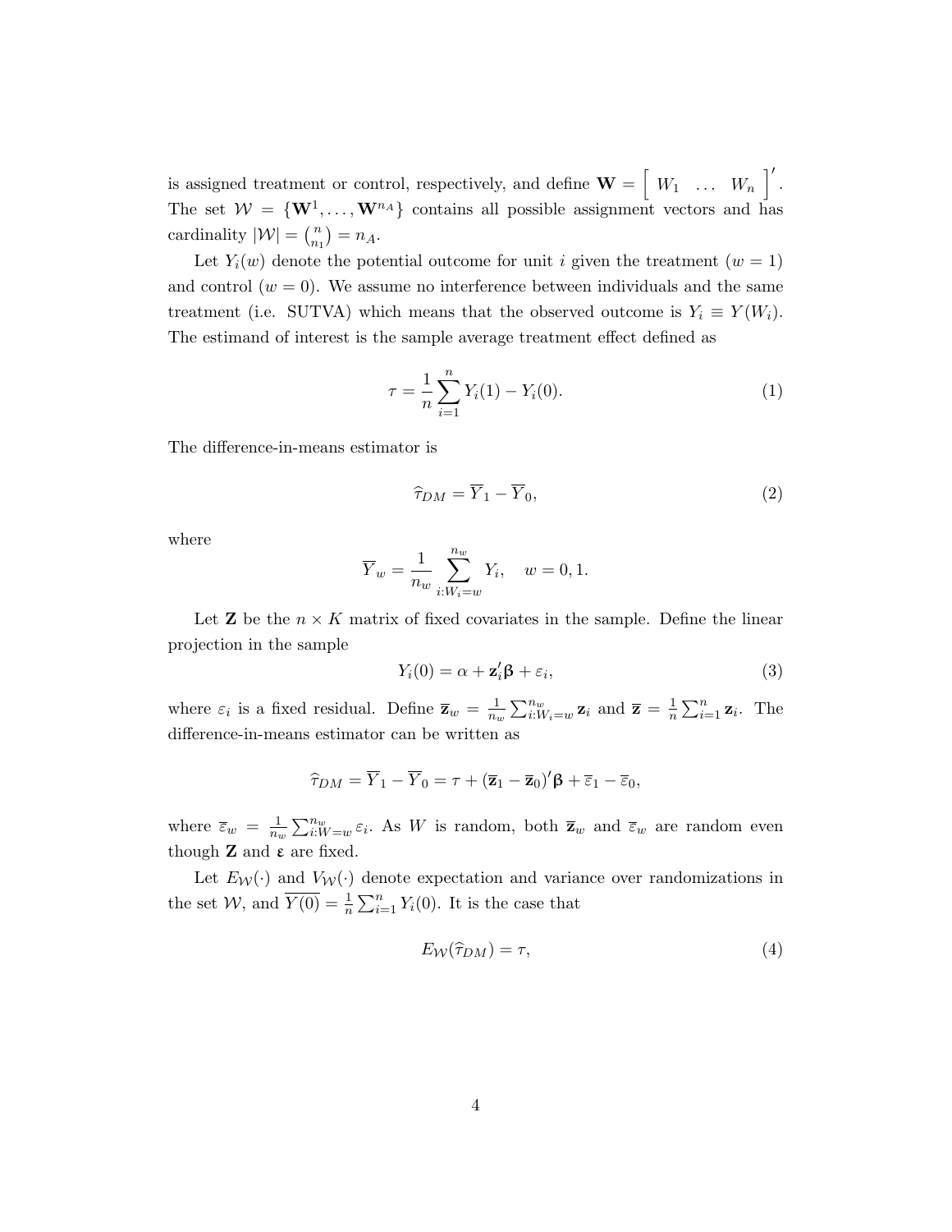is assigned treatment or control, respectively, and define $\mathbf{W} = \begin{bmatrix} W_1 & \dots & W_n \end{bmatrix}'$. The set $\mathcal{W} = \{\mathbf{W}^1, \dots, \mathbf{W}^{n_A}\}$ contains all possible assignment vectors and has cardinality $|\mathcal{W}| = \binom{n}{n_1} = n_A$.

Let $Y_i(w)$ denote the potential outcome for unit $i$ given the treatment ($w = 1$) and control ($w = 0$). We assume no interference between individuals and the same treatment (i.e. SUTVA) which means that the observed outcome is $Y_i \equiv Y(W_i)$. The estimand of interest is the sample average treatment effect defined as

$$\tau = \frac{1}{n} \sum_{i=1}^{n} Y_i(1) - Y_i(0). \tag{1}$$

The difference-in-means estimator is

$$\widehat{\tau}_{DM} = \overline{Y}_1 - \overline{Y}_0, \tag{2}$$

where

$$\overline{Y}_w = \frac{1}{n_w} \sum_{i:W_i=w}^{n_w} Y_i, \quad w = 0, 1.$$

Let $\mathbf{Z}$ be the $n \times K$ matrix of fixed covariates in the sample. Define the linear projection in the sample

$$Y_i(0) = \alpha + \mathbf{z}_i' \boldsymbol{\beta} + \varepsilon_i, \tag{3}$$

where $\varepsilon_i$ is a fixed residual. Define $\overline{\mathbf{z}}_w = \frac{1}{n_w} \sum_{i:W_i=w}^{n_w} \mathbf{z}_i$ and $\overline{\mathbf{z}} = \frac{1}{n} \sum_{i=1}^{n} \mathbf{z}_i$. The difference-in-means estimator can be written as

$$\widehat{\tau}_{DM} = \overline{Y}_1 - \overline{Y}_0 = \tau + (\overline{\mathbf{z}}_1 - \overline{\mathbf{z}}_0)' \boldsymbol{\beta} + \overline{\varepsilon}_1 - \overline{\varepsilon}_0,$$

where $\overline{\varepsilon}_w = \frac{1}{n_w} \sum_{i:W=w}^{n_w} \varepsilon_i$. As $W$ is random, both $\overline{\mathbf{z}}_w$ and $\overline{\varepsilon}_w$ are random even though $\mathbf{Z}$ and $\boldsymbol{\varepsilon}$ are fixed.

Let $E_{\mathcal{W}}(\cdot)$ and $V_{\mathcal{W}}(\cdot)$ denote expectation and variance over randomizations in the set $\mathcal{W}$, and $\overline{Y(0)} = \frac{1}{n} \sum_{i=1}^{n} Y_i(0)$. It is the case that

$$E_{\mathcal{W}}(\widehat{\tau}_{DM}) = \tau, \tag{4}$$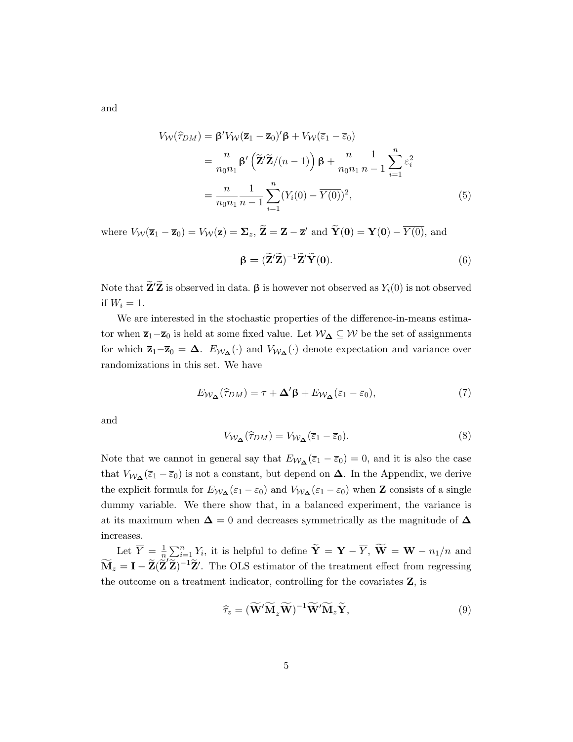and

$$
\begin{aligned}
V_{\mathcal{W}}(\widehat{\tau}_{DM}) &= \boldsymbol{\beta}' V_{\mathcal{W}}(\overline{\mathbf{z}}_1 - \overline{\mathbf{z}}_0)' \boldsymbol{\beta} + V_{\mathcal{W}}(\overline{\varepsilon}_1 - \overline{\varepsilon}_0) \\
&= \frac{n}{n_0 n_1} \boldsymbol{\beta}' \left( \widetilde{\mathbf{Z}}' \widetilde{\mathbf{Z}} / (n-1) \right) \boldsymbol{\beta} + \frac{n}{n_0 n_1} \frac{1}{n-1} \sum_{i=1}^{n} \varepsilon_i^2 \\
&= \frac{n}{n_0 n_1} \frac{1}{n-1} \sum_{i=1}^{n} (Y_i(0) - \overline{Y(0)})^2, \qquad (5)
\end{aligned}
$$

where $V_{\mathcal{W}}(\overline{\mathbf{z}}_1 - \overline{\mathbf{z}}_0) = V_{\mathcal{W}}(\mathbf{z}) = \boldsymbol{\Sigma}_z$, $\widetilde{\mathbf{Z}} = \mathbf{Z} - \overline{\mathbf{z}}'$ and $\widetilde{\mathbf{Y}}(\mathbf{0}) = \mathbf{Y}(\mathbf{0}) - \overline{Y(0)}$, and

$$
\boldsymbol{\beta} = (\widetilde{\mathbf{Z}}' \widetilde{\mathbf{Z}})^{-1} \widetilde{\mathbf{Z}}' \widetilde{\mathbf{Y}}(\mathbf{0}). \qquad (6)
$$

Note that $\widetilde{\mathbf{Z}}'\widetilde{\mathbf{Z}}$ is observed in data. $\boldsymbol{\beta}$ is however not observed as $Y_i(0)$ is not observed if $W_i = 1$.

We are interested in the stochastic properties of the difference-in-means estimator when $\overline{\mathbf{z}}_1 - \overline{\mathbf{z}}_0$ is held at some fixed value. Let $\mathcal{W}_{\boldsymbol{\Delta}} \subseteq \mathcal{W}$ be the set of assignments for which $\overline{\mathbf{z}}_1 - \overline{\mathbf{z}}_0 = \boldsymbol{\Delta}$. $E_{\mathcal{W}_{\boldsymbol{\Delta}}}(\cdot)$ and $V_{\mathcal{W}_{\boldsymbol{\Delta}}}(\cdot)$ denote expectation and variance over randomizations in this set. We have

$$
E_{\mathcal{W}_{\boldsymbol{\Delta}}}(\widehat{\tau}_{DM}) = \tau + \boldsymbol{\Delta}' \boldsymbol{\beta} + E_{\mathcal{W}_{\boldsymbol{\Delta}}}(\overline{\varepsilon}_1 - \overline{\varepsilon}_0), \qquad (7)
$$

and

$$
V_{\mathcal{W}_{\boldsymbol{\Delta}}}(\widehat{\tau}_{DM}) = V_{\mathcal{W}_{\boldsymbol{\Delta}}}(\overline{\varepsilon}_1 - \overline{\varepsilon}_0). \qquad (8)
$$

Note that we cannot in general say that $E_{\mathcal{W}_{\boldsymbol{\Delta}}}(\overline{\varepsilon}_1 - \overline{\varepsilon}_0) = 0$, and it is also the case that $V_{\mathcal{W}_{\boldsymbol{\Delta}}}(\overline{\varepsilon}_1 - \overline{\varepsilon}_0)$ is not a constant, but depend on $\boldsymbol{\Delta}$. In the Appendix, we derive the explicit formula for $E_{\mathcal{W}_{\boldsymbol{\Delta}}}(\overline{\varepsilon}_1 - \overline{\varepsilon}_0)$ and $V_{\mathcal{W}_{\boldsymbol{\Delta}}}(\overline{\varepsilon}_1 - \overline{\varepsilon}_0)$ when $\mathbf{Z}$ consists of a single dummy variable. We there show that, in a balanced experiment, the variance is at its maximum when $\boldsymbol{\Delta} = 0$ and decreases symmetrically as the magnitude of $\boldsymbol{\Delta}$ increases.

Let $\overline{Y} = \frac{1}{n}\sum_{i=1}^{n} Y_i$, it is helpful to define $\widetilde{\mathbf{Y}} = \mathbf{Y} - \overline{Y}$, $\widetilde{\mathbf{W}} = \mathbf{W} - n_1/n$ and $\widetilde{\mathbf{M}}_z = \mathbf{I} - \widetilde{\mathbf{Z}}(\widetilde{\mathbf{Z}}'\widetilde{\mathbf{Z}})^{-1}\widetilde{\mathbf{Z}}'$. The OLS estimator of the treatment effect from regressing the outcome on a treatment indicator, controlling for the covariates $\mathbf{Z}$, is

$$
\widehat{\tau}_z = (\widetilde{\mathbf{W}}' \widetilde{\mathbf{M}}_z \widetilde{\mathbf{W}})^{-1} \widetilde{\mathbf{W}}' \widetilde{\mathbf{M}}_z \widetilde{\mathbf{Y}}, \qquad (9)
$$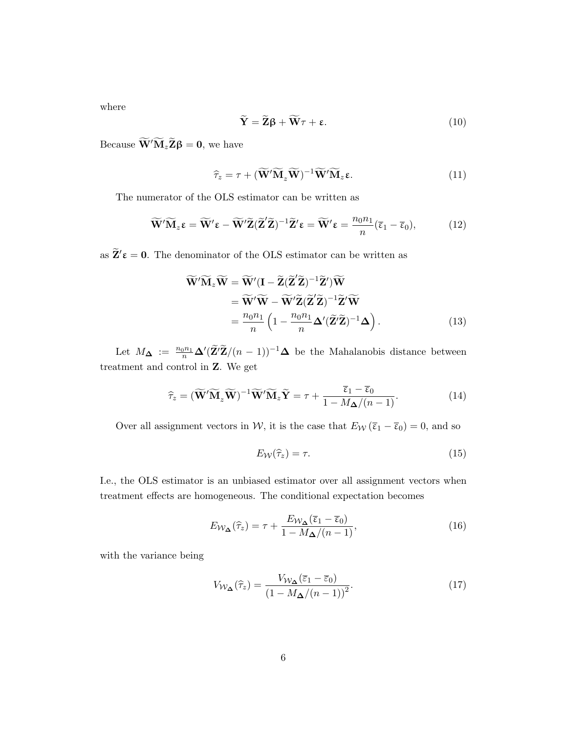where

$$\widetilde{\mathbf{Y}} = \widetilde{\mathbf{Z}}\boldsymbol{\beta} + \widetilde{\mathbf{W}}\tau + \boldsymbol{\varepsilon}. \tag{10}$$

Because $\widetilde{\mathbf{W}}'\widetilde{\mathbf{M}}_z\widetilde{\mathbf{Z}}\boldsymbol{\beta} = \mathbf{0}$, we have

$$\widehat{\tau}_z = \tau + (\widetilde{\mathbf{W}}'\widetilde{\mathbf{M}}_z\widetilde{\mathbf{W}})^{-1}\widetilde{\mathbf{W}}'\widetilde{\mathbf{M}}_z\boldsymbol{\varepsilon}. \tag{11}$$

The numerator of the OLS estimator can be written as

$$\widetilde{\mathbf{W}}'\widetilde{\mathbf{M}}_z\boldsymbol{\varepsilon} = \widetilde{\mathbf{W}}'\boldsymbol{\varepsilon} - \widetilde{\mathbf{W}}'\widetilde{\mathbf{Z}}(\widetilde{\mathbf{Z}}'\widetilde{\mathbf{Z}})^{-1}\widetilde{\mathbf{Z}}'\boldsymbol{\varepsilon} = \widetilde{\mathbf{W}}'\boldsymbol{\varepsilon} = \frac{n_0 n_1}{n}(\overline{\varepsilon}_1 - \overline{\varepsilon}_0), \tag{12}$$

as $\widetilde{\mathbf{Z}}'\boldsymbol{\varepsilon} = \mathbf{0}$. The denominator of the OLS estimator can be written as

$$\begin{aligned}
\widetilde{\mathbf{W}}'\widetilde{\mathbf{M}}_z\widetilde{\mathbf{W}} &= \widetilde{\mathbf{W}}'(\mathbf{I} - \widetilde{\mathbf{Z}}(\widetilde{\mathbf{Z}}'\widetilde{\mathbf{Z}})^{-1}\widetilde{\mathbf{Z}}')\widetilde{\mathbf{W}} \\
&= \widetilde{\mathbf{W}}'\widetilde{\mathbf{W}} - \widetilde{\mathbf{W}}'\widetilde{\mathbf{Z}}(\widetilde{\mathbf{Z}}'\widetilde{\mathbf{Z}})^{-1}\widetilde{\mathbf{Z}}'\widetilde{\mathbf{W}} \\
&= \frac{n_0 n_1}{n}\left(1 - \frac{n_0 n_1}{n}\boldsymbol{\Delta}'(\widetilde{\mathbf{Z}}'\widetilde{\mathbf{Z}})^{-1}\boldsymbol{\Delta}\right).
\end{aligned} \tag{13}$$

Let $M_{\boldsymbol{\Delta}} := \frac{n_0 n_1}{n}\boldsymbol{\Delta}'(\widetilde{\mathbf{Z}}'\widetilde{\mathbf{Z}}/(n-1))^{-1}\boldsymbol{\Delta}$ be the Mahalanobis distance between treatment and control in $\mathbf{Z}$. We get

$$\widehat{\tau}_z = (\widetilde{\mathbf{W}}'\widetilde{\mathbf{M}}_z\widetilde{\mathbf{W}})^{-1}\widetilde{\mathbf{W}}'\widetilde{\mathbf{M}}_z\widetilde{\mathbf{Y}} = \tau + \frac{\overline{\varepsilon}_1 - \overline{\varepsilon}_0}{1 - M_{\boldsymbol{\Delta}}/(n-1)}. \tag{14}$$

Over all assignment vectors in $\mathcal{W}$, it is the case that $E_{\mathcal{W}}(\overline{\varepsilon}_1 - \overline{\varepsilon}_0) = 0$, and so

$$E_{\mathcal{W}}(\widehat{\tau}_z) = \tau. \tag{15}$$

I.e., the OLS estimator is an unbiased estimator over all assignment vectors when treatment effects are homogeneous. The conditional expectation becomes

$$E_{\mathcal{W}_{\boldsymbol{\Delta}}}(\widehat{\tau}_z) = \tau + \frac{E_{\mathcal{W}_{\boldsymbol{\Delta}}}(\overline{\varepsilon}_1 - \overline{\varepsilon}_0)}{1 - M_{\boldsymbol{\Delta}}/(n-1)}, \tag{16}$$

with the variance being

$$V_{\mathcal{W}_{\boldsymbol{\Delta}}}(\widehat{\tau}_z) = \frac{V_{\mathcal{W}_{\boldsymbol{\Delta}}}(\overline{\varepsilon}_1 - \overline{\varepsilon}_0)}{(1 - M_{\boldsymbol{\Delta}}/(n-1))^2}. \tag{17}$$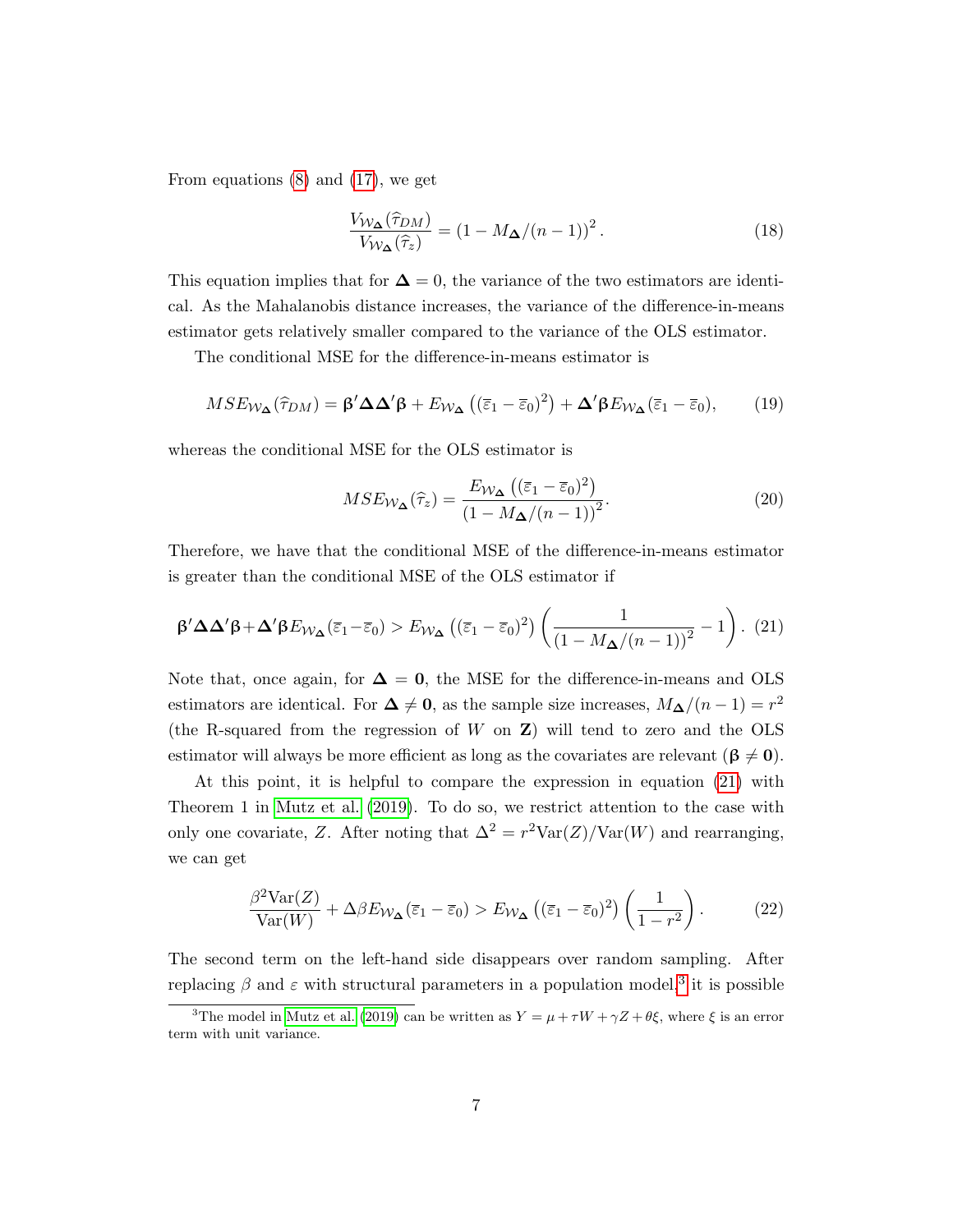From equations (8) and (17), we get

$$
\frac{V_{\mathcal{W}_{\mathbf{\Delta}}}(\widehat{\tau}_{DM})}{V_{\mathcal{W}_{\mathbf{\Delta}}}(\widehat{\tau}_{z})} = \left(1 - M_{\mathbf{\Delta}}/(n-1)\right)^2. \tag{18}
$$

This equation implies that for $\mathbf{\Delta} = 0$, the variance of the two estimators are identical. As the Mahalanobis distance increases, the variance of the difference-in-means estimator gets relatively smaller compared to the variance of the OLS estimator.

The conditional MSE for the difference-in-means estimator is

$$
MSE_{\mathcal{W}_{\mathbf{\Delta}}}(\widehat{\tau}_{DM}) = \boldsymbol{\beta}'\mathbf{\Delta}\mathbf{\Delta}'\boldsymbol{\beta} + E_{\mathcal{W}_{\mathbf{\Delta}}}\left((\overline{\varepsilon}_1 - \overline{\varepsilon}_0)^2\right) + \mathbf{\Delta}'\boldsymbol{\beta} E_{\mathcal{W}_{\mathbf{\Delta}}}(\overline{\varepsilon}_1 - \overline{\varepsilon}_0), \tag{19}
$$

whereas the conditional MSE for the OLS estimator is

$$
MSE_{\mathcal{W}_{\mathbf{\Delta}}}(\widehat{\tau}_{z}) = \frac{E_{\mathcal{W}_{\mathbf{\Delta}}}\left((\overline{\varepsilon}_1 - \overline{\varepsilon}_0)^2\right)}{\left(1 - M_{\mathbf{\Delta}}/(n-1)\right)^2}. \tag{20}
$$

Therefore, we have that the conditional MSE of the difference-in-means estimator is greater than the conditional MSE of the OLS estimator if

$$
\boldsymbol{\beta}'\mathbf{\Delta}\mathbf{\Delta}'\boldsymbol{\beta} + \mathbf{\Delta}'\boldsymbol{\beta} E_{\mathcal{W}_{\mathbf{\Delta}}}(\overline{\varepsilon}_1 - \overline{\varepsilon}_0) > E_{\mathcal{W}_{\mathbf{\Delta}}}\left((\overline{\varepsilon}_1 - \overline{\varepsilon}_0)^2\right)\left(\frac{1}{\left(1 - M_{\mathbf{\Delta}}/(n-1)\right)^2} - 1\right). \tag{21}
$$

Note that, once again, for $\mathbf{\Delta} = \mathbf{0}$, the MSE for the difference-in-means and OLS estimators are identical. For $\mathbf{\Delta} \neq \mathbf{0}$, as the sample size increases, $M_{\mathbf{\Delta}}/(n-1) = r^2$ (the R-squared from the regression of $W$ on $\mathbf{Z}$) will tend to zero and the OLS estimator will always be more efficient as long as the covariates are relevant ($\boldsymbol{\beta} \neq \mathbf{0}$).

At this point, it is helpful to compare the expression in equation (21) with Theorem 1 in Mutz et al. (2019). To do so, we restrict attention to the case with only one covariate, $Z$. After noting that $\Delta^2 = r^2 \text{Var}(Z)/\text{Var}(W)$ and rearranging, we can get

$$
\frac{\beta^2 \text{Var}(Z)}{\text{Var}(W)} + \Delta\beta E_{\mathcal{W}_{\mathbf{\Delta}}}(\overline{\varepsilon}_1 - \overline{\varepsilon}_0) > E_{\mathcal{W}_{\mathbf{\Delta}}}\left((\overline{\varepsilon}_1 - \overline{\varepsilon}_0)^2\right)\left(\frac{1}{1 - r^2}\right). \tag{22}
$$

The second term on the left-hand side disappears over random sampling. After replacing $\beta$ and $\varepsilon$ with structural parameters in a population model,[3] it is possible

[3] The model in Mutz et al. (2019) can be written as $Y = \mu + \tau W + \gamma Z + \theta\xi$, where $\xi$ is an error term with unit variance.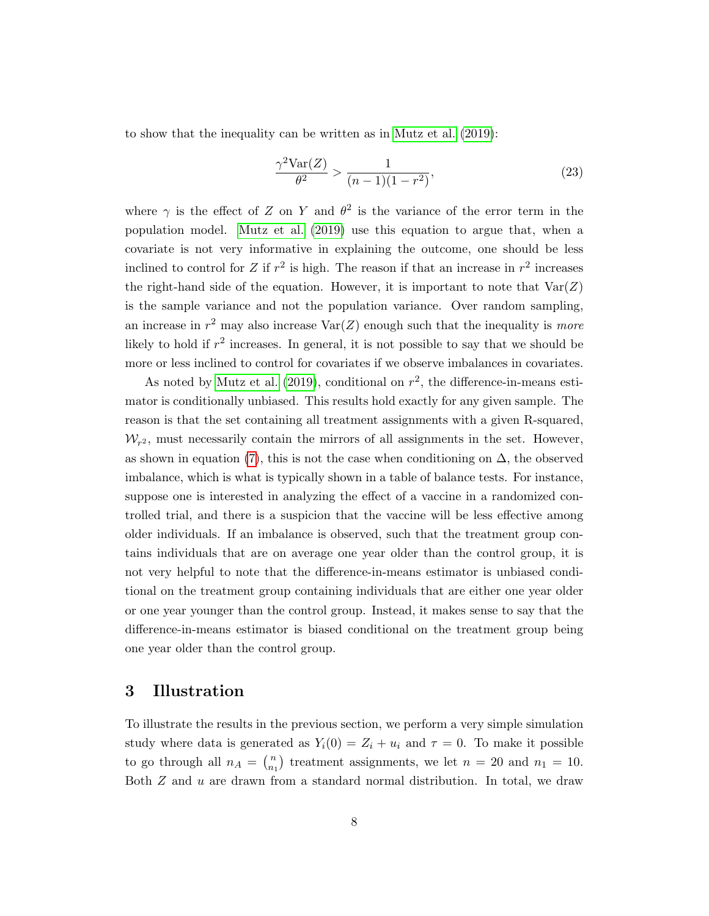to show that the inequality can be written as in Mutz et al. (2019):

$$\frac{\gamma^2 \text{Var}(Z)}{\theta^2} > \frac{1}{(n-1)(1-r^2)}, \tag{23}$$

where $\gamma$ is the effect of $Z$ on $Y$ and $\theta^2$ is the variance of the error term in the population model. Mutz et al. (2019) use this equation to argue that, when a covariate is not very informative in explaining the outcome, one should be less inclined to control for $Z$ if $r^2$ is high. The reason if that an increase in $r^2$ increases the right-hand side of the equation. However, it is important to note that $\text{Var}(Z)$ is the sample variance and not the population variance. Over random sampling, an increase in $r^2$ may also increase $\text{Var}(Z)$ enough such that the inequality is *more* likely to hold if $r^2$ increases. In general, it is not possible to say that we should be more or less inclined to control for covariates if we observe imbalances in covariates.

As noted by Mutz et al. (2019), conditional on $r^2$, the difference-in-means estimator is conditionally unbiased. This results hold exactly for any given sample. The reason is that the set containing all treatment assignments with a given R-squared, $\mathcal{W}_{r^2}$, must necessarily contain the mirrors of all assignments in the set. However, as shown in equation (7), this is not the case when conditioning on $\Delta$, the observed imbalance, which is what is typically shown in a table of balance tests. For instance, suppose one is interested in analyzing the effect of a vaccine in a randomized controlled trial, and there is a suspicion that the vaccine will be less effective among older individuals. If an imbalance is observed, such that the treatment group contains individuals that are on average one year older than the control group, it is not very helpful to note that the difference-in-means estimator is unbiased conditional on the treatment group containing individuals that are either one year older or one year younger than the control group. Instead, it makes sense to say that the difference-in-means estimator is biased conditional on the treatment group being one year older than the control group.

## 3 Illustration

To illustrate the results in the previous section, we perform a very simple simulation study where data is generated as $Y_i(0) = Z_i + u_i$ and $\tau = 0$. To make it possible to go through all $n_A = \binom{n}{n_1}$ treatment assignments, we let $n = 20$ and $n_1 = 10$. Both $Z$ and $u$ are drawn from a standard normal distribution. In total, we draw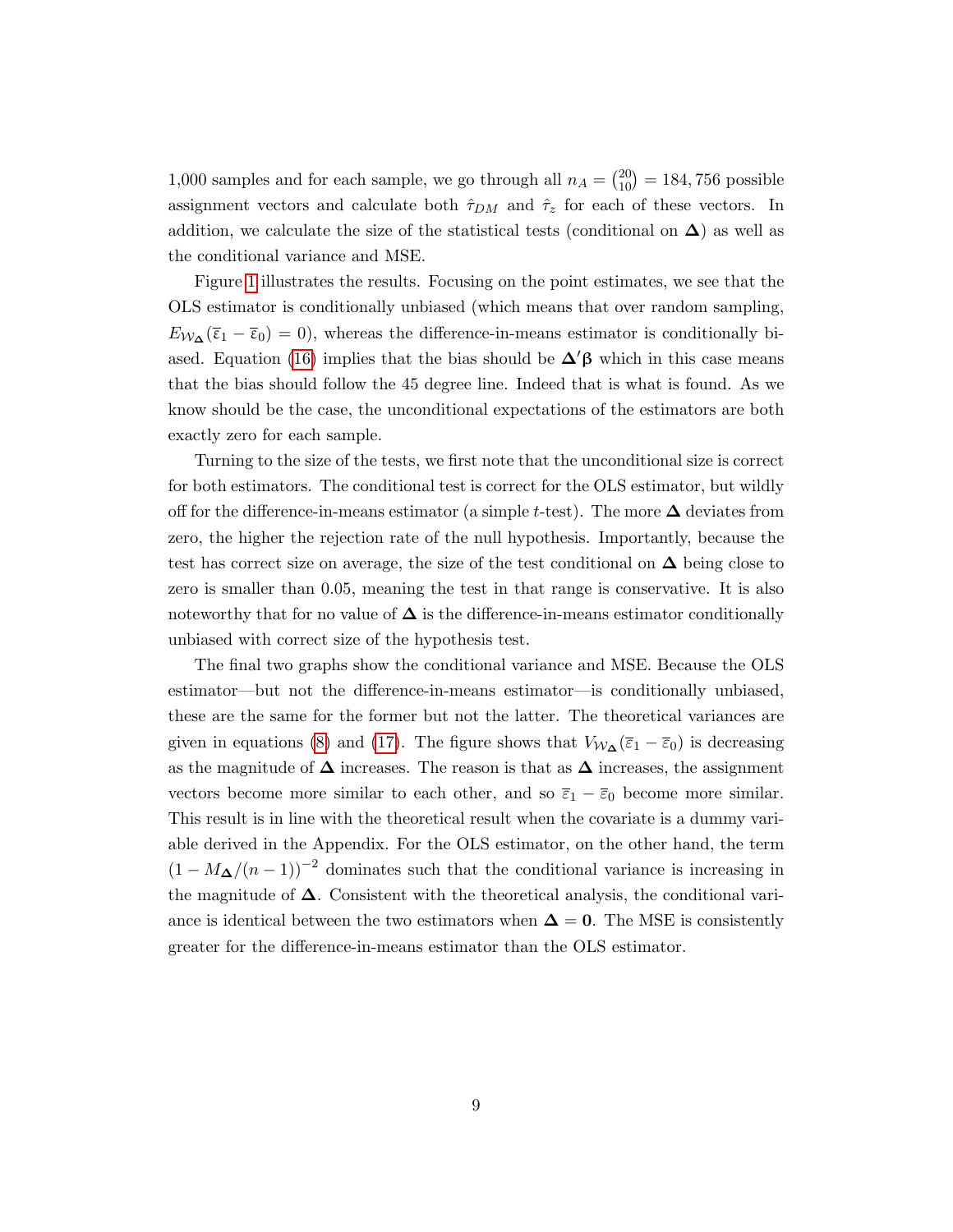1,000 samples and for each sample, we go through all $n_A = \binom{20}{10} = 184,756$ possible assignment vectors and calculate both $\hat{\tau}_{DM}$ and $\hat{\tau}_z$ for each of these vectors. In addition, we calculate the size of the statistical tests (conditional on $\mathbf{\Delta}$) as well as the conditional variance and MSE.

Figure 1 illustrates the results. Focusing on the point estimates, we see that the OLS estimator is conditionally unbiased (which means that over random sampling, $E_{\mathcal{W}_{\mathbf{\Delta}}}(\bar{\varepsilon}_1 - \bar{\varepsilon}_0) = 0$), whereas the difference-in-means estimator is conditionally biased. Equation (16) implies that the bias should be $\mathbf{\Delta}'\boldsymbol{\beta}$ which in this case means that the bias should follow the 45 degree line. Indeed that is what is found. As we know should be the case, the unconditional expectations of the estimators are both exactly zero for each sample.

Turning to the size of the tests, we first note that the unconditional size is correct for both estimators. The conditional test is correct for the OLS estimator, but wildly off for the difference-in-means estimator (a simple $t$-test). The more $\mathbf{\Delta}$ deviates from zero, the higher the rejection rate of the null hypothesis. Importantly, because the test has correct size on average, the size of the test conditional on $\mathbf{\Delta}$ being close to zero is smaller than 0.05, meaning the test in that range is conservative. It is also noteworthy that for no value of $\mathbf{\Delta}$ is the difference-in-means estimator conditionally unbiased with correct size of the hypothesis test.

The final two graphs show the conditional variance and MSE. Because the OLS estimator—but not the difference-in-means estimator—is conditionally unbiased, these are the same for the former but not the latter. The theoretical variances are given in equations (8) and (17). The figure shows that $V_{\mathcal{W}_{\mathbf{\Delta}}}(\bar{\varepsilon}_1 - \bar{\varepsilon}_0)$ is decreasing as the magnitude of $\mathbf{\Delta}$ increases. The reason is that as $\mathbf{\Delta}$ increases, the assignment vectors become more similar to each other, and so $\bar{\varepsilon}_1 - \bar{\varepsilon}_0$ become more similar. This result is in line with the theoretical result when the covariate is a dummy variable derived in the Appendix. For the OLS estimator, on the other hand, the term $(1 - M_{\mathbf{\Delta}}/(n-1))^{-2}$ dominates such that the conditional variance is increasing in the magnitude of $\mathbf{\Delta}$. Consistent with the theoretical analysis, the conditional variance is identical between the two estimators when $\mathbf{\Delta} = \mathbf{0}$. The MSE is consistently greater for the difference-in-means estimator than the OLS estimator.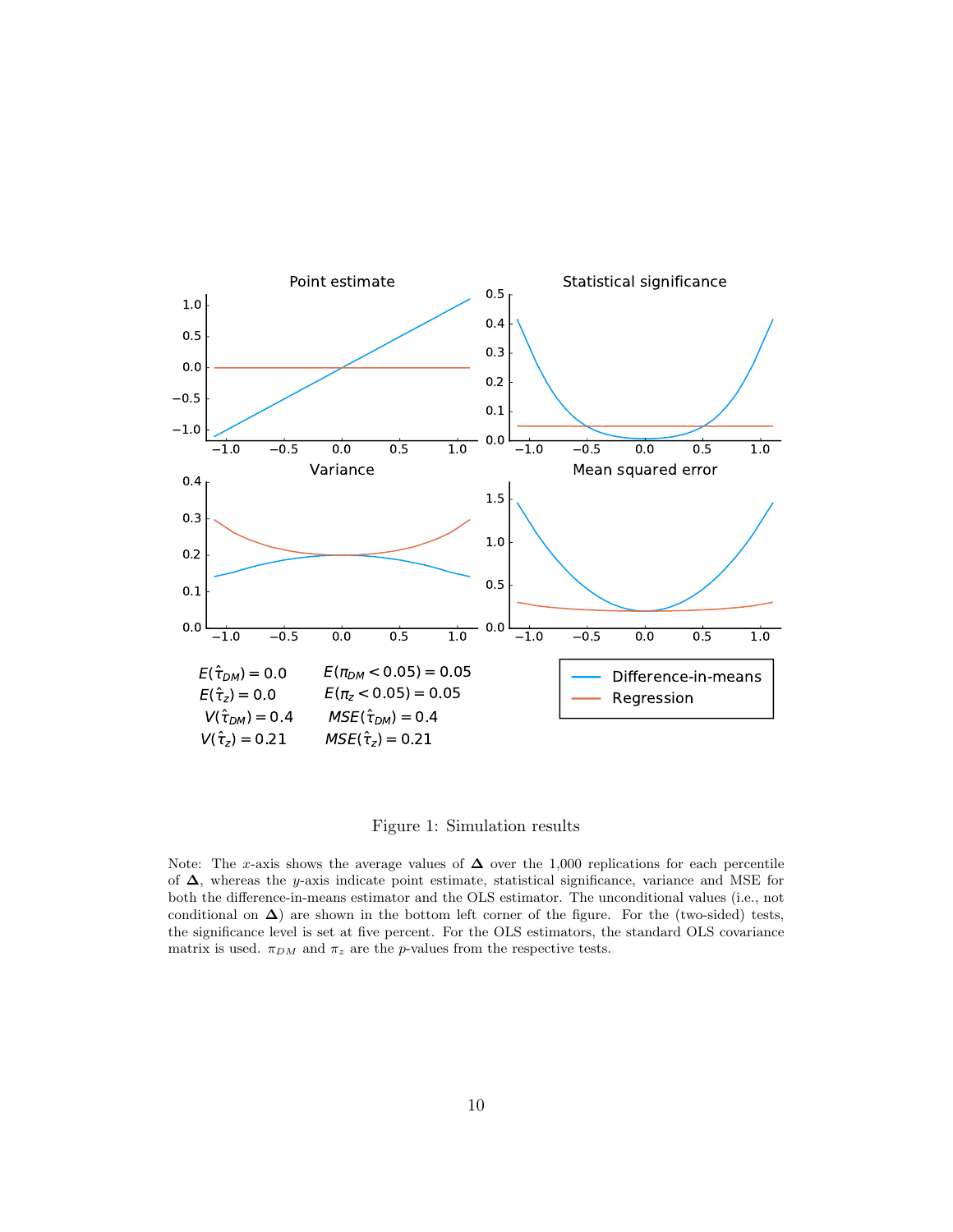Figure 1: Simulation results

Note: The $x$-axis shows the average values of $\boldsymbol{\Delta}$ over the 1,000 replications for each percentile of $\boldsymbol{\Delta}$, whereas the $y$-axis indicate point estimate, statistical significance, variance and MSE for both the difference-in-means estimator and the OLS estimator. The unconditional values (i.e., not conditional on $\boldsymbol{\Delta}$) are shown in the bottom left corner of the figure. For the (two-sided) tests, the significance level is set at five percent. For the OLS estimators, the standard OLS covariance matrix is used. $\pi_{DM}$ and $\pi_z$ are the $p$-values from the respective tests.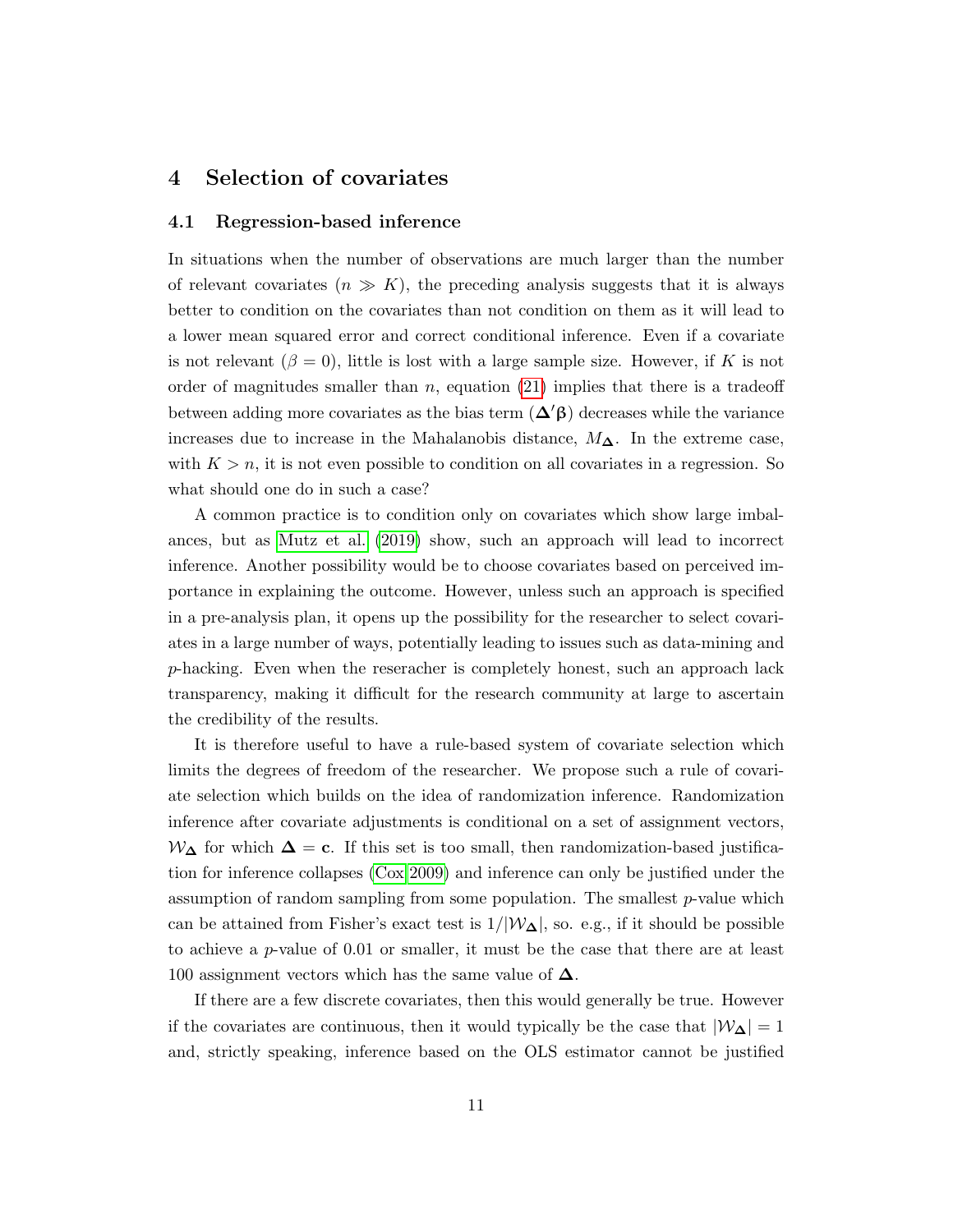## 4 Selection of covariates

### 4.1 Regression-based inference

In situations when the number of observations are much larger than the number of relevant covariates ($n \gg K$), the preceding analysis suggests that it is always better to condition on the covariates than not condition on them as it will lead to a lower mean squared error and correct conditional inference. Even if a covariate is not relevant ($\beta = 0$), little is lost with a large sample size. However, if $K$ is not order of magnitudes smaller than $n$, equation (21) implies that there is a tradeoff between adding more covariates as the bias term ($\boldsymbol{\Delta}'\boldsymbol{\beta}$) decreases while the variance increases due to increase in the Mahalanobis distance, $M_{\boldsymbol{\Delta}}$. In the extreme case, with $K > n$, it is not even possible to condition on all covariates in a regression. So what should one do in such a case?

A common practice is to condition only on covariates which show large imbalances, but as Mutz et al. (2019) show, such an approach will lead to incorrect inference. Another possibility would be to choose covariates based on perceived importance in explaining the outcome. However, unless such an approach is specified in a pre-analysis plan, it opens up the possibility for the researcher to select covariates in a large number of ways, potentially leading to issues such as data-mining and $p$-hacking. Even when the reseracher is completely honest, such an approach lack transparency, making it difficult for the research community at large to ascertain the credibility of the results.

It is therefore useful to have a rule-based system of covariate selection which limits the degrees of freedom of the researcher. We propose such a rule of covariate selection which builds on the idea of randomization inference. Randomization inference after covariate adjustments is conditional on a set of assignment vectors, $\mathcal{W}_{\boldsymbol{\Delta}}$ for which $\boldsymbol{\Delta} = \mathbf{c}$. If this set is too small, then randomization-based justification for inference collapses (Cox 2009) and inference can only be justified under the assumption of random sampling from some population. The smallest $p$-value which can be attained from Fisher's exact test is $1/|\mathcal{W}_{\boldsymbol{\Delta}}|$, so. e.g., if it should be possible to achieve a $p$-value of 0.01 or smaller, it must be the case that there are at least 100 assignment vectors which has the same value of $\boldsymbol{\Delta}$.

If there are a few discrete covariates, then this would generally be true. However if the covariates are continuous, then it would typically be the case that $|\mathcal{W}_{\boldsymbol{\Delta}}| = 1$ and, strictly speaking, inference based on the OLS estimator cannot be justified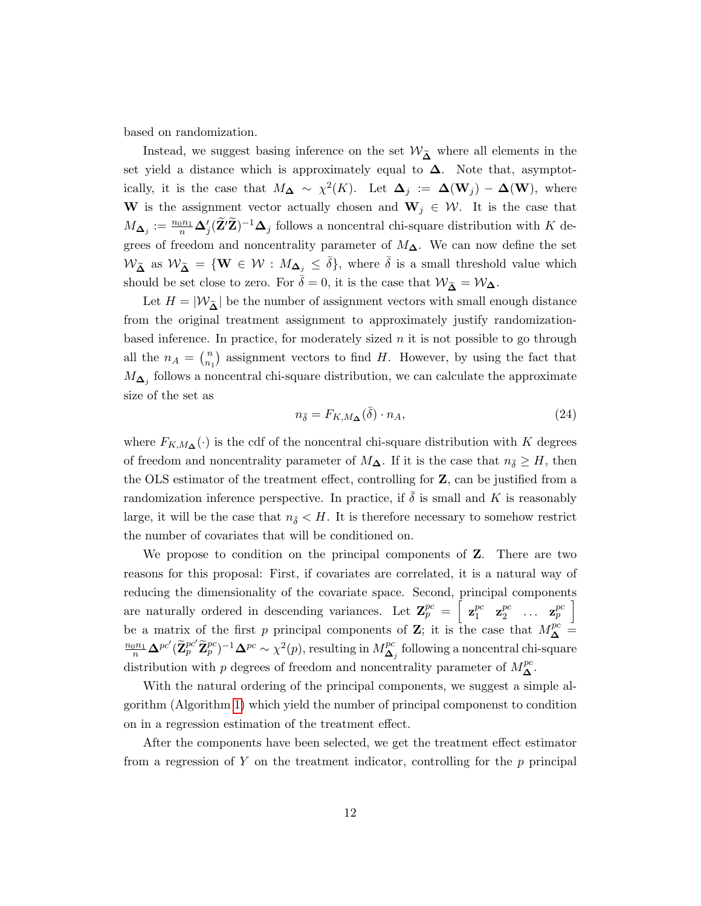based on randomization.

Instead, we suggest basing inference on the set $\mathcal{W}_{\widetilde{\boldsymbol{\Delta}}}$ where all elements in the set yield a distance which is approximately equal to $\boldsymbol{\Delta}$. Note that, asymptotically, it is the case that $M_{\boldsymbol{\Delta}} \sim \chi^2(K)$. Let $\boldsymbol{\Delta}_j := \boldsymbol{\Delta}(\mathbf{W}_j) - \boldsymbol{\Delta}(\mathbf{W})$, where $\mathbf{W}$ is the assignment vector actually chosen and $\mathbf{W}_j \in \mathcal{W}$. It is the case that $M_{\boldsymbol{\Delta}_j} := \frac{n_0 n_1}{n} \boldsymbol{\Delta}_j' (\widetilde{\mathbf{Z}}' \widetilde{\mathbf{Z}})^{-1} \boldsymbol{\Delta}_j$ follows a noncentral chi-square distribution with $K$ degrees of freedom and noncentrality parameter of $M_{\boldsymbol{\Delta}}$. We can now define the set $\mathcal{W}_{\widetilde{\boldsymbol{\Delta}}}$ as $\mathcal{W}_{\widetilde{\boldsymbol{\Delta}}} = \{\mathbf{W} \in \mathcal{W} : M_{\boldsymbol{\Delta}_j} \leq \bar{\delta}\}$, where $\bar{\delta}$ is a small threshold value which should be set close to zero. For $\bar{\delta} = 0$, it is the case that $\mathcal{W}_{\widetilde{\boldsymbol{\Delta}}} = \mathcal{W}_{\boldsymbol{\Delta}}$.

Let $H = |\mathcal{W}_{\widetilde{\boldsymbol{\Delta}}}|$ be the number of assignment vectors with small enough distance from the original treatment assignment to approximately justify randomization-based inference. In practice, for moderately sized $n$ it is not possible to go through all the $n_A = \binom{n}{n_1}$ assignment vectors to find $H$. However, by using the fact that $M_{\boldsymbol{\Delta}_j}$ follows a noncentral chi-square distribution, we can calculate the approximate size of the set as

$$n_{\bar{\delta}} = F_{K, M_{\boldsymbol{\Delta}}}(\bar{\delta}) \cdot n_A, \tag{24}$$

where $F_{K, M_{\boldsymbol{\Delta}}}(\cdot)$ is the cdf of the noncentral chi-square distribution with $K$ degrees of freedom and noncentrality parameter of $M_{\boldsymbol{\Delta}}$. If it is the case that $n_{\bar{\delta}} \geq H$, then the OLS estimator of the treatment effect, controlling for $\mathbf{Z}$, can be justified from a randomization inference perspective. In practice, if $\bar{\delta}$ is small and $K$ is reasonably large, it will be the case that $n_{\bar{\delta}} < H$. It is therefore necessary to somehow restrict the number of covariates that will be conditioned on.

We propose to condition on the principal components of $\mathbf{Z}$. There are two reasons for this proposal: First, if covariates are correlated, it is a natural way of reducing the dimensionality of the covariate space. Second, principal components are naturally ordered in descending variances. Let $\mathbf{Z}_p^{pc} = \begin{bmatrix} \mathbf{z}_1^{pc} & \mathbf{z}_2^{pc} & \dots & \mathbf{z}_p^{pc} \end{bmatrix}$ be a matrix of the first $p$ principal components of $\mathbf{Z}$; it is the case that $M_{\boldsymbol{\Delta}}^{pc} = \frac{n_0 n_1}{n} \boldsymbol{\Delta}^{pc'} (\widetilde{\mathbf{Z}}_p^{pc'} \widetilde{\mathbf{Z}}_p^{pc})^{-1} \boldsymbol{\Delta}^{pc} \sim \chi^2(p)$, resulting in $M_{\boldsymbol{\Delta}_j}^{pc}$ following a noncentral chi-square distribution with $p$ degrees of freedom and noncentrality parameter of $M_{\boldsymbol{\Delta}}^{pc}$.

With the natural ordering of the principal components, we suggest a simple algorithm (Algorithm 1) which yield the number of principal componenst to condition on in a regression estimation of the treatment effect.

After the components have been selected, we get the treatment effect estimator from a regression of $Y$ on the treatment indicator, controlling for the $p$ principal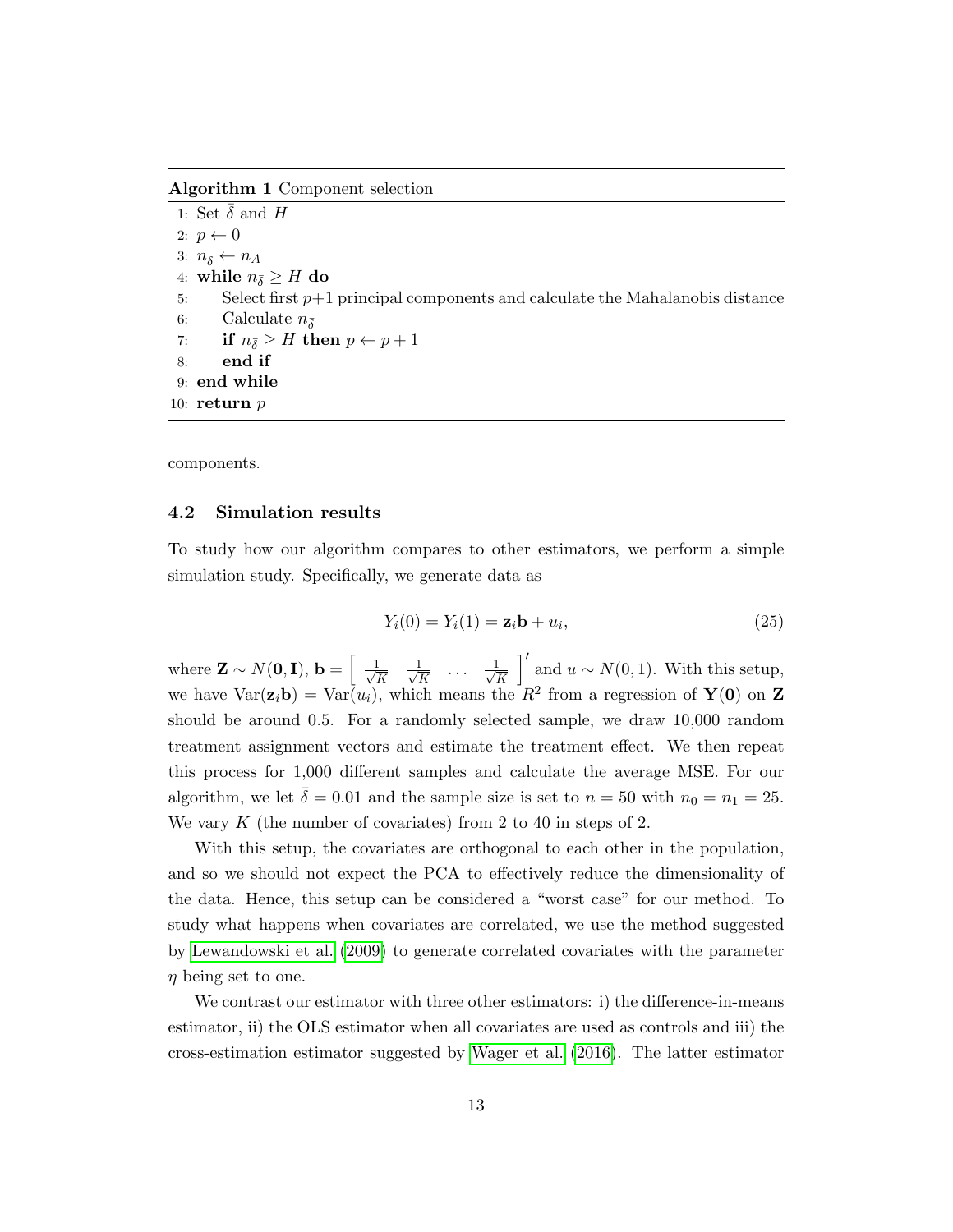**Algorithm 1** Component selection

```
1: Set δ̄ and H
2: p ← 0
3: n_δ̄ ← n_A
4: while n_δ̄ ≥ H do
5:     Select first p+1 principal components and calculate the Mahalanobis distance
6:     Calculate n_δ̄
7:     if n_δ̄ ≥ H then p ← p + 1
8:     end if
9: end while
10: return p
```

components.

### 4.2 Simulation results

To study how our algorithm compares to other estimators, we perform a simple simulation study. Specifically, we generate data as

$$Y_i(0) = Y_i(1) = \mathbf{z}_i \mathbf{b} + u_i, \tag{25}$$

where $\mathbf{Z} \sim N(\mathbf{0}, \mathbf{I})$, $\mathbf{b} = \begin{bmatrix} \frac{1}{\sqrt{K}} & \frac{1}{\sqrt{K}} & \dots & \frac{1}{\sqrt{K}} \end{bmatrix}'$ and $u \sim N(0, 1)$. With this setup, we have $\text{Var}(\mathbf{z}_i \mathbf{b}) = \text{Var}(u_i)$, which means the $R^2$ from a regression of $\mathbf{Y}(\mathbf{0})$ on $\mathbf{Z}$ should be around 0.5. For a randomly selected sample, we draw 10,000 random treatment assignment vectors and estimate the treatment effect. We then repeat this process for 1,000 different samples and calculate the average MSE. For our algorithm, we let $\bar{\delta} = 0.01$ and the sample size is set to $n = 50$ with $n_0 = n_1 = 25$. We vary $K$ (the number of covariates) from 2 to 40 in steps of 2.

With this setup, the covariates are orthogonal to each other in the population, and so we should not expect the PCA to effectively reduce the dimensionality of the data. Hence, this setup can be considered a "worst case" for our method. To study what happens when covariates are correlated, we use the method suggested by Lewandowski et al. (2009) to generate correlated covariates with the parameter $\eta$ being set to one.

We contrast our estimator with three other estimators: i) the difference-in-means estimator, ii) the OLS estimator when all covariates are used as controls and iii) the cross-estimation estimator suggested by Wager et al. (2016). The latter estimator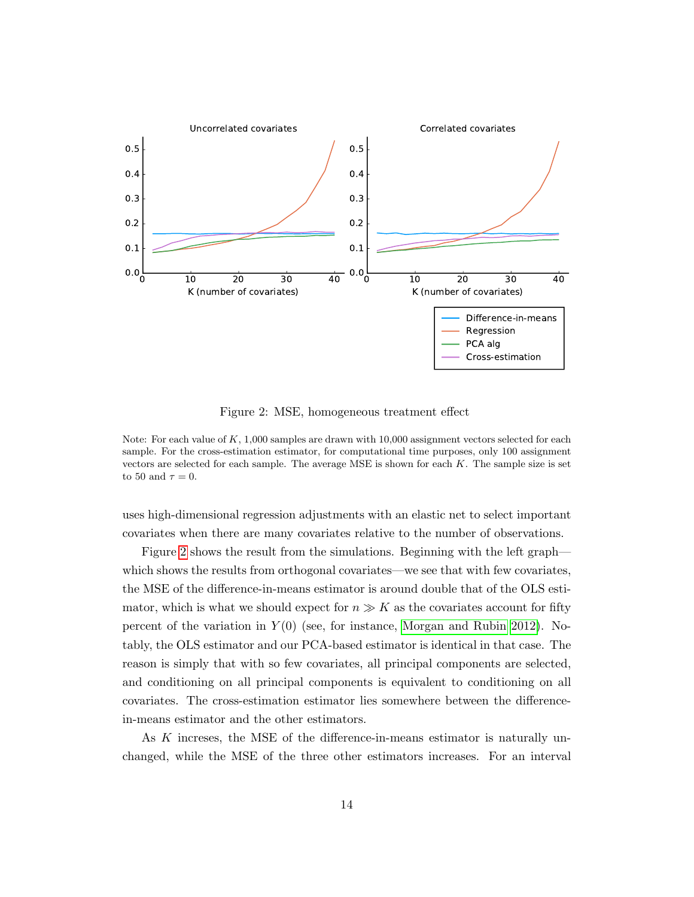Figure 2: MSE, homogeneous treatment effect

Note: For each value of $K$, 1,000 samples are drawn with 10,000 assignment vectors selected for each sample. For the cross-estimation estimator, for computational time purposes, only 100 assignment vectors are selected for each sample. The average MSE is shown for each $K$. The sample size is set to 50 and $\tau = 0$.

uses high-dimensional regression adjustments with an elastic net to select important covariates when there are many covariates relative to the number of observations.

Figure 2 shows the result from the simulations. Beginning with the left graph—which shows the results from orthogonal covariates—we see that with few covariates, the MSE of the difference-in-means estimator is around double that of the OLS estimator, which is what we should expect for $n \gg K$ as the covariates account for fifty percent of the variation in $Y(0)$ (see, for instance, Morgan and Rubin 2012). Notably, the OLS estimator and our PCA-based estimator is identical in that case. The reason is simply that with so few covariates, all principal components are selected, and conditioning on all principal components is equivalent to conditioning on all covariates. The cross-estimation estimator lies somewhere between the difference-in-means estimator and the other estimators.

As $K$ increses, the MSE of the difference-in-means estimator is naturally unchanged, while the MSE of the three other estimators increases. For an interval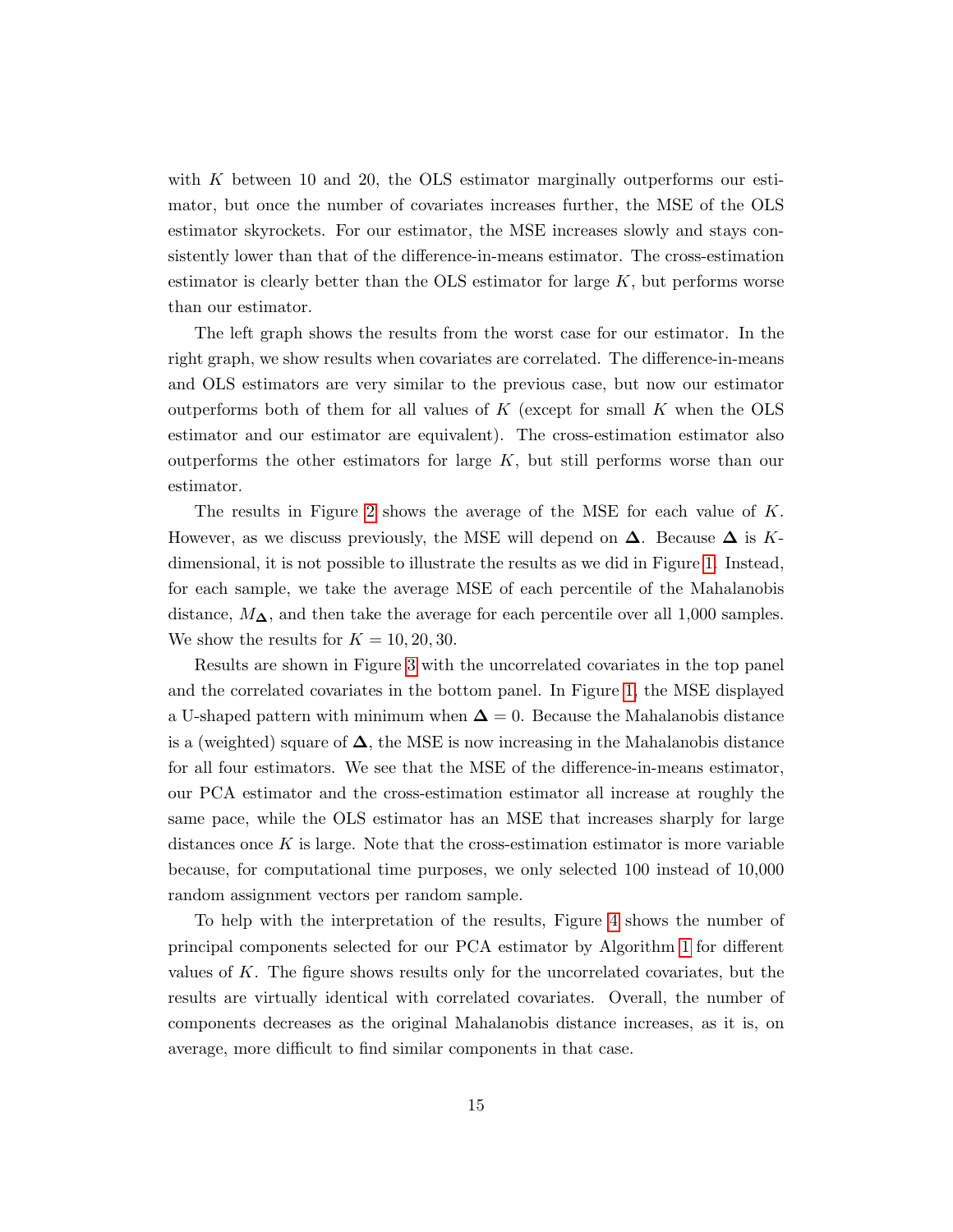with $K$ between 10 and 20, the OLS estimator marginally outperforms our estimator, but once the number of covariates increases further, the MSE of the OLS estimator skyrockets. For our estimator, the MSE increases slowly and stays consistently lower than that of the difference-in-means estimator. The cross-estimation estimator is clearly better than the OLS estimator for large $K$, but performs worse than our estimator.

The left graph shows the results from the worst case for our estimator. In the right graph, we show results when covariates are correlated. The difference-in-means and OLS estimators are very similar to the previous case, but now our estimator outperforms both of them for all values of $K$ (except for small $K$ when the OLS estimator and our estimator are equivalent). The cross-estimation estimator also outperforms the other estimators for large $K$, but still performs worse than our estimator.

The results in Figure 2 shows the average of the MSE for each value of $K$. However, as we discuss previously, the MSE will depend on $\mathbf{\Delta}$. Because $\mathbf{\Delta}$ is $K$-dimensional, it is not possible to illustrate the results as we did in Figure 1. Instead, for each sample, we take the average MSE of each percentile of the Mahalanobis distance, $M_{\mathbf{\Delta}}$, and then take the average for each percentile over all 1,000 samples. We show the results for $K = 10, 20, 30$.

Results are shown in Figure 3 with the uncorrelated covariates in the top panel and the correlated covariates in the bottom panel. In Figure 1, the MSE displayed a U-shaped pattern with minimum when $\mathbf{\Delta} = 0$. Because the Mahalanobis distance is a (weighted) square of $\mathbf{\Delta}$, the MSE is now increasing in the Mahalanobis distance for all four estimators. We see that the MSE of the difference-in-means estimator, our PCA estimator and the cross-estimation estimator all increase at roughly the same pace, while the OLS estimator has an MSE that increases sharply for large distances once $K$ is large. Note that the cross-estimation estimator is more variable because, for computational time purposes, we only selected 100 instead of 10,000 random assignment vectors per random sample.

To help with the interpretation of the results, Figure 4 shows the number of principal components selected for our PCA estimator by Algorithm 1 for different values of $K$. The figure shows results only for the uncorrelated covariates, but the results are virtually identical with correlated covariates. Overall, the number of components decreases as the original Mahalanobis distance increases, as it is, on average, more difficult to find similar components in that case.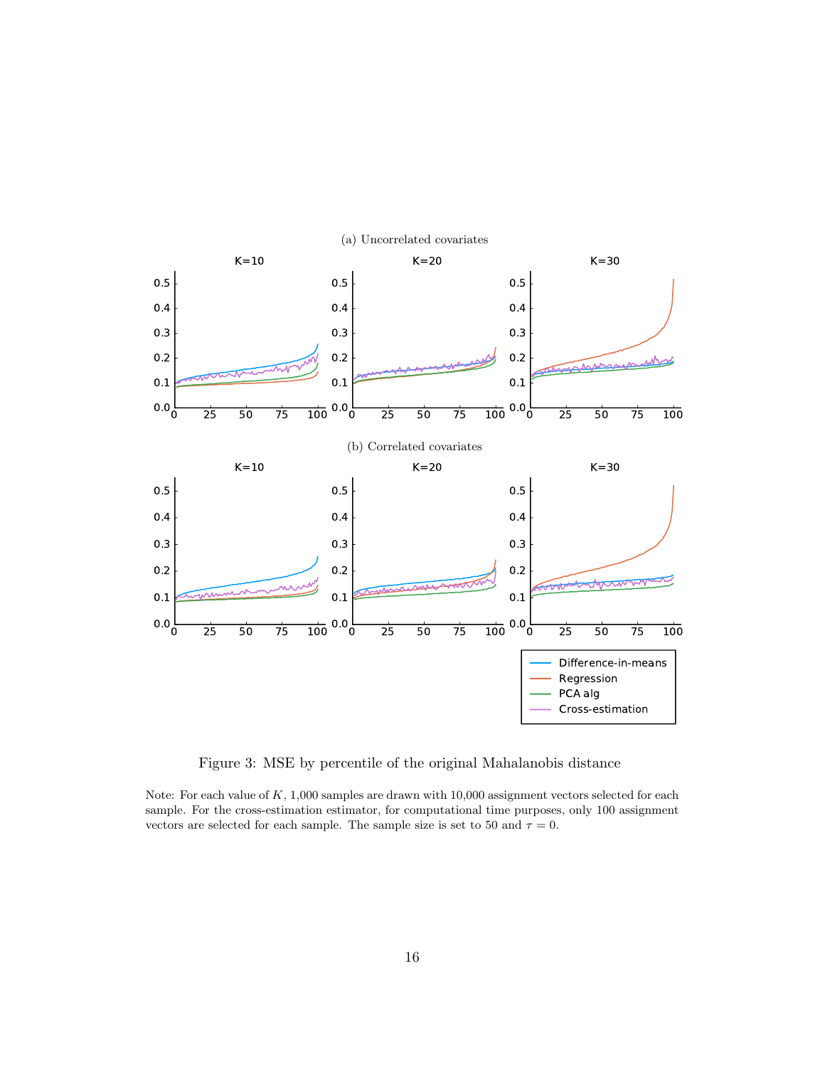(a) Uncorrelated covariates

(b) Correlated covariates

Figure 3: MSE by percentile of the original Mahalanobis distance

Note: For each value of $K$, 1,000 samples are drawn with 10,000 assignment vectors selected for each sample. For the cross-estimation estimator, for computational time purposes, only 100 assignment vectors are selected for each sample. The sample size is set to 50 and $\tau = 0$.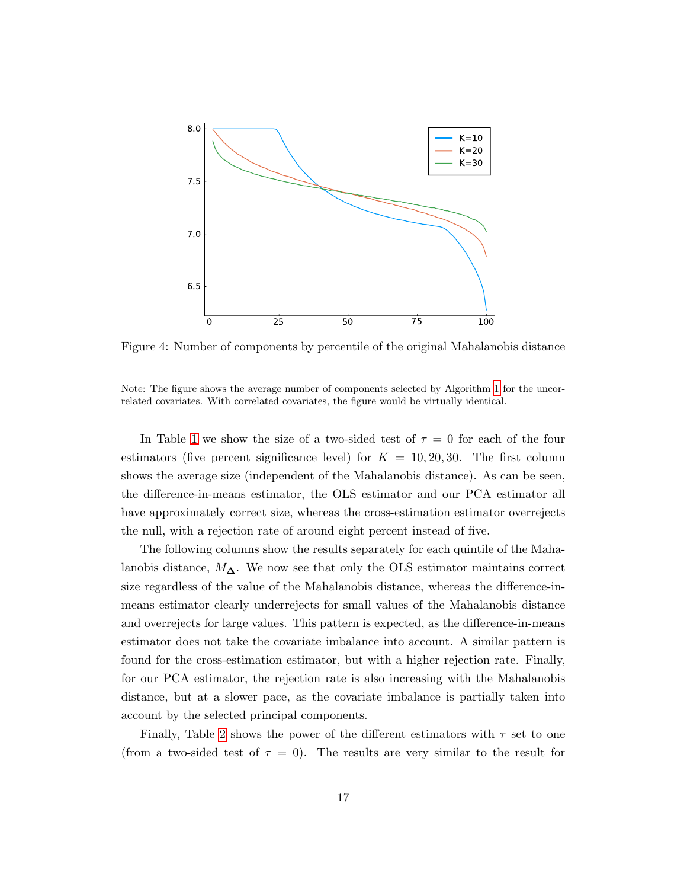Figure 4: Number of components by percentile of the original Mahalanobis distance

Note: The figure shows the average number of components selected by Algorithm 1 for the uncorrelated covariates. With correlated covariates, the figure would be virtually identical.

In Table 1 we show the size of a two-sided test of $\tau = 0$ for each of the four estimators (five percent significance level) for $K = 10, 20, 30$. The first column shows the average size (independent of the Mahalanobis distance). As can be seen, the difference-in-means estimator, the OLS estimator and our PCA estimator all have approximately correct size, whereas the cross-estimation estimator overrejects the null, with a rejection rate of around eight percent instead of five.

The following columns show the results separately for each quintile of the Mahalanobis distance, $M_{\boldsymbol{\Delta}}$. We now see that only the OLS estimator maintains correct size regardless of the value of the Mahalanobis distance, whereas the difference-in-means estimator clearly underrejects for small values of the Mahalanobis distance and overrejects for large values. This pattern is expected, as the difference-in-means estimator does not take the covariate imbalance into account. A similar pattern is found for the cross-estimation estimator, but with a higher rejection rate. Finally, for our PCA estimator, the rejection rate is also increasing with the Mahalanobis distance, but at a slower pace, as the covariate imbalance is partially taken into account by the selected principal components.

Finally, Table 2 shows the power of the different estimators with $\tau$ set to one (from a two-sided test of $\tau = 0$). The results are very similar to the result for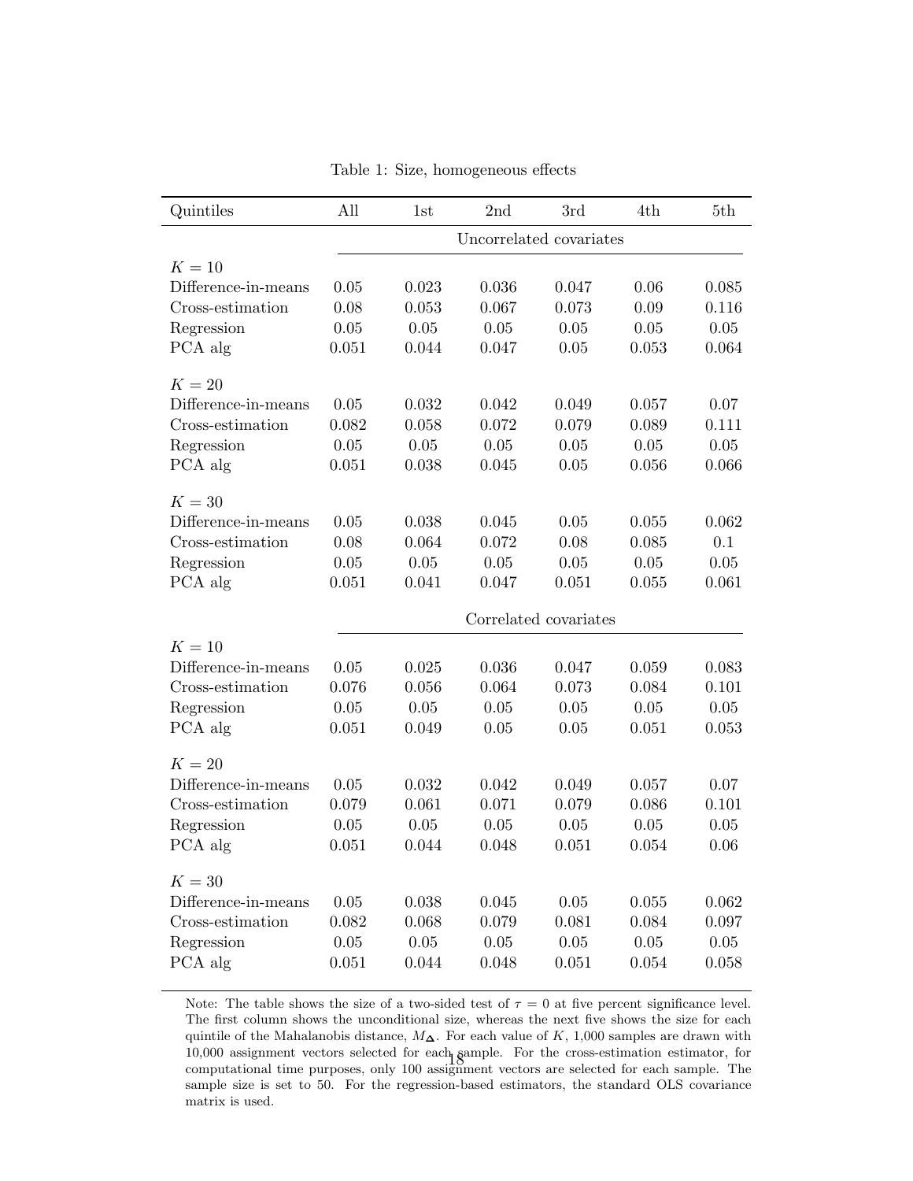Table 1: Size, homogeneous effects

| Quintiles | All | 1st | 2nd | 3rd | 4th | 5th |
|---|---|---|---|---|---|---|
| | Uncorrelated covariates | | | | | |
| $K = 10$ | | | | | | |
| Difference-in-means | 0.05 | 0.023 | 0.036 | 0.047 | 0.06 | 0.085 |
| Cross-estimation | 0.08 | 0.053 | 0.067 | 0.073 | 0.09 | 0.116 |
| Regression | 0.05 | 0.05 | 0.05 | 0.05 | 0.05 | 0.05 |
| PCA alg | 0.051 | 0.044 | 0.047 | 0.05 | 0.053 | 0.064 |
| $K = 20$ | | | | | | |
| Difference-in-means | 0.05 | 0.032 | 0.042 | 0.049 | 0.057 | 0.07 |
| Cross-estimation | 0.082 | 0.058 | 0.072 | 0.079 | 0.089 | 0.111 |
| Regression | 0.05 | 0.05 | 0.05 | 0.05 | 0.05 | 0.05 |
| PCA alg | 0.051 | 0.038 | 0.045 | 0.05 | 0.056 | 0.066 |
| $K = 30$ | | | | | | |
| Difference-in-means | 0.05 | 0.038 | 0.045 | 0.05 | 0.055 | 0.062 |
| Cross-estimation | 0.08 | 0.064 | 0.072 | 0.08 | 0.085 | 0.1 |
| Regression | 0.05 | 0.05 | 0.05 | 0.05 | 0.05 | 0.05 |
| PCA alg | 0.051 | 0.041 | 0.047 | 0.051 | 0.055 | 0.061 |
| | Correlated covariates | | | | | |
| $K = 10$ | | | | | | |
| Difference-in-means | 0.05 | 0.025 | 0.036 | 0.047 | 0.059 | 0.083 |
| Cross-estimation | 0.076 | 0.056 | 0.064 | 0.073 | 0.084 | 0.101 |
| Regression | 0.05 | 0.05 | 0.05 | 0.05 | 0.05 | 0.05 |
| PCA alg | 0.051 | 0.049 | 0.05 | 0.05 | 0.051 | 0.053 |
| $K = 20$ | | | | | | |
| Difference-in-means | 0.05 | 0.032 | 0.042 | 0.049 | 0.057 | 0.07 |
| Cross-estimation | 0.079 | 0.061 | 0.071 | 0.079 | 0.086 | 0.101 |
| Regression | 0.05 | 0.05 | 0.05 | 0.05 | 0.05 | 0.05 |
| PCA alg | 0.051 | 0.044 | 0.048 | 0.051 | 0.054 | 0.06 |
| $K = 30$ | | | | | | |
| Difference-in-means | 0.05 | 0.038 | 0.045 | 0.05 | 0.055 | 0.062 |
| Cross-estimation | 0.082 | 0.068 | 0.079 | 0.081 | 0.084 | 0.097 |
| Regression | 0.05 | 0.05 | 0.05 | 0.05 | 0.05 | 0.05 |
| PCA alg | 0.051 | 0.044 | 0.048 | 0.051 | 0.054 | 0.058 |

Note: The table shows the size of a two-sided test of $\tau = 0$ at five percent significance level. The first column shows the unconditional size, whereas the next five shows the size for each quintile of the Mahalanobis distance, $M_{\boldsymbol{\Delta}}$. For each value of $K$, 1,000 samples are drawn with 10,000 assignment vectors selected for each sample. For the cross-estimation estimator, for computational time purposes, only 100 assignment vectors are selected for each sample. The sample size is set to 50. For the regression-based estimators, the standard OLS covariance matrix is used.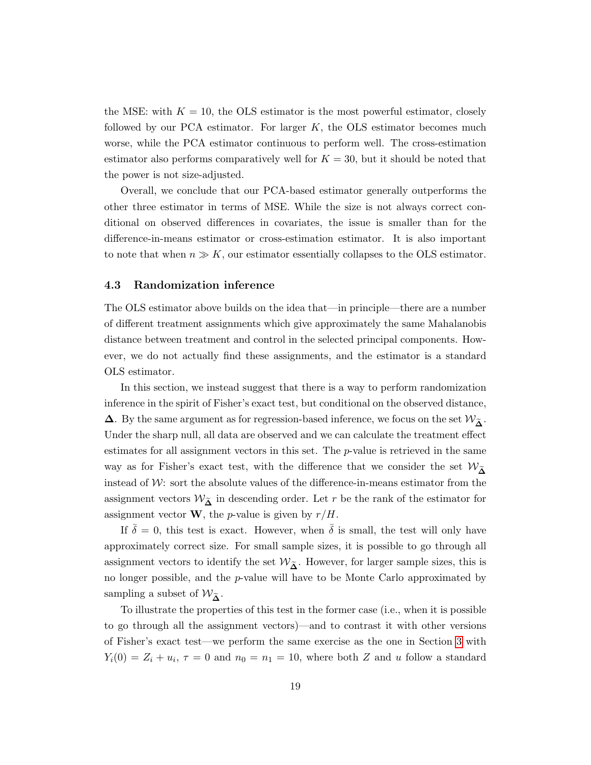the MSE: with $K = 10$, the OLS estimator is the most powerful estimator, closely followed by our PCA estimator. For larger $K$, the OLS estimator becomes much worse, while the PCA estimator continuous to perform well. The cross-estimation estimator also performs comparatively well for $K = 30$, but it should be noted that the power is not size-adjusted.

Overall, we conclude that our PCA-based estimator generally outperforms the other three estimator in terms of MSE. While the size is not always correct conditional on observed differences in covariates, the issue is smaller than for the difference-in-means estimator or cross-estimation estimator. It is also important to note that when $n \gg K$, our estimator essentially collapses to the OLS estimator.

### 4.3 Randomization inference

The OLS estimator above builds on the idea that—in principle—there are a number of different treatment assignments which give approximately the same Mahalanobis distance between treatment and control in the selected principal components. However, we do not actually find these assignments, and the estimator is a standard OLS estimator.

In this section, we instead suggest that there is a way to perform randomization inference in the spirit of Fisher's exact test, but conditional on the observed distance, $\mathbf{\Delta}$. By the same argument as for regression-based inference, we focus on the set $\mathcal{W}_{\tilde{\mathbf{\Delta}}}$. Under the sharp null, all data are observed and we can calculate the treatment effect estimates for all assignment vectors in this set. The $p$-value is retrieved in the same way as for Fisher's exact test, with the difference that we consider the set $\mathcal{W}_{\tilde{\mathbf{\Delta}}}$ instead of $\mathcal{W}$: sort the absolute values of the difference-in-means estimator from the assignment vectors $\mathcal{W}_{\tilde{\mathbf{\Delta}}}$ in descending order. Let $r$ be the rank of the estimator for assignment vector $\mathbf{W}$, the $p$-value is given by $r/H$.

If $\bar{\delta} = 0$, this test is exact. However, when $\bar{\delta}$ is small, the test will only have approximately correct size. For small sample sizes, it is possible to go through all assignment vectors to identify the set $\mathcal{W}_{\tilde{\mathbf{\Delta}}}$. However, for larger sample sizes, this is no longer possible, and the $p$-value will have to be Monte Carlo approximated by sampling a subset of $\mathcal{W}_{\tilde{\mathbf{\Delta}}}$.

To illustrate the properties of this test in the former case (i.e., when it is possible to go through all the assignment vectors)—and to contrast it with other versions of Fisher's exact test—we perform the same exercise as the one in Section 3 with $Y_i(0) = Z_i + u_i$, $\tau = 0$ and $n_0 = n_1 = 10$, where both $Z$ and $u$ follow a standard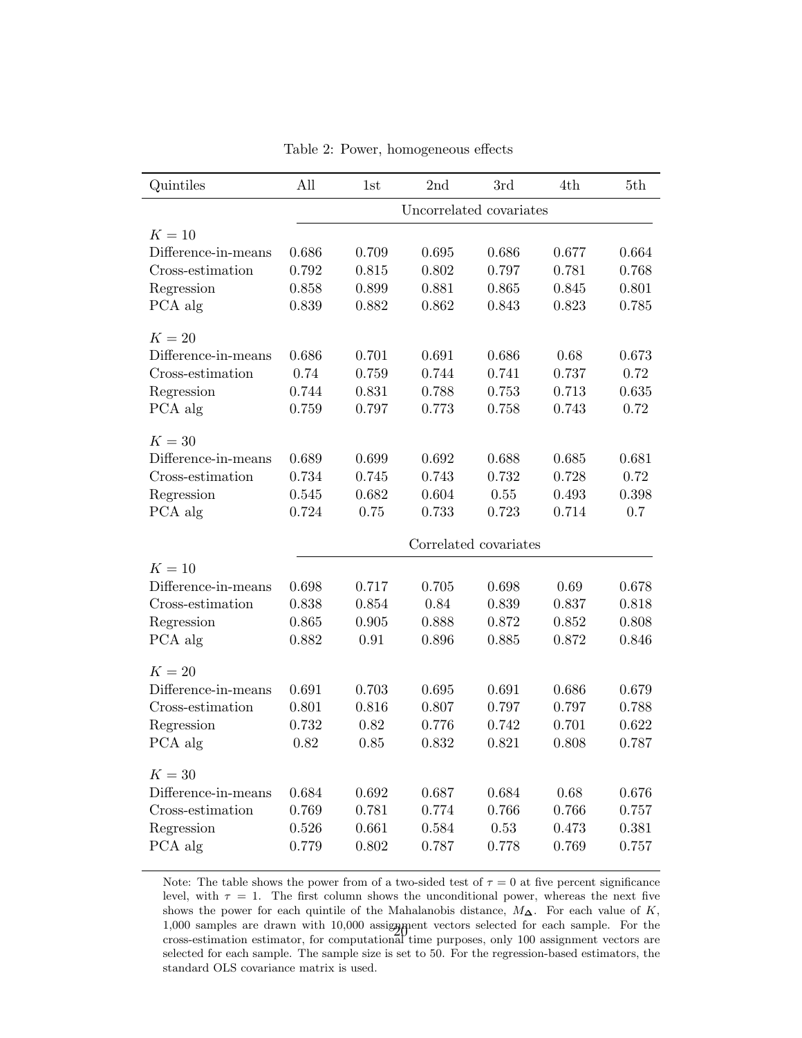Table 2: Power, homogeneous effects

| Quintiles | All | 1st | 2nd | 3rd | 4th | 5th |
|---|---|---|---|---|---|---|
| | | | Uncorrelated covariates | | | |
| $K = 10$ | | | | | | |
| Difference-in-means | 0.686 | 0.709 | 0.695 | 0.686 | 0.677 | 0.664 |
| Cross-estimation | 0.792 | 0.815 | 0.802 | 0.797 | 0.781 | 0.768 |
| Regression | 0.858 | 0.899 | 0.881 | 0.865 | 0.845 | 0.801 |
| PCA alg | 0.839 | 0.882 | 0.862 | 0.843 | 0.823 | 0.785 |
| $K = 20$ | | | | | | |
| Difference-in-means | 0.686 | 0.701 | 0.691 | 0.686 | 0.68 | 0.673 |
| Cross-estimation | 0.74 | 0.759 | 0.744 | 0.741 | 0.737 | 0.72 |
| Regression | 0.744 | 0.831 | 0.788 | 0.753 | 0.713 | 0.635 |
| PCA alg | 0.759 | 0.797 | 0.773 | 0.758 | 0.743 | 0.72 |
| $K = 30$ | | | | | | |
| Difference-in-means | 0.689 | 0.699 | 0.692 | 0.688 | 0.685 | 0.681 |
| Cross-estimation | 0.734 | 0.745 | 0.743 | 0.732 | 0.728 | 0.72 |
| Regression | 0.545 | 0.682 | 0.604 | 0.55 | 0.493 | 0.398 |
| PCA alg | 0.724 | 0.75 | 0.733 | 0.723 | 0.714 | 0.7 |
| | | | Correlated covariates | | | |
| $K = 10$ | | | | | | |
| Difference-in-means | 0.698 | 0.717 | 0.705 | 0.698 | 0.69 | 0.678 |
| Cross-estimation | 0.838 | 0.854 | 0.84 | 0.839 | 0.837 | 0.818 |
| Regression | 0.865 | 0.905 | 0.888 | 0.872 | 0.852 | 0.808 |
| PCA alg | 0.882 | 0.91 | 0.896 | 0.885 | 0.872 | 0.846 |
| $K = 20$ | | | | | | |
| Difference-in-means | 0.691 | 0.703 | 0.695 | 0.691 | 0.686 | 0.679 |
| Cross-estimation | 0.801 | 0.816 | 0.807 | 0.797 | 0.797 | 0.788 |
| Regression | 0.732 | 0.82 | 0.776 | 0.742 | 0.701 | 0.622 |
| PCA alg | 0.82 | 0.85 | 0.832 | 0.821 | 0.808 | 0.787 |
| $K = 30$ | | | | | | |
| Difference-in-means | 0.684 | 0.692 | 0.687 | 0.684 | 0.68 | 0.676 |
| Cross-estimation | 0.769 | 0.781 | 0.774 | 0.766 | 0.766 | 0.757 |
| Regression | 0.526 | 0.661 | 0.584 | 0.53 | 0.473 | 0.381 |
| PCA alg | 0.779 | 0.802 | 0.787 | 0.778 | 0.769 | 0.757 |

Note: The table shows the power from of a two-sided test of $\tau = 0$ at five percent significance level, with $\tau = 1$. The first column shows the unconditional power, whereas the next five shows the power for each quintile of the Mahalanobis distance, $M_{\boldsymbol{\Delta}}$. For each value of $K$, 1,000 samples are drawn with 10,000 assignment vectors selected for each sample. For the cross-estimation estimator, for computational time purposes, only 100 assignment vectors are selected for each sample. The sample size is set to 50. For the regression-based estimators, the standard OLS covariance matrix is used.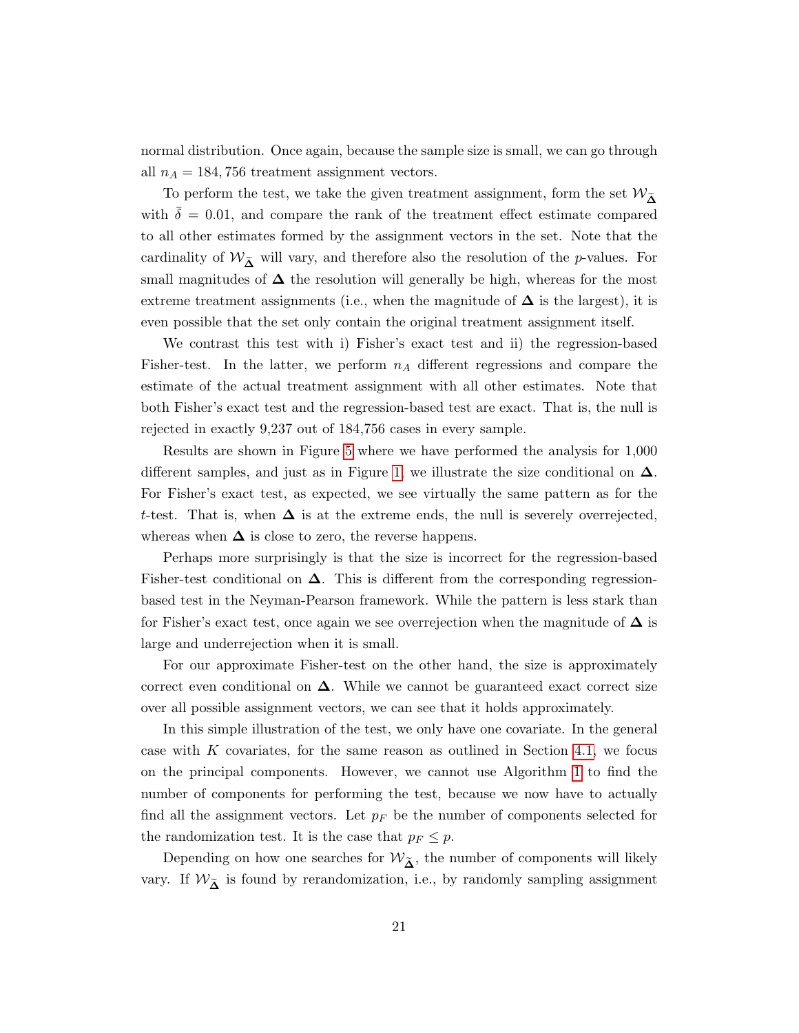normal distribution. Once again, because the sample size is small, we can go through all $n_A = 184,756$ treatment assignment vectors.

To perform the test, we take the given treatment assignment, form the set $\mathcal{W}_{\tilde{\boldsymbol{\Delta}}}$ with $\bar{\delta} = 0.01$, and compare the rank of the treatment effect estimate compared to all other estimates formed by the assignment vectors in the set. Note that the cardinality of $\mathcal{W}_{\tilde{\boldsymbol{\Delta}}}$ will vary, and therefore also the resolution of the $p$-values. For small magnitudes of $\boldsymbol{\Delta}$ the resolution will generally be high, whereas for the most extreme treatment assignments (i.e., when the magnitude of $\boldsymbol{\Delta}$ is the largest), it is even possible that the set only contain the original treatment assignment itself.

We contrast this test with i) Fisher's exact test and ii) the regression-based Fisher-test. In the latter, we perform $n_A$ different regressions and compare the estimate of the actual treatment assignment with all other estimates. Note that both Fisher's exact test and the regression-based test are exact. That is, the null is rejected in exactly 9,237 out of 184,756 cases in every sample.

Results are shown in Figure 5 where we have performed the analysis for 1,000 different samples, and just as in Figure 1, we illustrate the size conditional on $\boldsymbol{\Delta}$. For Fisher's exact test, as expected, we see virtually the same pattern as for the $t$-test. That is, when $\boldsymbol{\Delta}$ is at the extreme ends, the null is severely overrejected, whereas when $\boldsymbol{\Delta}$ is close to zero, the reverse happens.

Perhaps more surprisingly is that the size is incorrect for the regression-based Fisher-test conditional on $\boldsymbol{\Delta}$. This is different from the corresponding regression-based test in the Neyman-Pearson framework. While the pattern is less stark than for Fisher's exact test, once again we see overrejection when the magnitude of $\boldsymbol{\Delta}$ is large and underrejection when it is small.

For our approximate Fisher-test on the other hand, the size is approximately correct even conditional on $\boldsymbol{\Delta}$. While we cannot be guaranteed exact correct size over all possible assignment vectors, we can see that it holds approximately.

In this simple illustration of the test, we only have one covariate. In the general case with $K$ covariates, for the same reason as outlined in Section 4.1, we focus on the principal components. However, we cannot use Algorithm 1 to find the number of components for performing the test, because we now have to actually find all the assignment vectors. Let $p_F$ be the number of components selected for the randomization test. It is the case that $p_F \leq p$.

Depending on how one searches for $\mathcal{W}_{\tilde{\boldsymbol{\Delta}}}$, the number of components will likely vary. If $\mathcal{W}_{\tilde{\boldsymbol{\Delta}}}$ is found by rerandomization, i.e., by randomly sampling assignment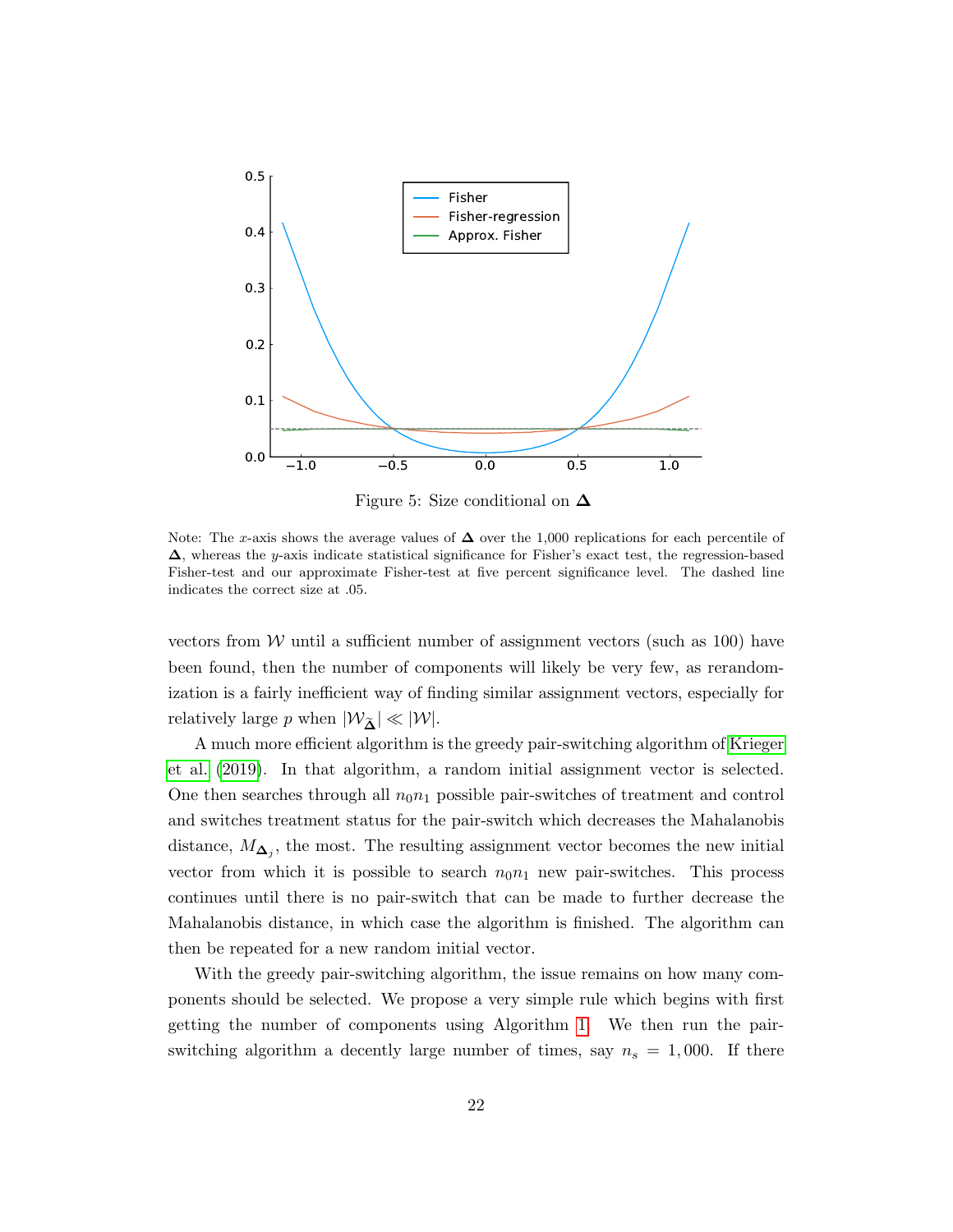Figure 5: Size conditional on $\boldsymbol{\Delta}$

Note: The $x$-axis shows the average values of $\boldsymbol{\Delta}$ over the 1,000 replications for each percentile of $\boldsymbol{\Delta}$, whereas the $y$-axis indicate statistical significance for Fisher's exact test, the regression-based Fisher-test and our approximate Fisher-test at five percent significance level. The dashed line indicates the correct size at .05.

vectors from $\mathcal{W}$ until a sufficient number of assignment vectors (such as 100) have been found, then the number of components will likely be very few, as rerandomization is a fairly inefficient way of finding similar assignment vectors, especially for relatively large $p$ when $|\mathcal{W}_{\widetilde{\boldsymbol{\Delta}}}| \ll |\mathcal{W}|$.

A much more efficient algorithm is the greedy pair-switching algorithm of Krieger et al. (2019). In that algorithm, a random initial assignment vector is selected. One then searches through all $n_0 n_1$ possible pair-switches of treatment and control and switches treatment status for the pair-switch which decreases the Mahalanobis distance, $M_{\boldsymbol{\Delta}_j}$, the most. The resulting assignment vector becomes the new initial vector from which it is possible to search $n_0 n_1$ new pair-switches. This process continues until there is no pair-switch that can be made to further decrease the Mahalanobis distance, in which case the algorithm is finished. The algorithm can then be repeated for a new random initial vector.

With the greedy pair-switching algorithm, the issue remains on how many components should be selected. We propose a very simple rule which begins with first getting the number of components using Algorithm 1. We then run the pair-switching algorithm a decently large number of times, say $n_s = 1{,}000$. If there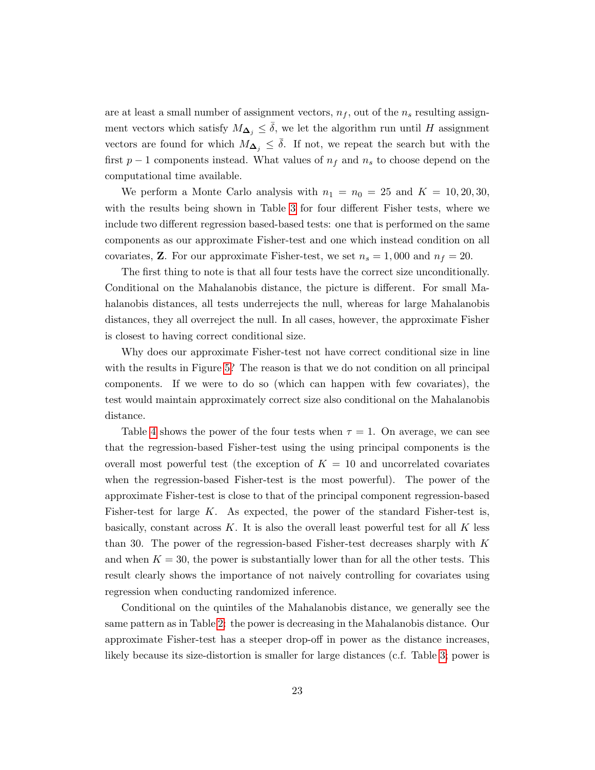are at least a small number of assignment vectors, $n_f$, out of the $n_s$ resulting assignment vectors which satisfy $M_{\mathbf{\Delta}_j} \leq \bar{\delta}$, we let the algorithm run until $H$ assignment vectors are found for which $M_{\mathbf{\Delta}_j} \leq \bar{\delta}$. If not, we repeat the search but with the first $p-1$ components instead. What values of $n_f$ and $n_s$ to choose depend on the computational time available.

We perform a Monte Carlo analysis with $n_1 = n_0 = 25$ and $K = 10, 20, 30$, with the results being shown in Table 3 for four different Fisher tests, where we include two different regression based-based tests: one that is performed on the same components as our approximate Fisher-test and one which instead condition on all covariates, $\mathbf{Z}$. For our approximate Fisher-test, we set $n_s = 1,000$ and $n_f = 20$.

The first thing to note is that all four tests have the correct size unconditionally. Conditional on the Mahalanobis distance, the picture is different. For small Mahalanobis distances, all tests underrejects the null, whereas for large Mahalanobis distances, they all overreject the null. In all cases, however, the approximate Fisher is closest to having correct conditional size.

Why does our approximate Fisher-test not have correct conditional size in line with the results in Figure 5? The reason is that we do not condition on all principal components. If we were to do so (which can happen with few covariates), the test would maintain approximately correct size also conditional on the Mahalanobis distance.

Table 4 shows the power of the four tests when $\tau = 1$. On average, we can see that the regression-based Fisher-test using the using principal components is the overall most powerful test (the exception of $K = 10$ and uncorrelated covariates when the regression-based Fisher-test is the most powerful). The power of the approximate Fisher-test is close to that of the principal component regression-based Fisher-test for large $K$. As expected, the power of the standard Fisher-test is, basically, constant across $K$. It is also the overall least powerful test for all $K$ less than 30. The power of the regression-based Fisher-test decreases sharply with $K$ and when $K = 30$, the power is substantially lower than for all the other tests. This result clearly shows the importance of not naively controlling for covariates using regression when conducting randomized inference.

Conditional on the quintiles of the Mahalanobis distance, we generally see the same pattern as in Table 2: the power is decreasing in the Mahalanobis distance. Our approximate Fisher-test has a steeper drop-off in power as the distance increases, likely because its size-distortion is smaller for large distances (c.f. Table 3; power is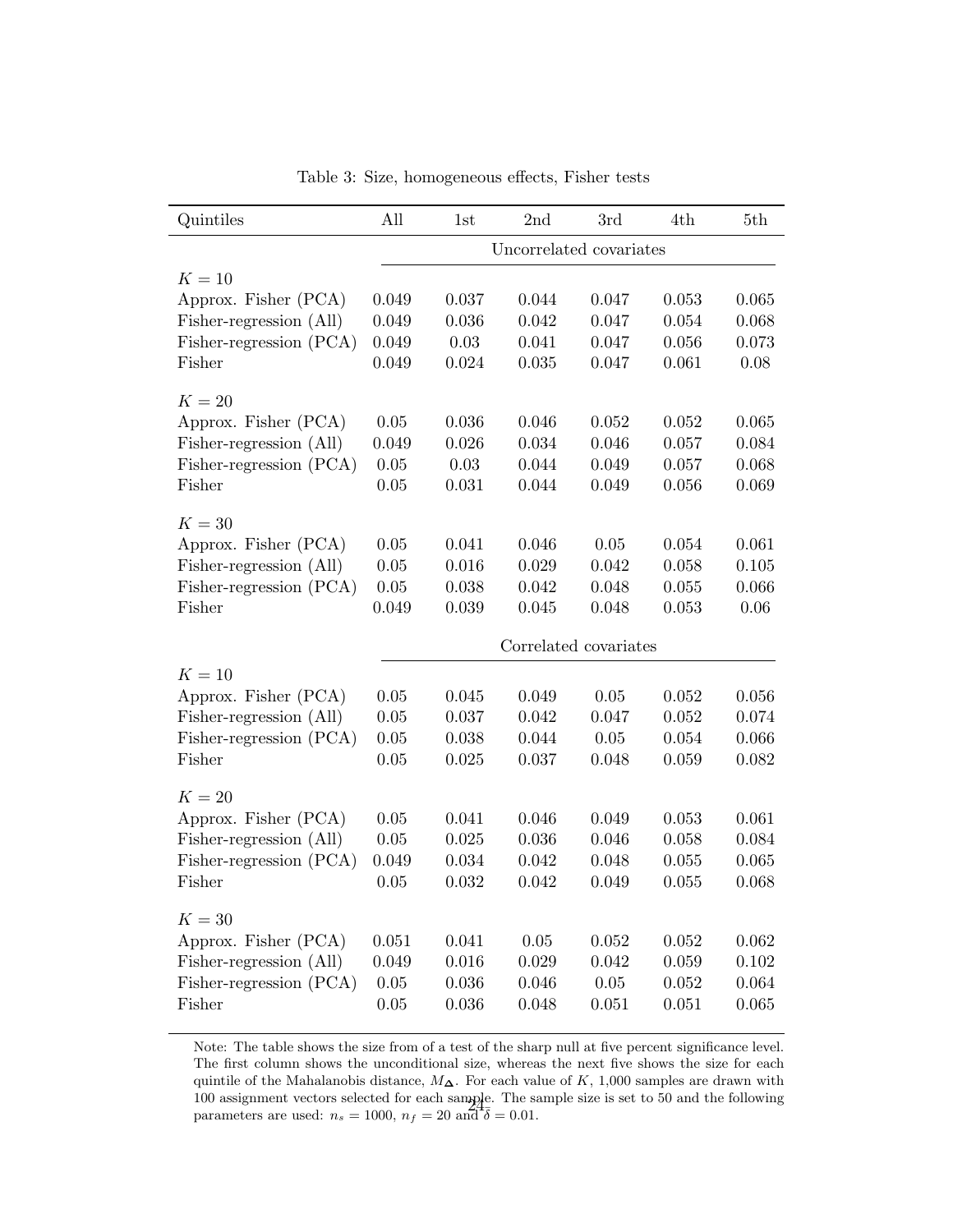Table 3: Size, homogeneous effects, Fisher tests

| Quintiles | All | 1st | 2nd | 3rd | 4th | 5th |
|---|---|---|---|---|---|---|
| | Uncorrelated covariates | | | | | |
| $K = 10$ | | | | | | |
| Approx. Fisher (PCA) | 0.049 | 0.037 | 0.044 | 0.047 | 0.053 | 0.065 |
| Fisher-regression (All) | 0.049 | 0.036 | 0.042 | 0.047 | 0.054 | 0.068 |
| Fisher-regression (PCA) | 0.049 | 0.03 | 0.041 | 0.047 | 0.056 | 0.073 |
| Fisher | 0.049 | 0.024 | 0.035 | 0.047 | 0.061 | 0.08 |
| $K = 20$ | | | | | | |
| Approx. Fisher (PCA) | 0.05 | 0.036 | 0.046 | 0.052 | 0.052 | 0.065 |
| Fisher-regression (All) | 0.049 | 0.026 | 0.034 | 0.046 | 0.057 | 0.084 |
| Fisher-regression (PCA) | 0.05 | 0.03 | 0.044 | 0.049 | 0.057 | 0.068 |
| Fisher | 0.05 | 0.031 | 0.044 | 0.049 | 0.056 | 0.069 |
| $K = 30$ | | | | | | |
| Approx. Fisher (PCA) | 0.05 | 0.041 | 0.046 | 0.05 | 0.054 | 0.061 |
| Fisher-regression (All) | 0.05 | 0.016 | 0.029 | 0.042 | 0.058 | 0.105 |
| Fisher-regression (PCA) | 0.05 | 0.038 | 0.042 | 0.048 | 0.055 | 0.066 |
| Fisher | 0.049 | 0.039 | 0.045 | 0.048 | 0.053 | 0.06 |
| | Correlated covariates | | | | | |
| $K = 10$ | | | | | | |
| Approx. Fisher (PCA) | 0.05 | 0.045 | 0.049 | 0.05 | 0.052 | 0.056 |
| Fisher-regression (All) | 0.05 | 0.037 | 0.042 | 0.047 | 0.052 | 0.074 |
| Fisher-regression (PCA) | 0.05 | 0.038 | 0.044 | 0.05 | 0.054 | 0.066 |
| Fisher | 0.05 | 0.025 | 0.037 | 0.048 | 0.059 | 0.082 |
| $K = 20$ | | | | | | |
| Approx. Fisher (PCA) | 0.05 | 0.041 | 0.046 | 0.049 | 0.053 | 0.061 |
| Fisher-regression (All) | 0.05 | 0.025 | 0.036 | 0.046 | 0.058 | 0.084 |
| Fisher-regression (PCA) | 0.049 | 0.034 | 0.042 | 0.048 | 0.055 | 0.065 |
| Fisher | 0.05 | 0.032 | 0.042 | 0.049 | 0.055 | 0.068 |
| $K = 30$ | | | | | | |
| Approx. Fisher (PCA) | 0.051 | 0.041 | 0.05 | 0.052 | 0.052 | 0.062 |
| Fisher-regression (All) | 0.049 | 0.016 | 0.029 | 0.042 | 0.059 | 0.102 |
| Fisher-regression (PCA) | 0.05 | 0.036 | 0.046 | 0.05 | 0.052 | 0.064 |
| Fisher | 0.05 | 0.036 | 0.048 | 0.051 | 0.051 | 0.065 |

Note: The table shows the size from of a test of the sharp null at five percent significance level. The first column shows the unconditional size, whereas the next five shows the size for each quintile of the Mahalanobis distance, $M_{\boldsymbol{\Delta}}$. For each value of $K$, 1,000 samples are drawn with 100 assignment vectors selected for each sample. The sample size is set to 50 and the following parameters are used: $n_s = 1000$, $n_f = 20$ and $\bar{\delta} = 0.01$.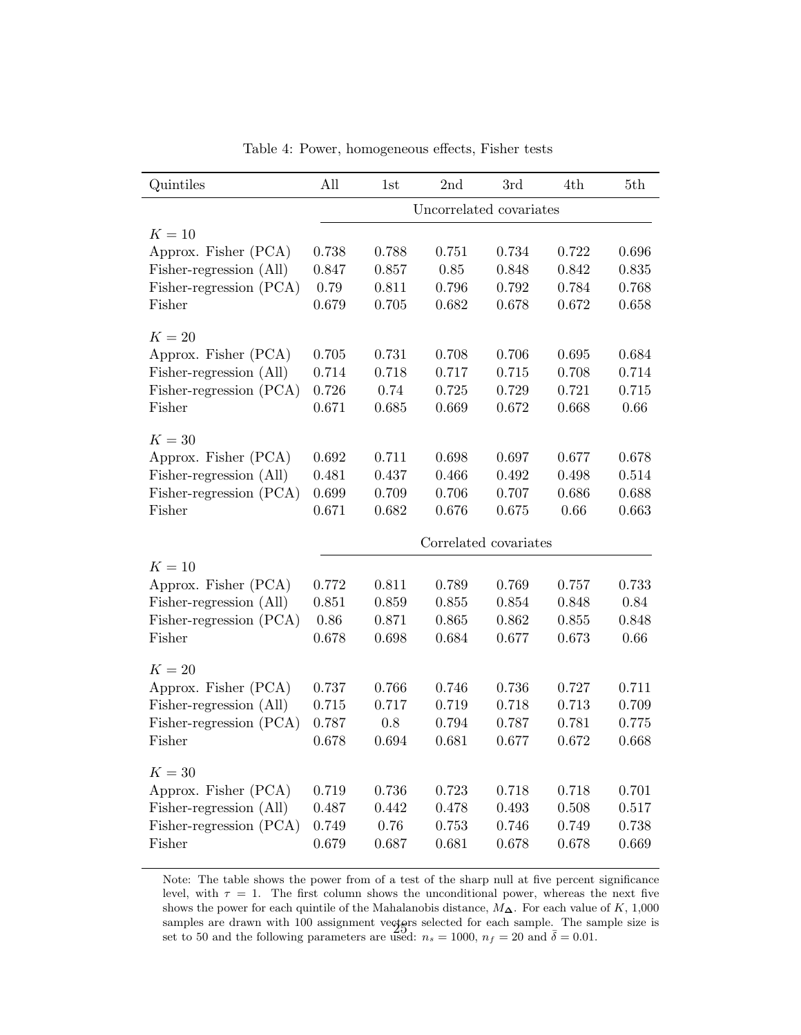Table 4: Power, homogeneous effects, Fisher tests

| Quintiles | All | 1st | 2nd | 3rd | 4th | 5th |
|---|---|---|---|---|---|---|
| | Uncorrelated covariates | | | | | |
| $K = 10$ | | | | | | |
| Approx. Fisher (PCA) | 0.738 | 0.788 | 0.751 | 0.734 | 0.722 | 0.696 |
| Fisher-regression (All) | 0.847 | 0.857 | 0.85 | 0.848 | 0.842 | 0.835 |
| Fisher-regression (PCA) | 0.79 | 0.811 | 0.796 | 0.792 | 0.784 | 0.768 |
| Fisher | 0.679 | 0.705 | 0.682 | 0.678 | 0.672 | 0.658 |
| $K = 20$ | | | | | | |
| Approx. Fisher (PCA) | 0.705 | 0.731 | 0.708 | 0.706 | 0.695 | 0.684 |
| Fisher-regression (All) | 0.714 | 0.718 | 0.717 | 0.715 | 0.708 | 0.714 |
| Fisher-regression (PCA) | 0.726 | 0.74 | 0.725 | 0.729 | 0.721 | 0.715 |
| Fisher | 0.671 | 0.685 | 0.669 | 0.672 | 0.668 | 0.66 |
| $K = 30$ | | | | | | |
| Approx. Fisher (PCA) | 0.692 | 0.711 | 0.698 | 0.697 | 0.677 | 0.678 |
| Fisher-regression (All) | 0.481 | 0.437 | 0.466 | 0.492 | 0.498 | 0.514 |
| Fisher-regression (PCA) | 0.699 | 0.709 | 0.706 | 0.707 | 0.686 | 0.688 |
| Fisher | 0.671 | 0.682 | 0.676 | 0.675 | 0.66 | 0.663 |
| | Correlated covariates | | | | | |
| $K = 10$ | | | | | | |
| Approx. Fisher (PCA) | 0.772 | 0.811 | 0.789 | 0.769 | 0.757 | 0.733 |
| Fisher-regression (All) | 0.851 | 0.859 | 0.855 | 0.854 | 0.848 | 0.84 |
| Fisher-regression (PCA) | 0.86 | 0.871 | 0.865 | 0.862 | 0.855 | 0.848 |
| Fisher | 0.678 | 0.698 | 0.684 | 0.677 | 0.673 | 0.66 |
| $K = 20$ | | | | | | |
| Approx. Fisher (PCA) | 0.737 | 0.766 | 0.746 | 0.736 | 0.727 | 0.711 |
| Fisher-regression (All) | 0.715 | 0.717 | 0.719 | 0.718 | 0.713 | 0.709 |
| Fisher-regression (PCA) | 0.787 | 0.8 | 0.794 | 0.787 | 0.781 | 0.775 |
| Fisher | 0.678 | 0.694 | 0.681 | 0.677 | 0.672 | 0.668 |
| $K = 30$ | | | | | | |
| Approx. Fisher (PCA) | 0.719 | 0.736 | 0.723 | 0.718 | 0.718 | 0.701 |
| Fisher-regression (All) | 0.487 | 0.442 | 0.478 | 0.493 | 0.508 | 0.517 |
| Fisher-regression (PCA) | 0.749 | 0.76 | 0.753 | 0.746 | 0.749 | 0.738 |
| Fisher | 0.679 | 0.687 | 0.681 | 0.678 | 0.678 | 0.669 |

Note: The table shows the power from of a test of the sharp null at five percent significance level, with $\tau = 1$. The first column shows the unconditional power, whereas the next five shows the power for each quintile of the Mahalanobis distance, $M_{\boldsymbol{\Delta}}$. For each value of $K$, 1,000 samples are drawn with 100 assignment vectors selected for each sample. The sample size is set to 50 and the following parameters are used: $n_s = 1000$, $n_f = 20$ and $\bar{\delta} = 0.01$.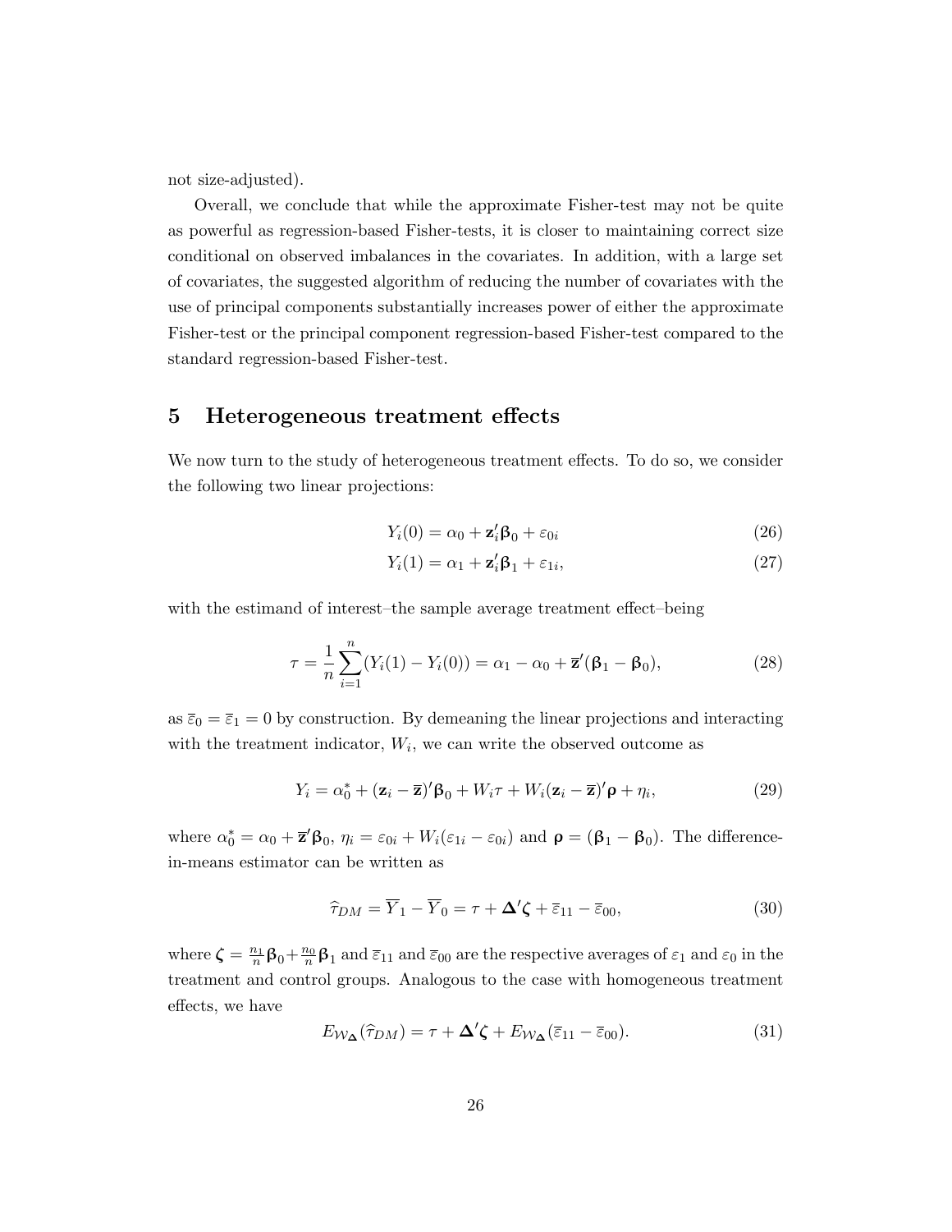not size-adjusted).

Overall, we conclude that while the approximate Fisher-test may not be quite as powerful as regression-based Fisher-tests, it is closer to maintaining correct size conditional on observed imbalances in the covariates. In addition, with a large set of covariates, the suggested algorithm of reducing the number of covariates with the use of principal components substantially increases power of either the approximate Fisher-test or the principal component regression-based Fisher-test compared to the standard regression-based Fisher-test.

## 5 Heterogeneous treatment effects

We now turn to the study of heterogeneous treatment effects. To do so, we consider the following two linear projections:

$$Y_i(0) = \alpha_0 + \mathbf{z}_i' \boldsymbol{\beta}_0 + \varepsilon_{0i} \tag{26}$$

$$Y_i(1) = \alpha_1 + \mathbf{z}_i' \boldsymbol{\beta}_1 + \varepsilon_{1i}, \tag{27}$$

with the estimand of interest–the sample average treatment effect–being

$$\tau = \frac{1}{n}\sum_{i=1}^{n}(Y_i(1) - Y_i(0)) = \alpha_1 - \alpha_0 + \overline{\mathbf{z}}'(\boldsymbol{\beta}_1 - \boldsymbol{\beta}_0), \tag{28}$$

as $\overline{\varepsilon}_0 = \overline{\varepsilon}_1 = 0$ by construction. By demeaning the linear projections and interacting with the treatment indicator, $W_i$, we can write the observed outcome as

$$Y_i = \alpha_0^* + (\mathbf{z}_i - \overline{\mathbf{z}})'\boldsymbol{\beta}_0 + W_i\tau + W_i(\mathbf{z}_i - \overline{\mathbf{z}})'\boldsymbol{\rho} + \eta_i, \tag{29}$$

where $\alpha_0^* = \alpha_0 + \overline{\mathbf{z}}'\boldsymbol{\beta}_0$, $\eta_i = \varepsilon_{0i} + W_i(\varepsilon_{1i} - \varepsilon_{0i})$ and $\boldsymbol{\rho} = (\boldsymbol{\beta}_1 - \boldsymbol{\beta}_0)$. The difference-in-means estimator can be written as

$$\widehat{\tau}_{DM} = \overline{Y}_1 - \overline{Y}_0 = \tau + \boldsymbol{\Delta}'\boldsymbol{\zeta} + \overline{\varepsilon}_{11} - \overline{\varepsilon}_{00}, \tag{30}$$

where $\boldsymbol{\zeta} = \frac{n_1}{n}\boldsymbol{\beta}_0 + \frac{n_0}{n}\boldsymbol{\beta}_1$ and $\overline{\varepsilon}_{11}$ and $\overline{\varepsilon}_{00}$ are the respective averages of $\varepsilon_1$ and $\varepsilon_0$ in the treatment and control groups. Analogous to the case with homogeneous treatment effects, we have

$$E_{\mathcal{W}_{\boldsymbol{\Delta}}}(\widehat{\tau}_{DM}) = \tau + \boldsymbol{\Delta}'\boldsymbol{\zeta} + E_{\mathcal{W}_{\boldsymbol{\Delta}}}(\overline{\varepsilon}_{11} - \overline{\varepsilon}_{00}). \tag{31}$$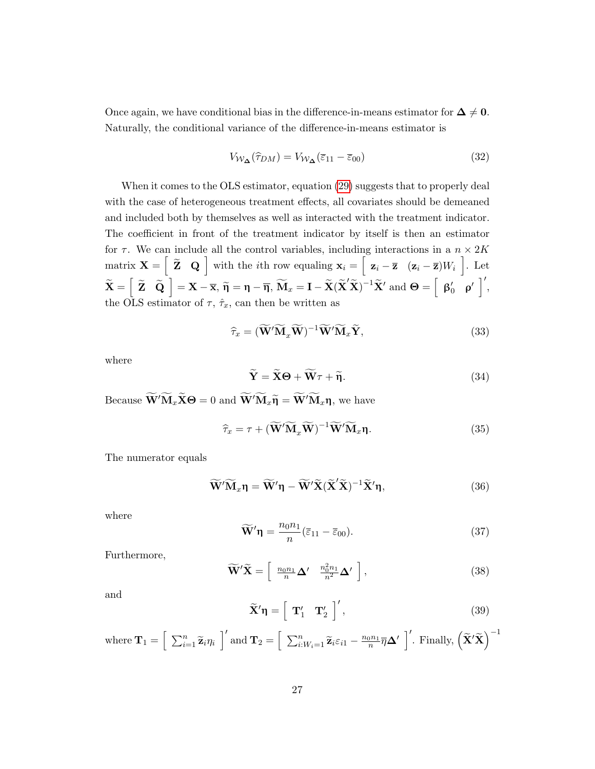Once again, we have conditional bias in the difference-in-means estimator for $\mathbf{\Delta} \neq \mathbf{0}$. Naturally, the conditional variance of the difference-in-means estimator is

$$V_{\mathcal{W}_{\mathbf{\Delta}}}(\widehat{\tau}_{DM}) = V_{\mathcal{W}_{\mathbf{\Delta}}}(\overline{\varepsilon}_{11} - \overline{\varepsilon}_{00}) \tag{32}$$

When it comes to the OLS estimator, equation (29) suggests that to properly deal with the case of heterogeneous treatment effects, all covariates should be demeaned and included both by themselves as well as interacted with the treatment indicator. The coefficient in front of the treatment indicator by itself is then an estimator for $\tau$. We can include all the control variables, including interactions in a $n \times 2K$ matrix $\mathbf{X} = \begin{bmatrix} \widetilde{\mathbf{Z}} & \mathbf{Q} \end{bmatrix}$ with the $i$th row equaling $\mathbf{x}_i = \begin{bmatrix} \mathbf{z}_i - \overline{\mathbf{z}} & (\mathbf{z}_i - \overline{\mathbf{z}})W_i \end{bmatrix}$. Let $\widetilde{\mathbf{X}} = \begin{bmatrix} \widetilde{\mathbf{Z}} & \widetilde{\mathbf{Q}} \end{bmatrix} = \mathbf{X} - \overline{\mathbf{x}}$, $\widetilde{\boldsymbol{\eta}} = \boldsymbol{\eta} - \overline{\boldsymbol{\eta}}$, $\widetilde{\mathbf{M}}_x = \mathbf{I} - \widetilde{\mathbf{X}}(\widetilde{\mathbf{X}}'\widetilde{\mathbf{X}})^{-1}\widetilde{\mathbf{X}}'$ and $\boldsymbol{\Theta} = \begin{bmatrix} \boldsymbol{\beta}_0' & \boldsymbol{\rho}' \end{bmatrix}'$, the OLS estimator of $\tau$, $\hat{\tau}_x$, can then be written as

$$\widehat{\tau}_x = (\widetilde{\mathbf{W}}'\widetilde{\mathbf{M}}_x\widetilde{\mathbf{W}})^{-1}\widetilde{\mathbf{W}}'\widetilde{\mathbf{M}}_x\widetilde{\mathbf{Y}}, \tag{33}$$

where

$$\widetilde{\mathbf{Y}} = \widetilde{\mathbf{X}}\boldsymbol{\Theta} + \widetilde{\mathbf{W}}\tau + \widetilde{\boldsymbol{\eta}}. \tag{34}$$

Because $\widetilde{\mathbf{W}}'\widetilde{\mathbf{M}}_x\widetilde{\mathbf{X}}\boldsymbol{\Theta} = 0$ and $\widetilde{\mathbf{W}}'\widetilde{\mathbf{M}}_x\widetilde{\boldsymbol{\eta}} = \widetilde{\mathbf{W}}'\widetilde{\mathbf{M}}_x\boldsymbol{\eta}$, we have

$$\widehat{\tau}_x = \tau + (\widetilde{\mathbf{W}}'\widetilde{\mathbf{M}}_x\widetilde{\mathbf{W}})^{-1}\widetilde{\mathbf{W}}'\widetilde{\mathbf{M}}_x\boldsymbol{\eta}. \tag{35}$$

The numerator equals

$$\widetilde{\mathbf{W}}'\widetilde{\mathbf{M}}_x\boldsymbol{\eta} = \widetilde{\mathbf{W}}'\boldsymbol{\eta} - \widetilde{\mathbf{W}}'\widetilde{\mathbf{X}}(\widetilde{\mathbf{X}}'\widetilde{\mathbf{X}})^{-1}\widetilde{\mathbf{X}}'\boldsymbol{\eta}, \tag{36}$$

where

$$\widetilde{\mathbf{W}}'\boldsymbol{\eta} = \frac{n_0 n_1}{n}(\overline{\varepsilon}_{11} - \overline{\varepsilon}_{00}). \tag{37}$$

Furthermore,

$$\widetilde{\mathbf{W}}'\widetilde{\mathbf{X}} = \begin{bmatrix} \frac{n_0 n_1}{n}\mathbf{\Delta}' & \frac{n_0^2 n_1}{n^2}\mathbf{\Delta}' \end{bmatrix}, \tag{38}$$

and

$$\widetilde{\mathbf{X}}'\boldsymbol{\eta} = \begin{bmatrix} \mathbf{T}_1' & \mathbf{T}_2' \end{bmatrix}', \tag{39}$$

where $\mathbf{T}_1 = \begin{bmatrix} \sum_{i=1}^{n} \widetilde{\mathbf{z}}_i \eta_i \end{bmatrix}'$ and $\mathbf{T}_2 = \begin{bmatrix} \sum_{i:W_i=1}^{n} \widetilde{\mathbf{z}}_i \varepsilon_{i1} - \frac{n_0 n_1}{n}\overline{\eta}\mathbf{\Delta}' \end{bmatrix}'$. Finally, $\left(\widetilde{\mathbf{X}}'\widetilde{\mathbf{X}}\right)^{-1}$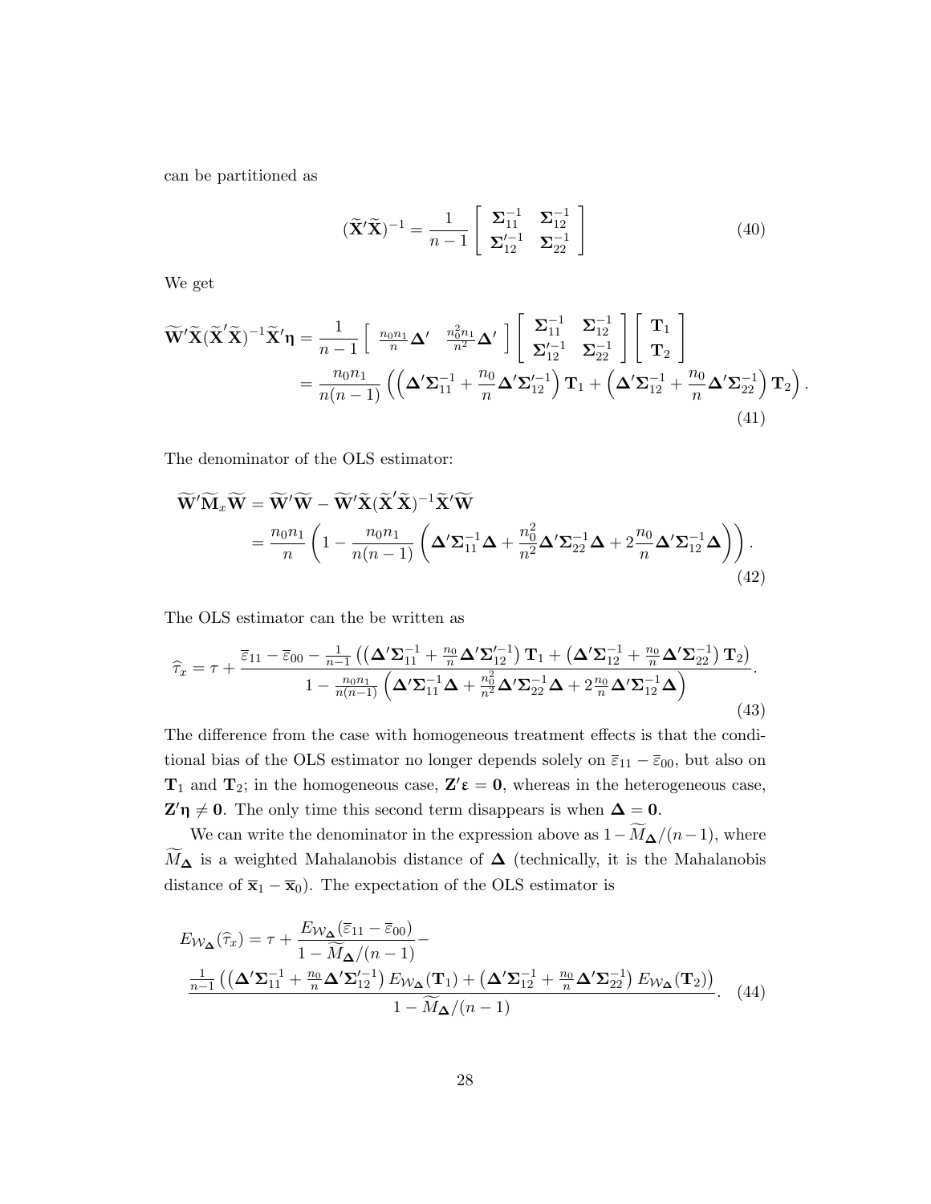can be partitioned as

$$
(\widetilde{\mathbf{X}}'\widetilde{\mathbf{X}})^{-1} = \frac{1}{n-1} \left[ \begin{array}{cc} \mathbf{\Sigma}_{11}^{-1} & \mathbf{\Sigma}_{12}^{-1} \\ \mathbf{\Sigma}_{12}'^{-1} & \mathbf{\Sigma}_{22}^{-1} \end{array} \right] \tag{40}
$$

We get

$$
\begin{aligned}
\widetilde{\mathbf{W}}'\widetilde{\mathbf{X}}(\widetilde{\mathbf{X}}'\widetilde{\mathbf{X}})^{-1}\widetilde{\mathbf{X}}'\boldsymbol{\eta} &= \frac{1}{n-1} \left[ \begin{array}{cc} \frac{n_0 n_1}{n}\mathbf{\Delta}' & \frac{n_0^2 n_1}{n^2}\mathbf{\Delta}' \end{array} \right] \left[ \begin{array}{cc} \mathbf{\Sigma}_{11}^{-1} & \mathbf{\Sigma}_{12}^{-1} \\ \mathbf{\Sigma}_{12}'^{-1} & \mathbf{\Sigma}_{22}^{-1} \end{array} \right] \left[ \begin{array}{c} \mathbf{T}_1 \\ \mathbf{T}_2 \end{array} \right] \\
&= \frac{n_0 n_1}{n(n-1)} \left( \left( \mathbf{\Delta}'\mathbf{\Sigma}_{11}^{-1} + \frac{n_0}{n}\mathbf{\Delta}'\mathbf{\Sigma}_{12}'^{-1} \right) \mathbf{T}_1 + \left( \mathbf{\Delta}'\mathbf{\Sigma}_{12}^{-1} + \frac{n_0}{n}\mathbf{\Delta}'\mathbf{\Sigma}_{22}^{-1} \right) \mathbf{T}_2 \right).
\end{aligned} \tag{41}
$$

The denominator of the OLS estimator:

$$
\begin{aligned}
\widetilde{\mathbf{W}}'\widetilde{\mathbf{M}}_x\widetilde{\mathbf{W}} &= \widetilde{\mathbf{W}}'\widetilde{\mathbf{W}} - \widetilde{\mathbf{W}}'\widetilde{\mathbf{X}}(\widetilde{\mathbf{X}}'\widetilde{\mathbf{X}})^{-1}\widetilde{\mathbf{X}}'\widetilde{\mathbf{W}} \\
&= \frac{n_0 n_1}{n} \left( 1 - \frac{n_0 n_1}{n(n-1)} \left( \mathbf{\Delta}'\mathbf{\Sigma}_{11}^{-1}\mathbf{\Delta} + \frac{n_0^2}{n^2}\mathbf{\Delta}'\mathbf{\Sigma}_{22}^{-1}\mathbf{\Delta} + 2\frac{n_0}{n}\mathbf{\Delta}'\mathbf{\Sigma}_{12}^{-1}\mathbf{\Delta} \right) \right).
\end{aligned} \tag{42}
$$

The OLS estimator can the be written as

$$
\widehat{\tau}_x = \tau + \frac{\overline{\varepsilon}_{11} - \overline{\varepsilon}_{00} - \frac{1}{n-1} \left( \left( \mathbf{\Delta}'\mathbf{\Sigma}_{11}^{-1} + \frac{n_0}{n}\mathbf{\Delta}'\mathbf{\Sigma}_{12}'^{-1} \right) \mathbf{T}_1 + \left( \mathbf{\Delta}'\mathbf{\Sigma}_{12}^{-1} + \frac{n_0}{n}\mathbf{\Delta}'\mathbf{\Sigma}_{22}^{-1} \right) \mathbf{T}_2 \right)}{1 - \frac{n_0 n_1}{n(n-1)} \left( \mathbf{\Delta}'\mathbf{\Sigma}_{11}^{-1}\mathbf{\Delta} + \frac{n_0^2}{n^2}\mathbf{\Delta}'\mathbf{\Sigma}_{22}^{-1}\mathbf{\Delta} + 2\frac{n_0}{n}\mathbf{\Delta}'\mathbf{\Sigma}_{12}^{-1}\mathbf{\Delta} \right)}. \tag{43}
$$

The difference from the case with homogeneous treatment effects is that the conditional bias of the OLS estimator no longer depends solely on $\overline{\varepsilon}_{11} - \overline{\varepsilon}_{00}$, but also on $\mathbf{T}_1$ and $\mathbf{T}_2$; in the homogeneous case, $\mathbf{Z}'\boldsymbol{\varepsilon} = \mathbf{0}$, whereas in the heterogeneous case, $\mathbf{Z}'\boldsymbol{\eta} \neq \mathbf{0}$. The only time this second term disappears is when $\mathbf{\Delta} = \mathbf{0}$.

We can write the denominator in the expression above as $1 - \widetilde{M}_{\mathbf{\Delta}}/(n-1)$, where $\widetilde{M}_{\mathbf{\Delta}}$ is a weighted Mahalanobis distance of $\mathbf{\Delta}$ (technically, it is the Mahalanobis distance of $\overline{\mathbf{x}}_1 - \overline{\mathbf{x}}_0$). The expectation of the OLS estimator is

$$
\begin{aligned}
E_{\mathcal{W}_{\mathbf{\Delta}}}(\widehat{\tau}_x) = \tau + &\frac{E_{\mathcal{W}_{\mathbf{\Delta}}}(\overline{\varepsilon}_{11} - \overline{\varepsilon}_{00})}{1 - \widetilde{M}_{\mathbf{\Delta}}/(n-1)} - \\
&\frac{\frac{1}{n-1} \left( \left( \mathbf{\Delta}'\mathbf{\Sigma}_{11}^{-1} + \frac{n_0}{n}\mathbf{\Delta}'\mathbf{\Sigma}_{12}'^{-1} \right) E_{\mathcal{W}_{\mathbf{\Delta}}}(\mathbf{T}_1) + \left( \mathbf{\Delta}'\mathbf{\Sigma}_{12}^{-1} + \frac{n_0}{n}\mathbf{\Delta}'\mathbf{\Sigma}_{22}^{-1} \right) E_{\mathcal{W}_{\mathbf{\Delta}}}(\mathbf{T}_2) \right)}{1 - \widetilde{M}_{\mathbf{\Delta}}/(n-1)}.
\end{aligned} \tag{44}
$$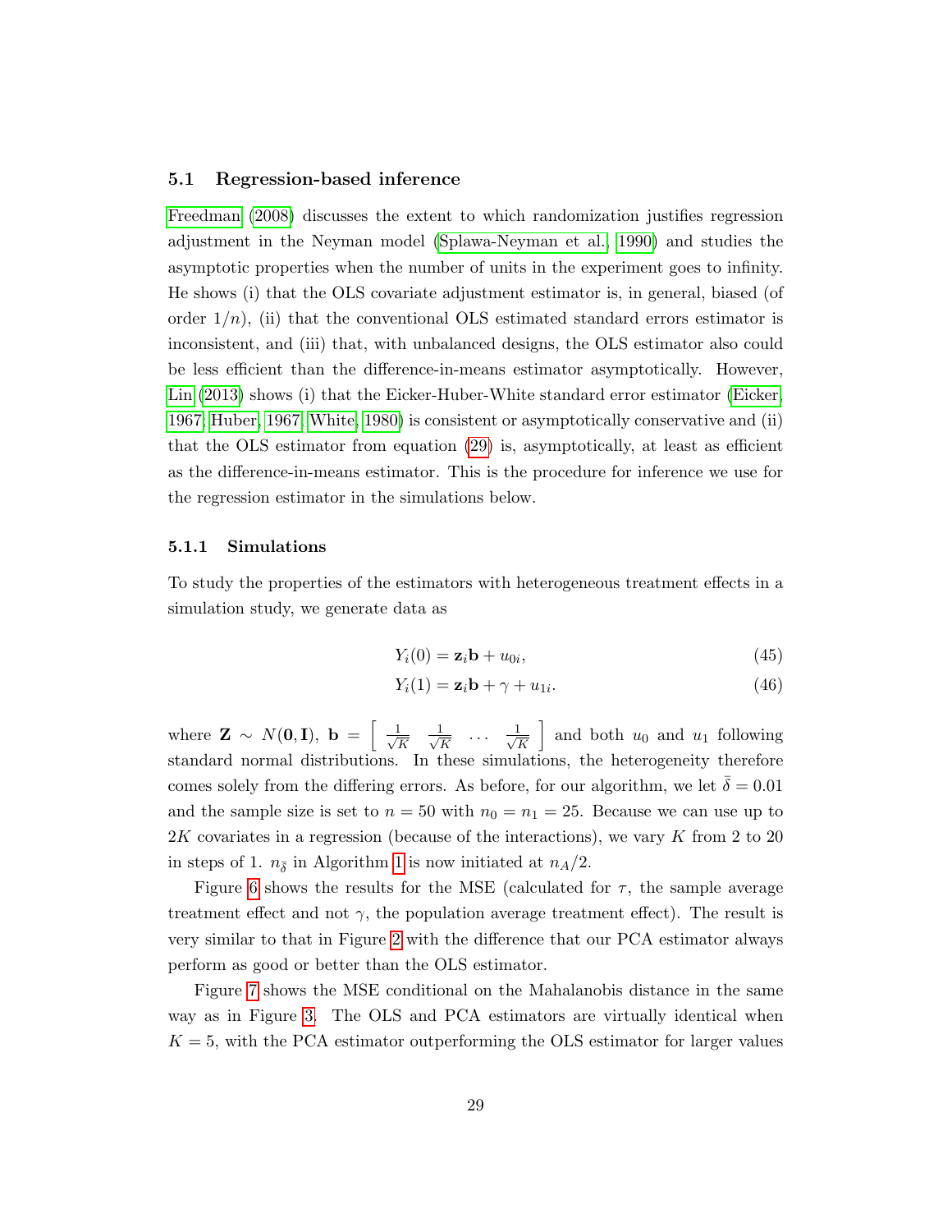### 5.1 Regression-based inference

Freedman (2008) discusses the extent to which randomization justifies regression adjustment in the Neyman model (Splawa-Neyman et al., 1990) and studies the asymptotic properties when the number of units in the experiment goes to infinity. He shows (i) that the OLS covariate adjustment estimator is, in general, biased (of order $1/n$), (ii) that the conventional OLS estimated standard errors estimator is inconsistent, and (iii) that, with unbalanced designs, the OLS estimator also could be less efficient than the difference-in-means estimator asymptotically. However, Lin (2013) shows (i) that the Eicker-Huber-White standard error estimator (Eicker, 1967; Huber, 1967; White, 1980) is consistent or asymptotically conservative and (ii) that the OLS estimator from equation (29) is, asymptotically, at least as efficient as the difference-in-means estimator. This is the procedure for inference we use for the regression estimator in the simulations below.

#### 5.1.1 Simulations

To study the properties of the estimators with heterogeneous treatment effects in a simulation study, we generate data as

$$Y_i(0) = \mathbf{z}_i \mathbf{b} + u_{0i}, \tag{45}$$

$$Y_i(1) = \mathbf{z}_i \mathbf{b} + \gamma + u_{1i}. \tag{46}$$

where $\mathbf{Z} \sim N(\mathbf{0}, \mathbf{I})$, $\mathbf{b} = \left[ \begin{array}{cccc} \frac{1}{\sqrt{K}} & \frac{1}{\sqrt{K}} & \dots & \frac{1}{\sqrt{K}} \end{array} \right]$ and both $u_0$ and $u_1$ following standard normal distributions. In these simulations, the heterogeneity therefore comes solely from the differing errors. As before, for our algorithm, we let $\bar{\delta} = 0.01$ and the sample size is set to $n = 50$ with $n_0 = n_1 = 25$. Because we can use up to $2K$ covariates in a regression (because of the interactions), we vary $K$ from 2 to 20 in steps of 1. $n_{\bar{\delta}}$ in Algorithm 1 is now initiated at $n_A/2$.

Figure 6 shows the results for the MSE (calculated for $\tau$, the sample average treatment effect and not $\gamma$, the population average treatment effect). The result is very similar to that in Figure 2 with the difference that our PCA estimator always perform as good or better than the OLS estimator.

Figure 7 shows the MSE conditional on the Mahalanobis distance in the same way as in Figure 3. The OLS and PCA estimators are virtually identical when $K = 5$, with the PCA estimator outperforming the OLS estimator for larger values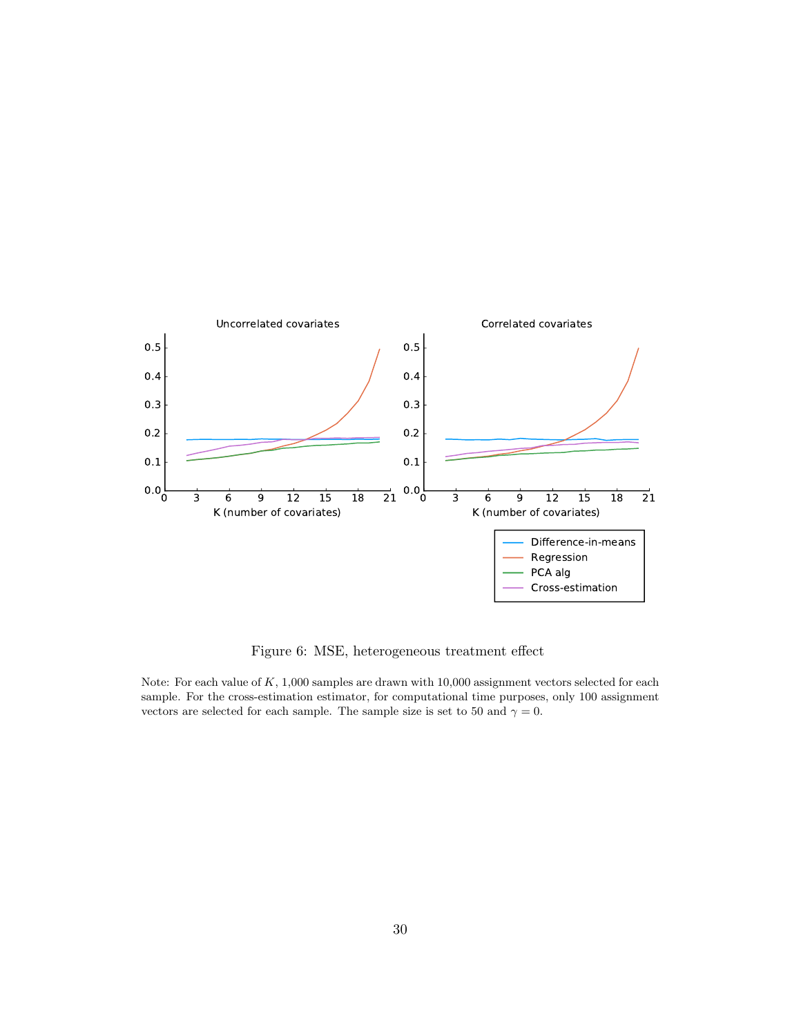Figure 6: MSE, heterogeneous treatment effect

Note: For each value of $K$, 1,000 samples are drawn with 10,000 assignment vectors selected for each sample. For the cross-estimation estimator, for computational time purposes, only 100 assignment vectors are selected for each sample. The sample size is set to 50 and $\gamma = 0$.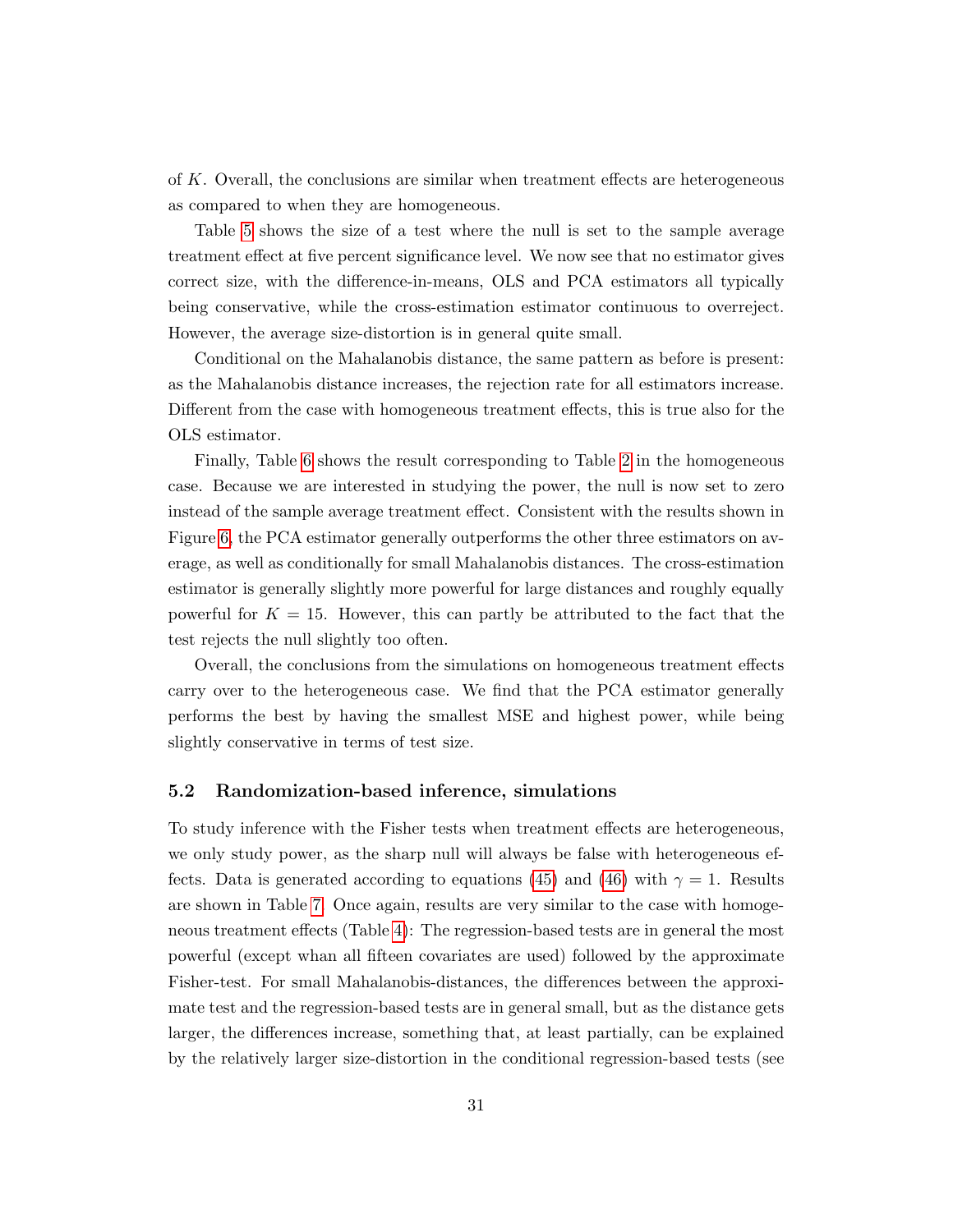of $K$. Overall, the conclusions are similar when treatment effects are heterogeneous as compared to when they are homogeneous.

Table 5 shows the size of a test where the null is set to the sample average treatment effect at five percent significance level. We now see that no estimator gives correct size, with the difference-in-means, OLS and PCA estimators all typically being conservative, while the cross-estimation estimator continuous to overreject. However, the average size-distortion is in general quite small.

Conditional on the Mahalanobis distance, the same pattern as before is present: as the Mahalanobis distance increases, the rejection rate for all estimators increase. Different from the case with homogeneous treatment effects, this is true also for the OLS estimator.

Finally, Table 6 shows the result corresponding to Table 2 in the homogeneous case. Because we are interested in studying the power, the null is now set to zero instead of the sample average treatment effect. Consistent with the results shown in Figure 6, the PCA estimator generally outperforms the other three estimators on average, as well as conditionally for small Mahalanobis distances. The cross-estimation estimator is generally slightly more powerful for large distances and roughly equally powerful for $K = 15$. However, this can partly be attributed to the fact that the test rejects the null slightly too often.

Overall, the conclusions from the simulations on homogeneous treatment effects carry over to the heterogeneous case. We find that the PCA estimator generally performs the best by having the smallest MSE and highest power, while being slightly conservative in terms of test size.

### 5.2 Randomization-based inference, simulations

To study inference with the Fisher tests when treatment effects are heterogeneous, we only study power, as the sharp null will always be false with heterogeneous effects. Data is generated according to equations (45) and (46) with $\gamma = 1$. Results are shown in Table 7. Once again, results are very similar to the case with homogeneous treatment effects (Table 4): The regression-based tests are in general the most powerful (except whan all fifteen covariates are used) followed by the approximate Fisher-test. For small Mahalanobis-distances, the differences between the approximate test and the regression-based tests are in general small, but as the distance gets larger, the differences increase, something that, at least partially, can be explained by the relatively larger size-distortion in the conditional regression-based tests (see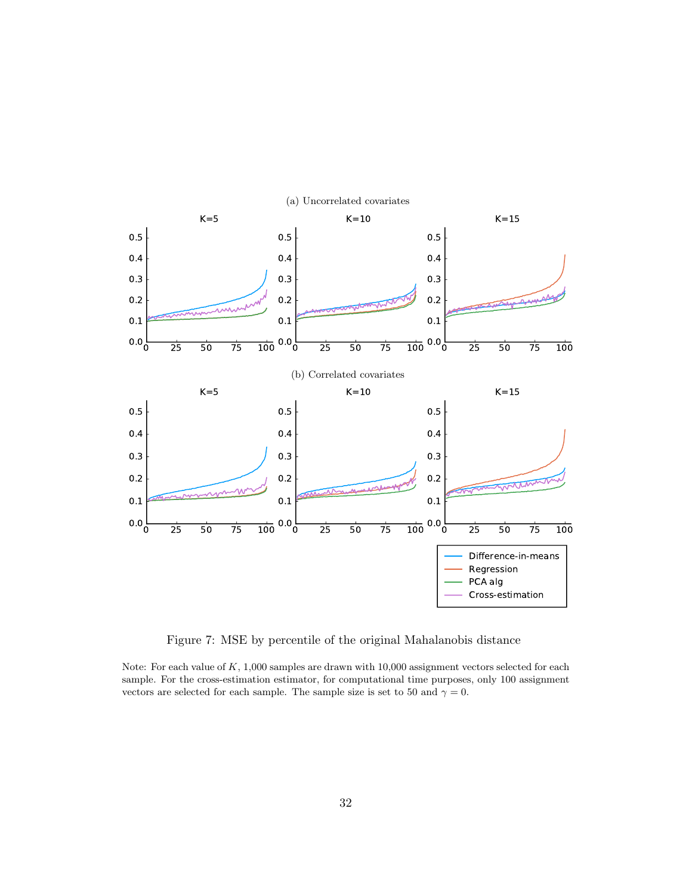(a) Uncorrelated covariates

(b) Correlated covariates

Figure 7: MSE by percentile of the original Mahalanobis distance

Note: For each value of $K$, 1,000 samples are drawn with 10,000 assignment vectors selected for each sample. For the cross-estimation estimator, for computational time purposes, only 100 assignment vectors are selected for each sample. The sample size is set to 50 and $\gamma = 0$.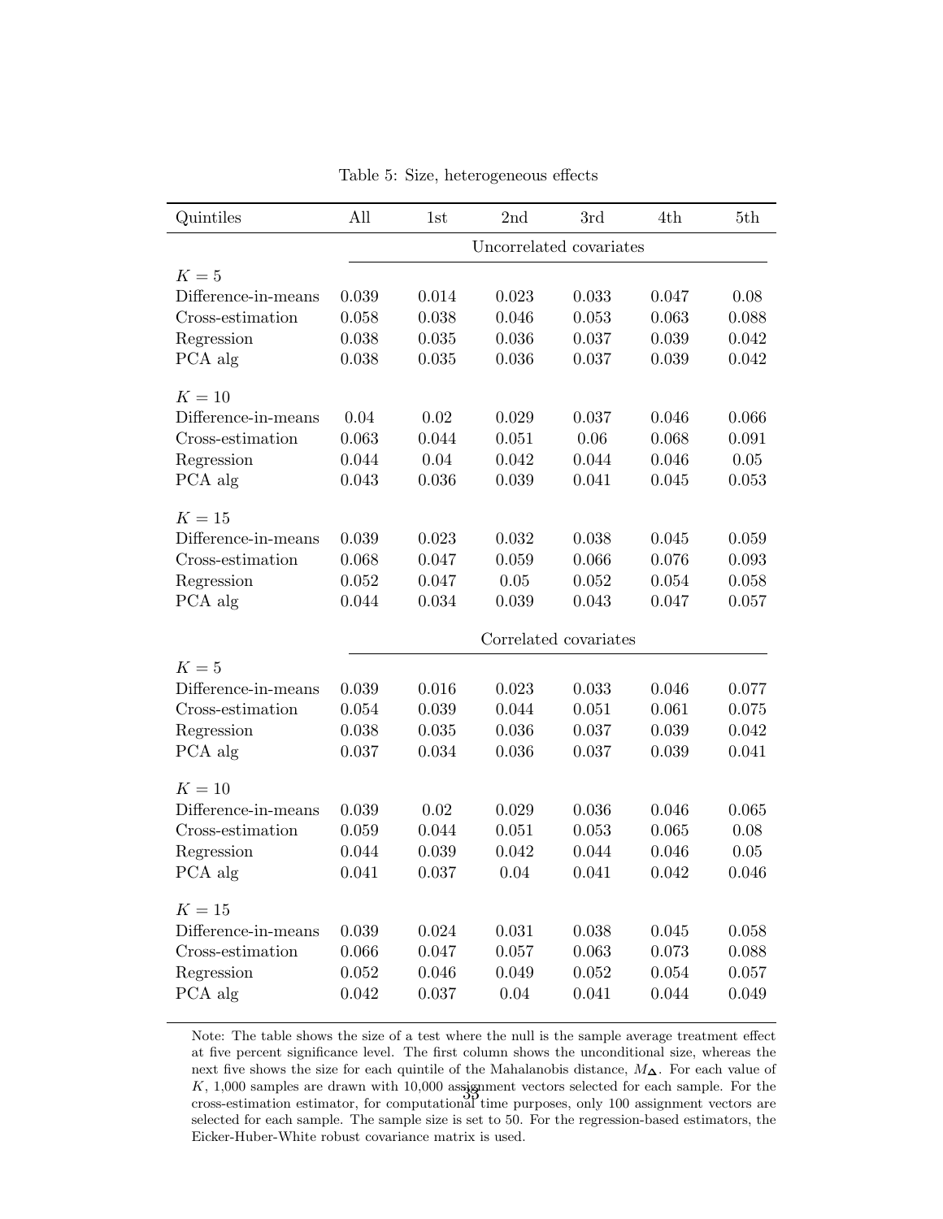Table 5: Size, heterogeneous effects

| Quintiles | All | 1st | 2nd | 3rd | 4th | 5th |
|---|---|---|---|---|---|---|
| | Uncorrelated covariates | | | | | |
| $K = 5$ | | | | | | |
| Difference-in-means | 0.039 | 0.014 | 0.023 | 0.033 | 0.047 | 0.08 |
| Cross-estimation | 0.058 | 0.038 | 0.046 | 0.053 | 0.063 | 0.088 |
| Regression | 0.038 | 0.035 | 0.036 | 0.037 | 0.039 | 0.042 |
| PCA alg | 0.038 | 0.035 | 0.036 | 0.037 | 0.039 | 0.042 |
| $K = 10$ | | | | | | |
| Difference-in-means | 0.04 | 0.02 | 0.029 | 0.037 | 0.046 | 0.066 |
| Cross-estimation | 0.063 | 0.044 | 0.051 | 0.06 | 0.068 | 0.091 |
| Regression | 0.044 | 0.04 | 0.042 | 0.044 | 0.046 | 0.05 |
| PCA alg | 0.043 | 0.036 | 0.039 | 0.041 | 0.045 | 0.053 |
| $K = 15$ | | | | | | |
| Difference-in-means | 0.039 | 0.023 | 0.032 | 0.038 | 0.045 | 0.059 |
| Cross-estimation | 0.068 | 0.047 | 0.059 | 0.066 | 0.076 | 0.093 |
| Regression | 0.052 | 0.047 | 0.05 | 0.052 | 0.054 | 0.058 |
| PCA alg | 0.044 | 0.034 | 0.039 | 0.043 | 0.047 | 0.057 |
| | Correlated covariates | | | | | |
| $K = 5$ | | | | | | |
| Difference-in-means | 0.039 | 0.016 | 0.023 | 0.033 | 0.046 | 0.077 |
| Cross-estimation | 0.054 | 0.039 | 0.044 | 0.051 | 0.061 | 0.075 |
| Regression | 0.038 | 0.035 | 0.036 | 0.037 | 0.039 | 0.042 |
| PCA alg | 0.037 | 0.034 | 0.036 | 0.037 | 0.039 | 0.041 |
| $K = 10$ | | | | | | |
| Difference-in-means | 0.039 | 0.02 | 0.029 | 0.036 | 0.046 | 0.065 |
| Cross-estimation | 0.059 | 0.044 | 0.051 | 0.053 | 0.065 | 0.08 |
| Regression | 0.044 | 0.039 | 0.042 | 0.044 | 0.046 | 0.05 |
| PCA alg | 0.041 | 0.037 | 0.04 | 0.041 | 0.042 | 0.046 |
| $K = 15$ | | | | | | |
| Difference-in-means | 0.039 | 0.024 | 0.031 | 0.038 | 0.045 | 0.058 |
| Cross-estimation | 0.066 | 0.047 | 0.057 | 0.063 | 0.073 | 0.088 |
| Regression | 0.052 | 0.046 | 0.049 | 0.052 | 0.054 | 0.057 |
| PCA alg | 0.042 | 0.037 | 0.04 | 0.041 | 0.044 | 0.049 |

Note: The table shows the size of a test where the null is the sample average treatment effect at five percent significance level. The first column shows the unconditional size, whereas the next five shows the size for each quintile of the Mahalanobis distance, $M_{\boldsymbol{\Delta}}$. For each value of $K$, 1,000 samples are drawn with 10,000 assignment vectors selected for each sample. For the cross-estimation estimator, for computational time purposes, only 100 assignment vectors are selected for each sample. The sample size is set to 50. For the regression-based estimators, the Eicker-Huber-White robust covariance matrix is used.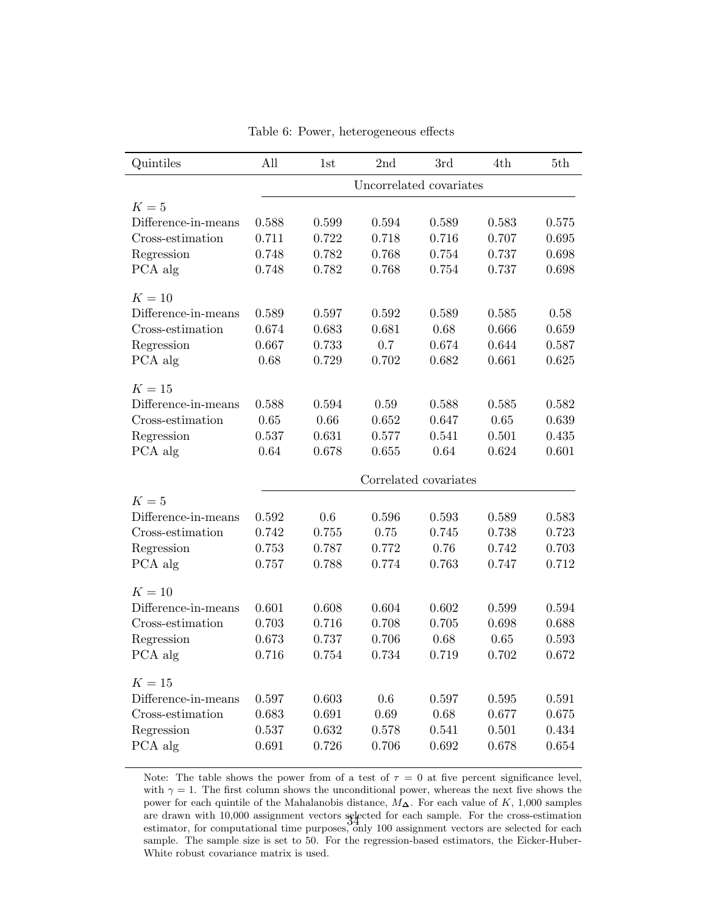Table 6: Power, heterogeneous effects

| Quintiles | All | 1st | 2nd | 3rd | 4th | 5th |
|---|---|---|---|---|---|---|
| | Uncorrelated covariates | | | | | |
| $K = 5$ | | | | | | |
| Difference-in-means | 0.588 | 0.599 | 0.594 | 0.589 | 0.583 | 0.575 |
| Cross-estimation | 0.711 | 0.722 | 0.718 | 0.716 | 0.707 | 0.695 |
| Regression | 0.748 | 0.782 | 0.768 | 0.754 | 0.737 | 0.698 |
| PCA alg | 0.748 | 0.782 | 0.768 | 0.754 | 0.737 | 0.698 |
| $K = 10$ | | | | | | |
| Difference-in-means | 0.589 | 0.597 | 0.592 | 0.589 | 0.585 | 0.58 |
| Cross-estimation | 0.674 | 0.683 | 0.681 | 0.68 | 0.666 | 0.659 |
| Regression | 0.667 | 0.733 | 0.7 | 0.674 | 0.644 | 0.587 |
| PCA alg | 0.68 | 0.729 | 0.702 | 0.682 | 0.661 | 0.625 |
| $K = 15$ | | | | | | |
| Difference-in-means | 0.588 | 0.594 | 0.59 | 0.588 | 0.585 | 0.582 |
| Cross-estimation | 0.65 | 0.66 | 0.652 | 0.647 | 0.65 | 0.639 |
| Regression | 0.537 | 0.631 | 0.577 | 0.541 | 0.501 | 0.435 |
| PCA alg | 0.64 | 0.678 | 0.655 | 0.64 | 0.624 | 0.601 |
| | Correlated covariates | | | | | |
| $K = 5$ | | | | | | |
| Difference-in-means | 0.592 | 0.6 | 0.596 | 0.593 | 0.589 | 0.583 |
| Cross-estimation | 0.742 | 0.755 | 0.75 | 0.745 | 0.738 | 0.723 |
| Regression | 0.753 | 0.787 | 0.772 | 0.76 | 0.742 | 0.703 |
| PCA alg | 0.757 | 0.788 | 0.774 | 0.763 | 0.747 | 0.712 |
| $K = 10$ | | | | | | |
| Difference-in-means | 0.601 | 0.608 | 0.604 | 0.602 | 0.599 | 0.594 |
| Cross-estimation | 0.703 | 0.716 | 0.708 | 0.705 | 0.698 | 0.688 |
| Regression | 0.673 | 0.737 | 0.706 | 0.68 | 0.65 | 0.593 |
| PCA alg | 0.716 | 0.754 | 0.734 | 0.719 | 0.702 | 0.672 |
| $K = 15$ | | | | | | |
| Difference-in-means | 0.597 | 0.603 | 0.6 | 0.597 | 0.595 | 0.591 |
| Cross-estimation | 0.683 | 0.691 | 0.69 | 0.68 | 0.677 | 0.675 |
| Regression | 0.537 | 0.632 | 0.578 | 0.541 | 0.501 | 0.434 |
| PCA alg | 0.691 | 0.726 | 0.706 | 0.692 | 0.678 | 0.654 |

Note: The table shows the power from of a test of $\tau = 0$ at five percent significance level, with $\gamma = 1$. The first column shows the unconditional power, whereas the next five shows the power for each quintile of the Mahalanobis distance, $M_{\boldsymbol{\Delta}}$. For each value of $K$, 1,000 samples are drawn with 10,000 assignment vectors selected for each sample. For the cross-estimation estimator, for computational time purposes, only 100 assignment vectors are selected for each sample. The sample size is set to 50. For the regression-based estimators, the Eicker-Huber-White robust covariance matrix is used.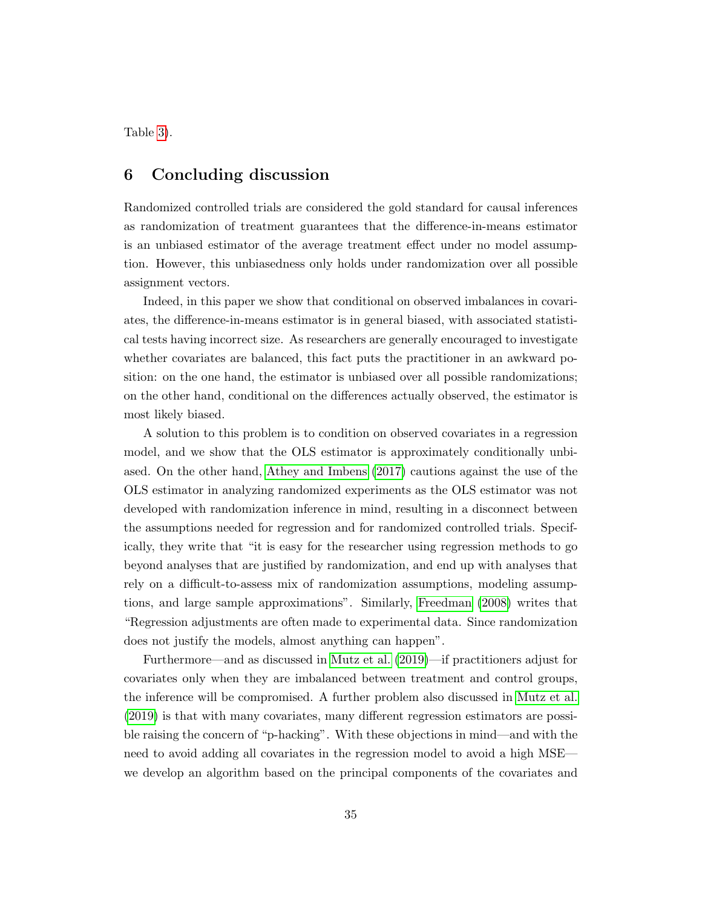Table 3).

## 6 Concluding discussion

Randomized controlled trials are considered the gold standard for causal inferences as randomization of treatment guarantees that the difference-in-means estimator is an unbiased estimator of the average treatment effect under no model assumption. However, this unbiasedness only holds under randomization over all possible assignment vectors.

Indeed, in this paper we show that conditional on observed imbalances in covariates, the difference-in-means estimator is in general biased, with associated statistical tests having incorrect size. As researchers are generally encouraged to investigate whether covariates are balanced, this fact puts the practitioner in an awkward position: on the one hand, the estimator is unbiased over all possible randomizations; on the other hand, conditional on the differences actually observed, the estimator is most likely biased.

A solution to this problem is to condition on observed covariates in a regression model, and we show that the OLS estimator is approximately conditionally unbiased. On the other hand, Athey and Imbens (2017) cautions against the use of the OLS estimator in analyzing randomized experiments as the OLS estimator was not developed with randomization inference in mind, resulting in a disconnect between the assumptions needed for regression and for randomized controlled trials. Specifically, they write that "it is easy for the researcher using regression methods to go beyond analyses that are justified by randomization, and end up with analyses that rely on a difficult-to-assess mix of randomization assumptions, modeling assumptions, and large sample approximations". Similarly, Freedman (2008) writes that "Regression adjustments are often made to experimental data. Since randomization does not justify the models, almost anything can happen".

Furthermore—and as discussed in Mutz et al. (2019)—if practitioners adjust for covariates only when they are imbalanced between treatment and control groups, the inference will be compromised. A further problem also discussed in Mutz et al. (2019) is that with many covariates, many different regression estimators are possible raising the concern of "p-hacking". With these objections in mind—and with the need to avoid adding all covariates in the regression model to avoid a high MSE—we develop an algorithm based on the principal components of the covariates and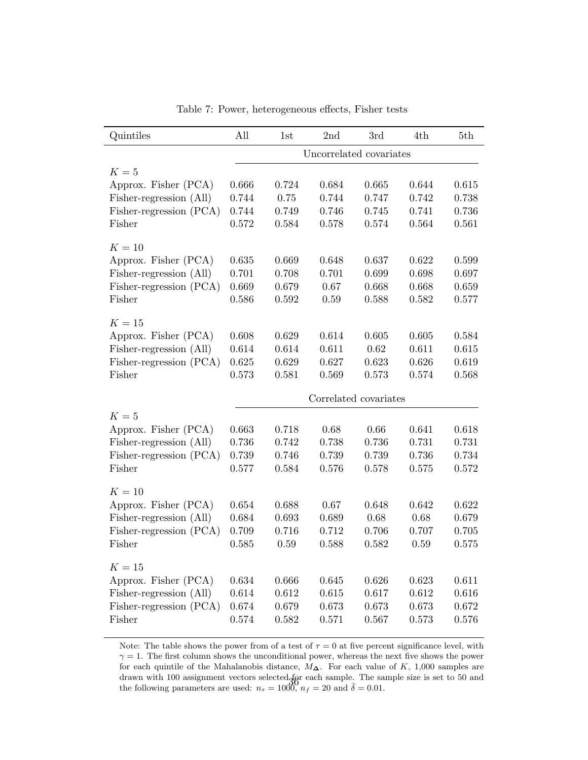Table 7: Power, heterogeneous effects, Fisher tests

| Quintiles | All | 1st | 2nd | 3rd | 4th | 5th |
|---|---|---|---|---|---|---|
| | Uncorrelated covariates | | | | | |
| $K = 5$ | | | | | | |
| Approx. Fisher (PCA) | 0.666 | 0.724 | 0.684 | 0.665 | 0.644 | 0.615 |
| Fisher-regression (All) | 0.744 | 0.75 | 0.744 | 0.747 | 0.742 | 0.738 |
| Fisher-regression (PCA) | 0.744 | 0.749 | 0.746 | 0.745 | 0.741 | 0.736 |
| Fisher | 0.572 | 0.584 | 0.578 | 0.574 | 0.564 | 0.561 |
| $K = 10$ | | | | | | |
| Approx. Fisher (PCA) | 0.635 | 0.669 | 0.648 | 0.637 | 0.622 | 0.599 |
| Fisher-regression (All) | 0.701 | 0.708 | 0.701 | 0.699 | 0.698 | 0.697 |
| Fisher-regression (PCA) | 0.669 | 0.679 | 0.67 | 0.668 | 0.668 | 0.659 |
| Fisher | 0.586 | 0.592 | 0.59 | 0.588 | 0.582 | 0.577 |
| $K = 15$ | | | | | | |
| Approx. Fisher (PCA) | 0.608 | 0.629 | 0.614 | 0.605 | 0.605 | 0.584 |
| Fisher-regression (All) | 0.614 | 0.614 | 0.611 | 0.62 | 0.611 | 0.615 |
| Fisher-regression (PCA) | 0.625 | 0.629 | 0.627 | 0.623 | 0.626 | 0.619 |
| Fisher | 0.573 | 0.581 | 0.569 | 0.573 | 0.574 | 0.568 |
| | Correlated covariates | | | | | |
| $K = 5$ | | | | | | |
| Approx. Fisher (PCA) | 0.663 | 0.718 | 0.68 | 0.66 | 0.641 | 0.618 |
| Fisher-regression (All) | 0.736 | 0.742 | 0.738 | 0.736 | 0.731 | 0.731 |
| Fisher-regression (PCA) | 0.739 | 0.746 | 0.739 | 0.739 | 0.736 | 0.734 |
| Fisher | 0.577 | 0.584 | 0.576 | 0.578 | 0.575 | 0.572 |
| $K = 10$ | | | | | | |
| Approx. Fisher (PCA) | 0.654 | 0.688 | 0.67 | 0.648 | 0.642 | 0.622 |
| Fisher-regression (All) | 0.684 | 0.693 | 0.689 | 0.68 | 0.68 | 0.679 |
| Fisher-regression (PCA) | 0.709 | 0.716 | 0.712 | 0.706 | 0.707 | 0.705 |
| Fisher | 0.585 | 0.59 | 0.588 | 0.582 | 0.59 | 0.575 |
| $K = 15$ | | | | | | |
| Approx. Fisher (PCA) | 0.634 | 0.666 | 0.645 | 0.626 | 0.623 | 0.611 |
| Fisher-regression (All) | 0.614 | 0.612 | 0.615 | 0.617 | 0.612 | 0.616 |
| Fisher-regression (PCA) | 0.674 | 0.679 | 0.673 | 0.673 | 0.673 | 0.672 |
| Fisher | 0.574 | 0.582 | 0.571 | 0.567 | 0.573 | 0.576 |

Note: The table shows the power from of a test of $\tau = 0$ at five percent significance level, with $\gamma = 1$. The first column shows the unconditional power, whereas the next five shows the power for each quintile of the Mahalanobis distance, $M_{\boldsymbol{\Delta}}$. For each value of $K$, 1,000 samples are drawn with 100 assignment vectors selected for each sample. The sample size is set to 50 and the following parameters are used: $n_s = 1000$, $n_f = 20$ and $\bar{\delta} = 0.01$.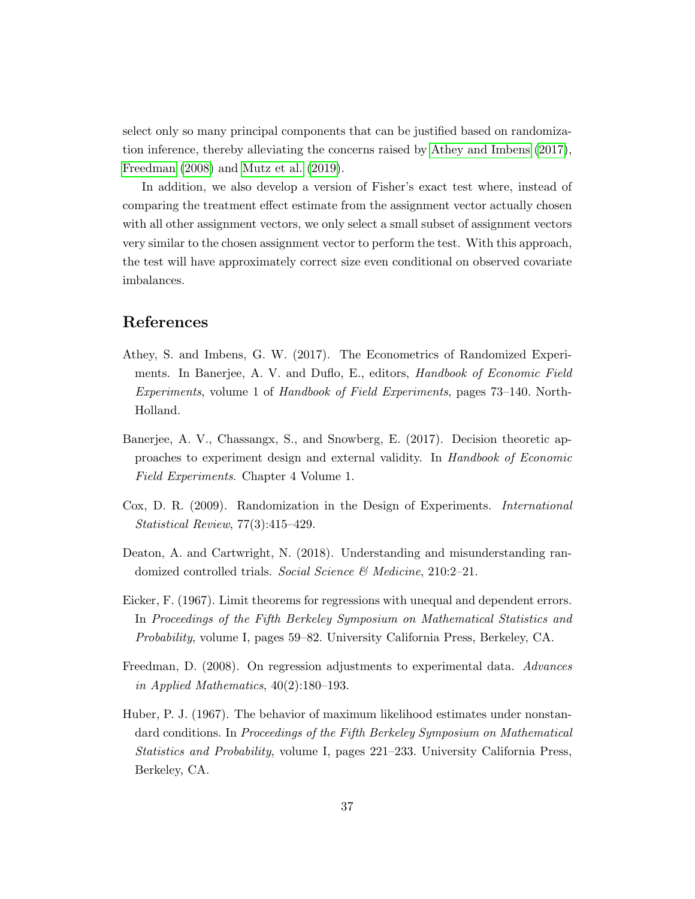select only so many principal components that can be justified based on randomization inference, thereby alleviating the concerns raised by Athey and Imbens (2017), Freedman (2008) and Mutz et al. (2019).

In addition, we also develop a version of Fisher's exact test where, instead of comparing the treatment effect estimate from the assignment vector actually chosen with all other assignment vectors, we only select a small subset of assignment vectors very similar to the chosen assignment vector to perform the test. With this approach, the test will have approximately correct size even conditional on observed covariate imbalances.

## References

Athey, S. and Imbens, G. W. (2017). The Econometrics of Randomized Experiments. In Banerjee, A. V. and Duflo, E., editors, *Handbook of Economic Field Experiments*, volume 1 of *Handbook of Field Experiments*, pages 73–140. North-Holland.

Banerjee, A. V., Chassangx, S., and Snowberg, E. (2017). Decision theoretic approaches to experiment design and external validity. In *Handbook of Economic Field Experiments*. Chapter 4 Volume 1.

Cox, D. R. (2009). Randomization in the Design of Experiments. *International Statistical Review*, 77(3):415–429.

Deaton, A. and Cartwright, N. (2018). Understanding and misunderstanding randomized controlled trials. *Social Science & Medicine*, 210:2–21.

Eicker, F. (1967). Limit theorems for regressions with unequal and dependent errors. In *Proceedings of the Fifth Berkeley Symposium on Mathematical Statistics and Probability*, volume I, pages 59–82. University California Press, Berkeley, CA.

Freedman, D. (2008). On regression adjustments to experimental data. *Advances in Applied Mathematics*, 40(2):180–193.

Huber, P. J. (1967). The behavior of maximum likelihood estimates under nonstandard conditions. In *Proceedings of the Fifth Berkeley Symposium on Mathematical Statistics and Probability*, volume I, pages 221–233. University California Press, Berkeley, CA.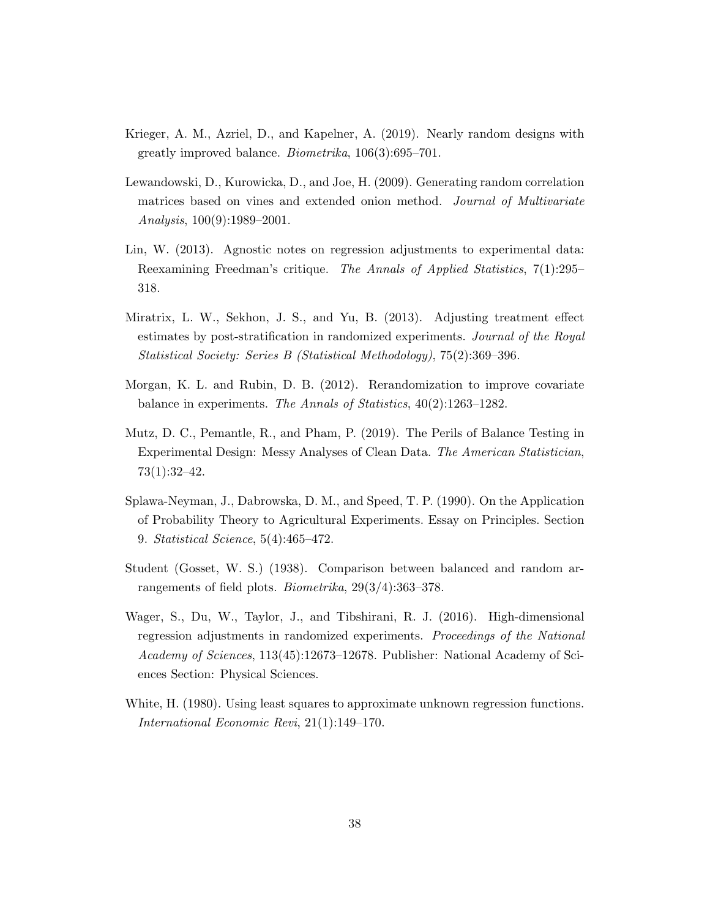Krieger, A. M., Azriel, D., and Kapelner, A. (2019). Nearly random designs with greatly improved balance. *Biometrika*, 106(3):695–701.

Lewandowski, D., Kurowicka, D., and Joe, H. (2009). Generating random correlation matrices based on vines and extended onion method. *Journal of Multivariate Analysis*, 100(9):1989–2001.

Lin, W. (2013). Agnostic notes on regression adjustments to experimental data: Reexamining Freedman's critique. *The Annals of Applied Statistics*, 7(1):295–318.

Miratrix, L. W., Sekhon, J. S., and Yu, B. (2013). Adjusting treatment effect estimates by post-stratification in randomized experiments. *Journal of the Royal Statistical Society: Series B (Statistical Methodology)*, 75(2):369–396.

Morgan, K. L. and Rubin, D. B. (2012). Rerandomization to improve covariate balance in experiments. *The Annals of Statistics*, 40(2):1263–1282.

Mutz, D. C., Pemantle, R., and Pham, P. (2019). The Perils of Balance Testing in Experimental Design: Messy Analyses of Clean Data. *The American Statistician*, 73(1):32–42.

Splawa-Neyman, J., Dabrowska, D. M., and Speed, T. P. (1990). On the Application of Probability Theory to Agricultural Experiments. Essay on Principles. Section 9. *Statistical Science*, 5(4):465–472.

Student (Gosset, W. S.) (1938). Comparison between balanced and random arrangements of field plots. *Biometrika*, 29(3/4):363–378.

Wager, S., Du, W., Taylor, J., and Tibshirani, R. J. (2016). High-dimensional regression adjustments in randomized experiments. *Proceedings of the National Academy of Sciences*, 113(45):12673–12678. Publisher: National Academy of Sciences Section: Physical Sciences.

White, H. (1980). Using least squares to approximate unknown regression functions. *International Economic Revi*, 21(1):149–170.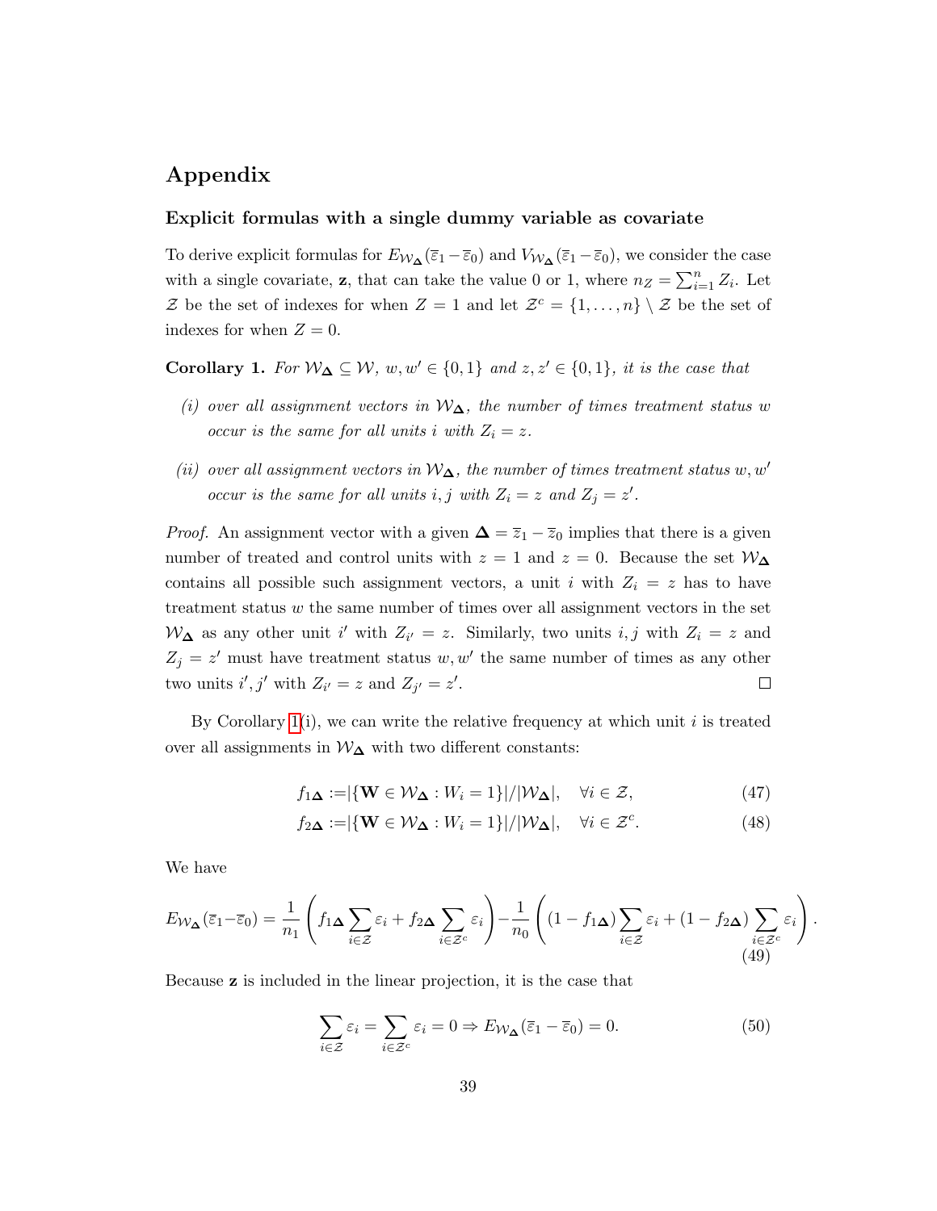# Appendix

### Explicit formulas with a single dummy variable as covariate

To derive explicit formulas for $E_{\mathcal{W}_{\boldsymbol{\Delta}}}(\bar{\varepsilon}_1 - \bar{\varepsilon}_0)$ and $V_{\mathcal{W}_{\boldsymbol{\Delta}}}(\bar{\varepsilon}_1 - \bar{\varepsilon}_0)$, we consider the case with a single covariate, $\mathbf{z}$, that can take the value 0 or 1, where $n_Z = \sum_{i=1}^{n} Z_i$. Let $\mathcal{Z}$ be the set of indexes for when $Z = 1$ and let $\mathcal{Z}^c = \{1, \ldots, n\} \setminus \mathcal{Z}$ be the set of indexes for when $Z = 0$.

**Corollary 1.** *For $\mathcal{W}_{\boldsymbol{\Delta}} \subseteq \mathcal{W}$, $w, w' \in \{0, 1\}$ and $z, z' \in \{0, 1\}$, it is the case that*

*(i) over all assignment vectors in $\mathcal{W}_{\boldsymbol{\Delta}}$, the number of times treatment status $w$ occur is the same for all units $i$ with $Z_i = z$.*

*(ii) over all assignment vectors in $\mathcal{W}_{\boldsymbol{\Delta}}$, the number of times treatment status $w, w'$ occur is the same for all units $i, j$ with $Z_i = z$ and $Z_j = z'$.*

*Proof.* An assignment vector with a given $\boldsymbol{\Delta} = \bar{z}_1 - \bar{z}_0$ implies that there is a given number of treated and control units with $z = 1$ and $z = 0$. Because the set $\mathcal{W}_{\boldsymbol{\Delta}}$ contains all possible such assignment vectors, a unit $i$ with $Z_i = z$ has to have treatment status $w$ the same number of times over all assignment vectors in the set $\mathcal{W}_{\boldsymbol{\Delta}}$ as any other unit $i'$ with $Z_{i'} = z$. Similarly, two units $i, j$ with $Z_i = z$ and $Z_j = z'$ must have treatment status $w, w'$ the same number of times as any other two units $i', j'$ with $Z_{i'} = z$ and $Z_{j'} = z'$. $\square$

By Corollary 1(i), we can write the relative frequency at which unit $i$ is treated over all assignments in $\mathcal{W}_{\boldsymbol{\Delta}}$ with two different constants:

$$f_{1\boldsymbol{\Delta}} := |\{\mathbf{W} \in \mathcal{W}_{\boldsymbol{\Delta}} : W_i = 1\}| / |\mathcal{W}_{\boldsymbol{\Delta}}|, \quad \forall i \in \mathcal{Z}, \tag{47}$$

$$f_{2\boldsymbol{\Delta}} := |\{\mathbf{W} \in \mathcal{W}_{\boldsymbol{\Delta}} : W_i = 1\}| / |\mathcal{W}_{\boldsymbol{\Delta}}|, \quad \forall i \in \mathcal{Z}^c. \tag{48}$$

We have

$$E_{\mathcal{W}_{\boldsymbol{\Delta}}}(\bar{\varepsilon}_1 - \bar{\varepsilon}_0) = \frac{1}{n_1}\left( f_{1\boldsymbol{\Delta}} \sum_{i \in \mathcal{Z}} \varepsilon_i + f_{2\boldsymbol{\Delta}} \sum_{i \in \mathcal{Z}^c} \varepsilon_i \right) - \frac{1}{n_0}\left( (1 - f_{1\boldsymbol{\Delta}}) \sum_{i \in \mathcal{Z}} \varepsilon_i + (1 - f_{2\boldsymbol{\Delta}}) \sum_{i \in \mathcal{Z}^c} \varepsilon_i \right). \tag{49}$$

Because $\mathbf{z}$ is included in the linear projection, it is the case that

$$\sum_{i \in \mathcal{Z}} \varepsilon_i = \sum_{i \in \mathcal{Z}^c} \varepsilon_i = 0 \Rightarrow E_{\mathcal{W}_{\boldsymbol{\Delta}}}(\bar{\varepsilon}_1 - \bar{\varepsilon}_0) = 0. \tag{50}$$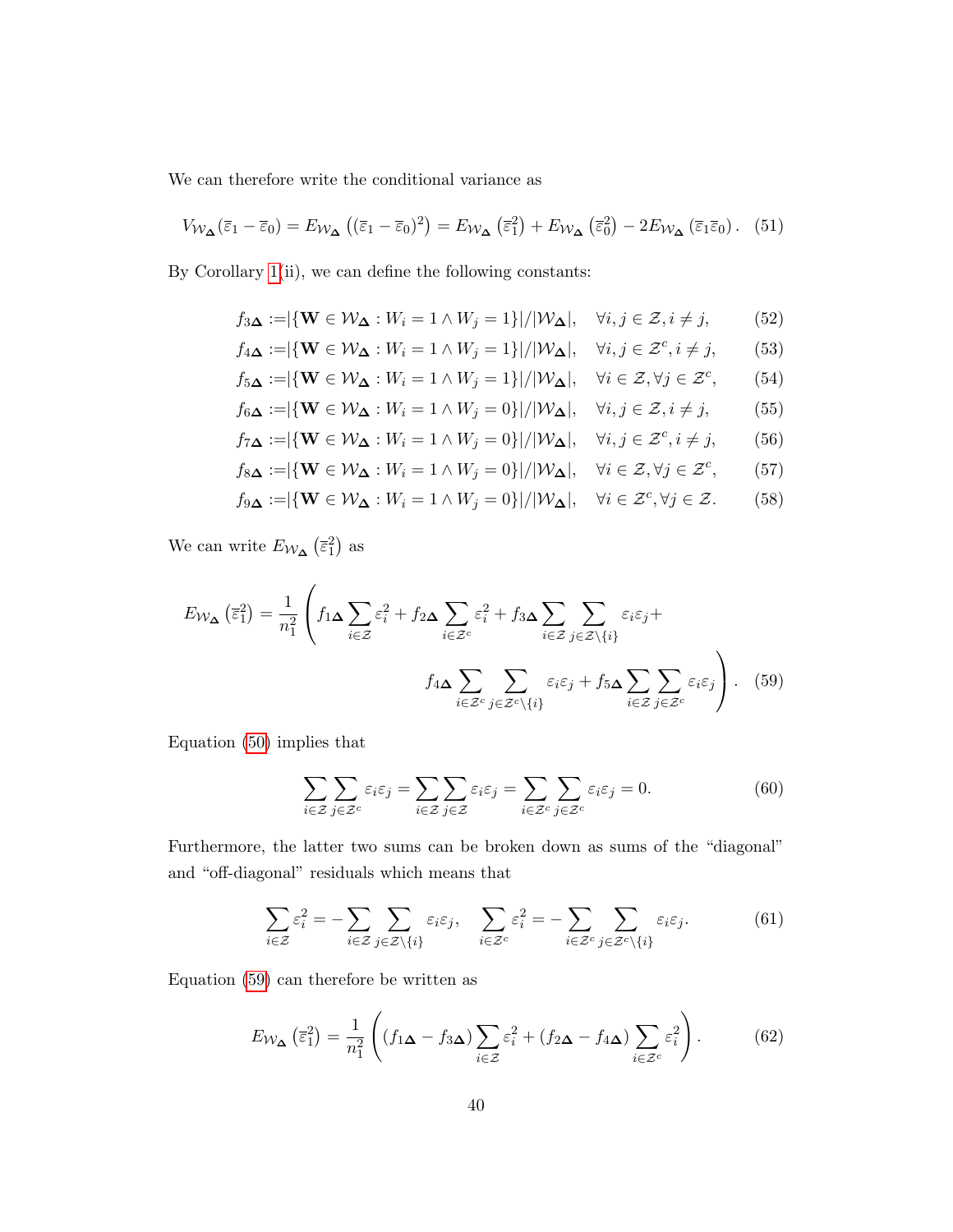We can therefore write the conditional variance as

$$V_{\mathcal{W}_{\boldsymbol{\Delta}}}(\bar{\varepsilon}_1 - \bar{\varepsilon}_0) = E_{\mathcal{W}_{\boldsymbol{\Delta}}}\left((\bar{\varepsilon}_1 - \bar{\varepsilon}_0)^2\right) = E_{\mathcal{W}_{\boldsymbol{\Delta}}}\left(\bar{\varepsilon}_1^2\right) + E_{\mathcal{W}_{\boldsymbol{\Delta}}}\left(\bar{\varepsilon}_0^2\right) - 2E_{\mathcal{W}_{\boldsymbol{\Delta}}}\left(\bar{\varepsilon}_1\bar{\varepsilon}_0\right). \quad (51)$$

By Corollary 1(ii), we can define the following constants:

$$f_{3\boldsymbol{\Delta}} := |\{\mathbf{W} \in \mathcal{W}_{\boldsymbol{\Delta}} : W_i = 1 \wedge W_j = 1\}|/|\mathcal{W}_{\boldsymbol{\Delta}}|, \quad \forall i, j \in \mathcal{Z}, i \neq j, \quad (52)$$

$$f_{4\boldsymbol{\Delta}} := |\{\mathbf{W} \in \mathcal{W}_{\boldsymbol{\Delta}} : W_i = 1 \wedge W_j = 1\}|/|\mathcal{W}_{\boldsymbol{\Delta}}|, \quad \forall i, j \in \mathcal{Z}^c, i \neq j, \quad (53)$$

$$f_{5\boldsymbol{\Delta}} := |\{\mathbf{W} \in \mathcal{W}_{\boldsymbol{\Delta}} : W_i = 1 \wedge W_j = 1\}|/|\mathcal{W}_{\boldsymbol{\Delta}}|, \quad \forall i \in \mathcal{Z}, \forall j \in \mathcal{Z}^c, \quad (54)$$

$$f_{6\boldsymbol{\Delta}} := |\{\mathbf{W} \in \mathcal{W}_{\boldsymbol{\Delta}} : W_i = 1 \wedge W_j = 0\}|/|\mathcal{W}_{\boldsymbol{\Delta}}|, \quad \forall i, j \in \mathcal{Z}, i \neq j, \quad (55)$$

$$f_{7\boldsymbol{\Delta}} := |\{\mathbf{W} \in \mathcal{W}_{\boldsymbol{\Delta}} : W_i = 1 \wedge W_j = 0\}|/|\mathcal{W}_{\boldsymbol{\Delta}}|, \quad \forall i, j \in \mathcal{Z}^c, i \neq j, \quad (56)$$

$$f_{8\boldsymbol{\Delta}} := |\{\mathbf{W} \in \mathcal{W}_{\boldsymbol{\Delta}} : W_i = 1 \wedge W_j = 0\}|/|\mathcal{W}_{\boldsymbol{\Delta}}|, \quad \forall i \in \mathcal{Z}, \forall j \in \mathcal{Z}^c, \quad (57)$$

$$f_{9\boldsymbol{\Delta}} := |\{\mathbf{W} \in \mathcal{W}_{\boldsymbol{\Delta}} : W_i = 1 \wedge W_j = 0\}|/|\mathcal{W}_{\boldsymbol{\Delta}}|, \quad \forall i \in \mathcal{Z}^c, \forall j \in \mathcal{Z}. \quad (58)$$

We can write $E_{\mathcal{W}_{\boldsymbol{\Delta}}}\left(\bar{\varepsilon}_1^2\right)$ as

$$E_{\mathcal{W}_{\boldsymbol{\Delta}}}\left(\bar{\varepsilon}_1^2\right) = \frac{1}{n_1^2}\left(f_{1\boldsymbol{\Delta}}\sum_{i\in\mathcal{Z}}\varepsilon_i^2 + f_{2\boldsymbol{\Delta}}\sum_{i\in\mathcal{Z}^c}\varepsilon_i^2 + f_{3\boldsymbol{\Delta}}\sum_{i\in\mathcal{Z}}\sum_{j\in\mathcal{Z}\setminus\{i\}}\varepsilon_i\varepsilon_j + \right.$$
$$\left. f_{4\boldsymbol{\Delta}}\sum_{i\in\mathcal{Z}^c}\sum_{j\in\mathcal{Z}^c\setminus\{i\}}\varepsilon_i\varepsilon_j + f_{5\boldsymbol{\Delta}}\sum_{i\in\mathcal{Z}}\sum_{j\in\mathcal{Z}^c}\varepsilon_i\varepsilon_j\right). \quad (59)$$

Equation (50) implies that

$$\sum_{i\in\mathcal{Z}}\sum_{j\in\mathcal{Z}^c}\varepsilon_i\varepsilon_j = \sum_{i\in\mathcal{Z}}\sum_{j\in\mathcal{Z}}\varepsilon_i\varepsilon_j = \sum_{i\in\mathcal{Z}^c}\sum_{j\in\mathcal{Z}^c}\varepsilon_i\varepsilon_j = 0. \quad (60)$$

Furthermore, the latter two sums can be broken down as sums of the "diagonal" and "off-diagonal" residuals which means that

$$\sum_{i\in\mathcal{Z}}\varepsilon_i^2 = -\sum_{i\in\mathcal{Z}}\sum_{j\in\mathcal{Z}\setminus\{i\}}\varepsilon_i\varepsilon_j, \quad \sum_{i\in\mathcal{Z}^c}\varepsilon_i^2 = -\sum_{i\in\mathcal{Z}^c}\sum_{j\in\mathcal{Z}^c\setminus\{i\}}\varepsilon_i\varepsilon_j. \quad (61)$$

Equation (59) can therefore be written as

$$E_{\mathcal{W}_{\boldsymbol{\Delta}}}\left(\bar{\varepsilon}_1^2\right) = \frac{1}{n_1^2}\left((f_{1\boldsymbol{\Delta}} - f_{3\boldsymbol{\Delta}})\sum_{i\in\mathcal{Z}}\varepsilon_i^2 + (f_{2\boldsymbol{\Delta}} - f_{4\boldsymbol{\Delta}})\sum_{i\in\mathcal{Z}^c}\varepsilon_i^2\right). \quad (62)$$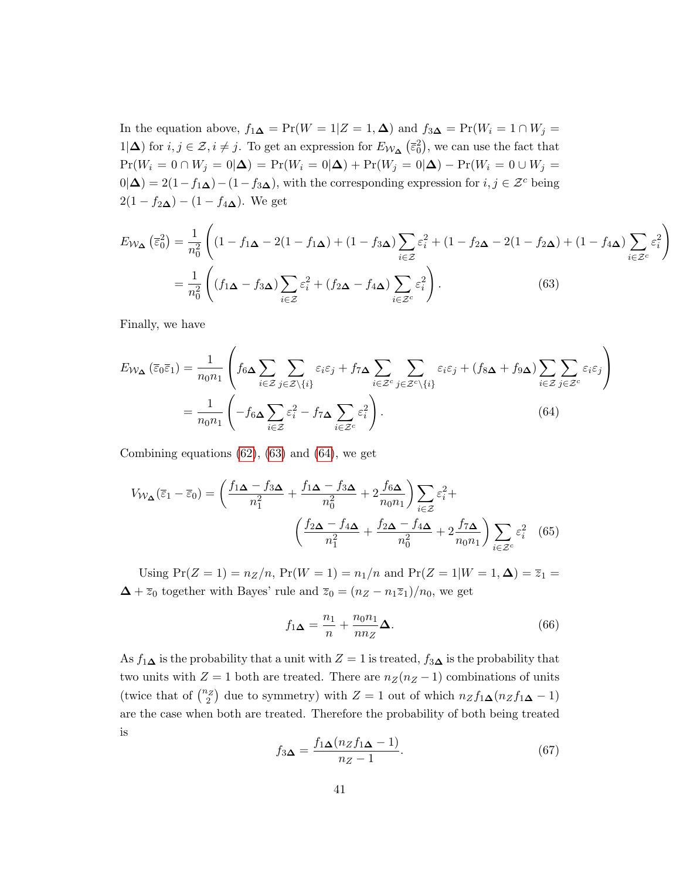In the equation above, $f_{1\boldsymbol{\Delta}} = \Pr(W = 1|Z = 1, \boldsymbol{\Delta})$ and $f_{3\boldsymbol{\Delta}} = \Pr(W_i = 1 \cap W_j = 1|\boldsymbol{\Delta})$ for $i, j \in \mathcal{Z}, i \neq j$. To get an expression for $E_{\mathcal{W}_{\boldsymbol{\Delta}}}\left(\overline{\varepsilon}_0^2\right)$, we can use the fact that $\Pr(W_i = 0 \cap W_j = 0|\boldsymbol{\Delta}) = \Pr(W_i = 0|\boldsymbol{\Delta}) + \Pr(W_j = 0|\boldsymbol{\Delta}) - \Pr(W_i = 0 \cup W_j = 0|\boldsymbol{\Delta}) = 2(1 - f_{1\boldsymbol{\Delta}}) - (1 - f_{3\boldsymbol{\Delta}})$, with the corresponding expression for $i, j \in \mathcal{Z}^c$ being $2(1 - f_{2\boldsymbol{\Delta}}) - (1 - f_{4\boldsymbol{\Delta}})$. We get

$$
\begin{aligned}
E_{\mathcal{W}_{\boldsymbol{\Delta}}}\left(\overline{\varepsilon}_0^2\right) &= \frac{1}{n_0^2}\left((1 - f_{1\boldsymbol{\Delta}} - 2(1 - f_{1\boldsymbol{\Delta}}) + (1 - f_{3\boldsymbol{\Delta}})\sum_{i\in\mathcal{Z}}\varepsilon_i^2 + (1 - f_{2\boldsymbol{\Delta}} - 2(1 - f_{2\boldsymbol{\Delta}}) + (1 - f_{4\boldsymbol{\Delta}})\sum_{i\in\mathcal{Z}^c}\varepsilon_i^2\right) \\
&= \frac{1}{n_0^2}\left((f_{1\boldsymbol{\Delta}} - f_{3\boldsymbol{\Delta}})\sum_{i\in\mathcal{Z}}\varepsilon_i^2 + (f_{2\boldsymbol{\Delta}} - f_{4\boldsymbol{\Delta}})\sum_{i\in\mathcal{Z}^c}\varepsilon_i^2\right). \qquad (63)
\end{aligned}
$$

Finally, we have

$$
\begin{aligned}
E_{\mathcal{W}_{\boldsymbol{\Delta}}}\left(\overline{\varepsilon}_0\overline{\varepsilon}_1\right) &= \frac{1}{n_0 n_1}\left(f_{6\boldsymbol{\Delta}}\sum_{i\in\mathcal{Z}}\sum_{j\in\mathcal{Z}\setminus\{i\}}\varepsilon_i\varepsilon_j + f_{7\boldsymbol{\Delta}}\sum_{i\in\mathcal{Z}^c}\sum_{j\in\mathcal{Z}^c\setminus\{i\}}\varepsilon_i\varepsilon_j + (f_{8\boldsymbol{\Delta}} + f_{9\boldsymbol{\Delta}})\sum_{i\in\mathcal{Z}}\sum_{j\in\mathcal{Z}^c}\varepsilon_i\varepsilon_j\right) \\
&= \frac{1}{n_0 n_1}\left(-f_{6\boldsymbol{\Delta}}\sum_{i\in\mathcal{Z}}\varepsilon_i^2 - f_{7\boldsymbol{\Delta}}\sum_{i\in\mathcal{Z}^c}\varepsilon_i^2\right). \qquad (64)
\end{aligned}
$$

Combining equations (62), (63) and (64), we get

$$
\begin{aligned}
V_{\mathcal{W}_{\boldsymbol{\Delta}}}(\overline{\varepsilon}_1 - \overline{\varepsilon}_0) = &\left(\frac{f_{1\boldsymbol{\Delta}} - f_{3\boldsymbol{\Delta}}}{n_1^2} + \frac{f_{1\boldsymbol{\Delta}} - f_{3\boldsymbol{\Delta}}}{n_0^2} + 2\frac{f_{6\boldsymbol{\Delta}}}{n_0 n_1}\right)\sum_{i\in\mathcal{Z}}\varepsilon_i^2 + \\
&\left(\frac{f_{2\boldsymbol{\Delta}} - f_{4\boldsymbol{\Delta}}}{n_1^2} + \frac{f_{2\boldsymbol{\Delta}} - f_{4\boldsymbol{\Delta}}}{n_0^2} + 2\frac{f_{7\boldsymbol{\Delta}}}{n_0 n_1}\right)\sum_{i\in\mathcal{Z}^c}\varepsilon_i^2 \qquad (65)
\end{aligned}
$$

Using $\Pr(Z = 1) = n_Z/n$, $\Pr(W = 1) = n_1/n$ and $\Pr(Z = 1|W = 1, \boldsymbol{\Delta}) = \overline{z}_1 = \boldsymbol{\Delta} + \overline{z}_0$ together with Bayes' rule and $\overline{z}_0 = (n_Z - n_1\overline{z}_1)/n_0$, we get

$$
f_{1\boldsymbol{\Delta}} = \frac{n_1}{n} + \frac{n_0 n_1}{n n_Z}\boldsymbol{\Delta}. \qquad (66)
$$

As $f_{1\boldsymbol{\Delta}}$ is the probability that a unit with $Z = 1$ is treated, $f_{3\boldsymbol{\Delta}}$ is the probability that two units with $Z = 1$ both are treated. There are $n_Z(n_Z - 1)$ combinations of units (twice that of $\binom{n_Z}{2}$ due to symmetry) with $Z = 1$ out of which $n_Z f_{1\boldsymbol{\Delta}}(n_Z f_{1\boldsymbol{\Delta}} - 1)$ are the case when both are treated. Therefore the probability of both being treated is

$$
f_{3\boldsymbol{\Delta}} = \frac{f_{1\boldsymbol{\Delta}}(n_Z f_{1\boldsymbol{\Delta}} - 1)}{n_Z - 1}. \qquad (67)
$$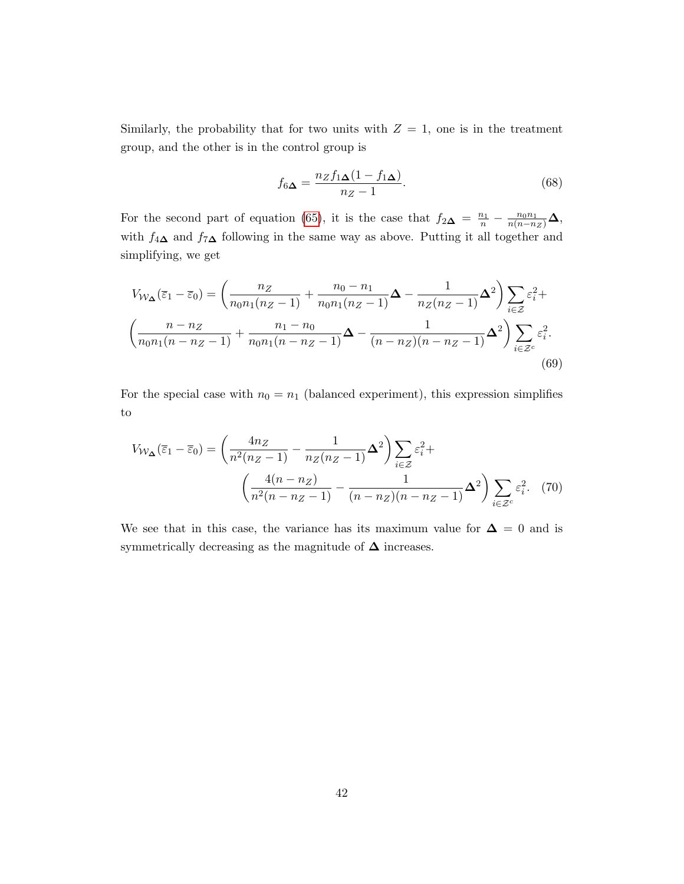Similarly, the probability that for two units with $Z = 1$, one is in the treatment group, and the other is in the control group is

$$f_{6\boldsymbol{\Delta}} = \frac{n_Z f_{1\boldsymbol{\Delta}}(1 - f_{1\boldsymbol{\Delta}})}{n_Z - 1}. \tag{68}$$

For the second part of equation (65), it is the case that $f_{2\boldsymbol{\Delta}} = \frac{n_1}{n} - \frac{n_0 n_1}{n(n-n_Z)}\boldsymbol{\Delta}$, with $f_{4\boldsymbol{\Delta}}$ and $f_{7\boldsymbol{\Delta}}$ following in the same way as above. Putting it all together and simplifying, we get

$$\begin{aligned} V_{\mathcal{W}_{\boldsymbol{\Delta}}}(\bar{\varepsilon}_1 - \bar{\varepsilon}_0) = &\left(\frac{n_Z}{n_0 n_1 (n_Z - 1)} + \frac{n_0 - n_1}{n_0 n_1 (n_Z - 1)}\boldsymbol{\Delta} - \frac{1}{n_Z(n_Z - 1)}\boldsymbol{\Delta}^2\right)\sum_{i \in \mathcal{Z}} \varepsilon_i^2 + \\ &\left(\frac{n - n_Z}{n_0 n_1 (n - n_Z - 1)} + \frac{n_1 - n_0}{n_0 n_1 (n - n_Z - 1)}\boldsymbol{\Delta} - \frac{1}{(n - n_Z)(n - n_Z - 1)}\boldsymbol{\Delta}^2\right)\sum_{i \in \mathcal{Z}^c} \varepsilon_i^2. \end{aligned} \tag{69}$$

For the special case with $n_0 = n_1$ (balanced experiment), this expression simplifies to

$$\begin{aligned} V_{\mathcal{W}_{\boldsymbol{\Delta}}}(\bar{\varepsilon}_1 - \bar{\varepsilon}_0) = &\left(\frac{4n_Z}{n^2(n_Z - 1)} - \frac{1}{n_Z(n_Z - 1)}\boldsymbol{\Delta}^2\right)\sum_{i \in \mathcal{Z}} \varepsilon_i^2 + \\ &\left(\frac{4(n - n_Z)}{n^2(n - n_Z - 1)} - \frac{1}{(n - n_Z)(n - n_Z - 1)}\boldsymbol{\Delta}^2\right)\sum_{i \in \mathcal{Z}^c} \varepsilon_i^2. \end{aligned} \tag{70}$$

We see that in this case, the variance has its maximum value for $\boldsymbol{\Delta} = 0$ and is symmetrically decreasing as the magnitude of $\boldsymbol{\Delta}$ increases.